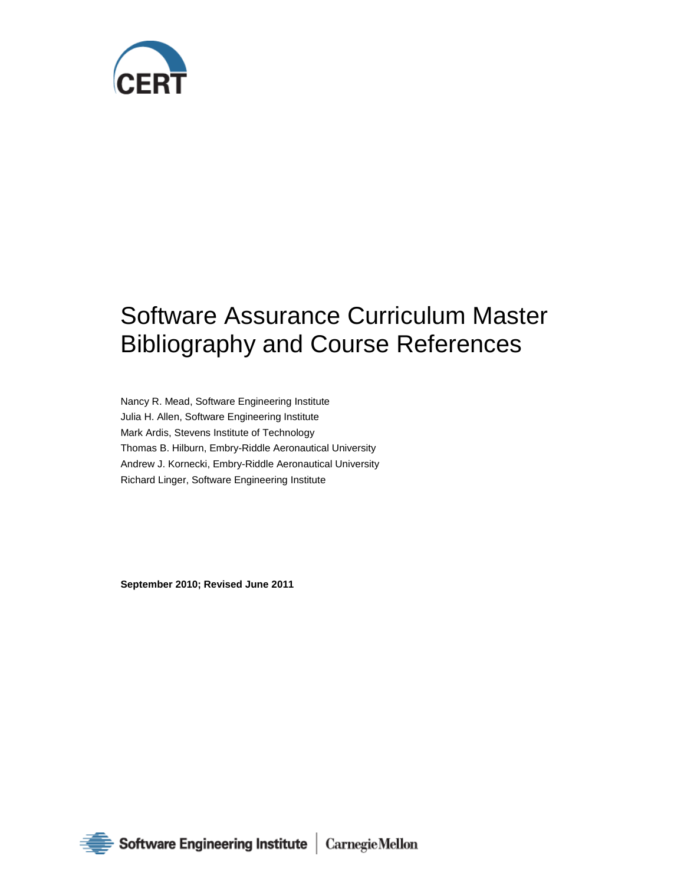# Software Assurance Curriculum Master Bibliography and Course References

Nancy R. Mead, Software Engineering Institute
Julia H. Allen, Software Engineering Institute
Mark Ardis, Stevens Institute of Technology
Thomas B. Hilburn, Embry-Riddle Aeronautical University
Andrew J. Kornecki, Embry-Riddle Aeronautical University
Richard Linger, Software Engineering Institute

**September 2010; Revised June 2011**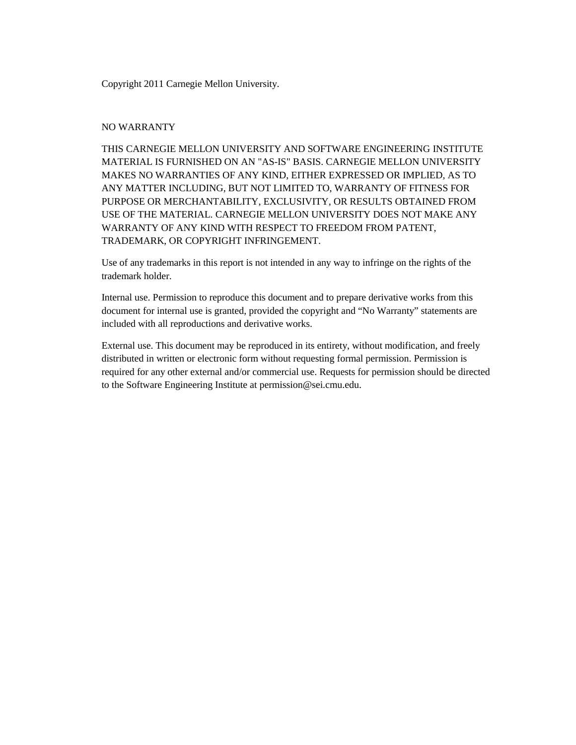Copyright 2011 Carnegie Mellon University.

NO WARRANTY

THIS CARNEGIE MELLON UNIVERSITY AND SOFTWARE ENGINEERING INSTITUTE MATERIAL IS FURNISHED ON AN "AS-IS" BASIS. CARNEGIE MELLON UNIVERSITY MAKES NO WARRANTIES OF ANY KIND, EITHER EXPRESSED OR IMPLIED, AS TO ANY MATTER INCLUDING, BUT NOT LIMITED TO, WARRANTY OF FITNESS FOR PURPOSE OR MERCHANTABILITY, EXCLUSIVITY, OR RESULTS OBTAINED FROM USE OF THE MATERIAL. CARNEGIE MELLON UNIVERSITY DOES NOT MAKE ANY WARRANTY OF ANY KIND WITH RESPECT TO FREEDOM FROM PATENT, TRADEMARK, OR COPYRIGHT INFRINGEMENT.

Use of any trademarks in this report is not intended in any way to infringe on the rights of the trademark holder.

Internal use. Permission to reproduce this document and to prepare derivative works from this document for internal use is granted, provided the copyright and “No Warranty” statements are included with all reproductions and derivative works.

External use. This document may be reproduced in its entirety, without modification, and freely distributed in written or electronic form without requesting formal permission. Permission is required for any other external and/or commercial use. Requests for permission should be directed to the Software Engineering Institute at permission@sei.cmu.edu.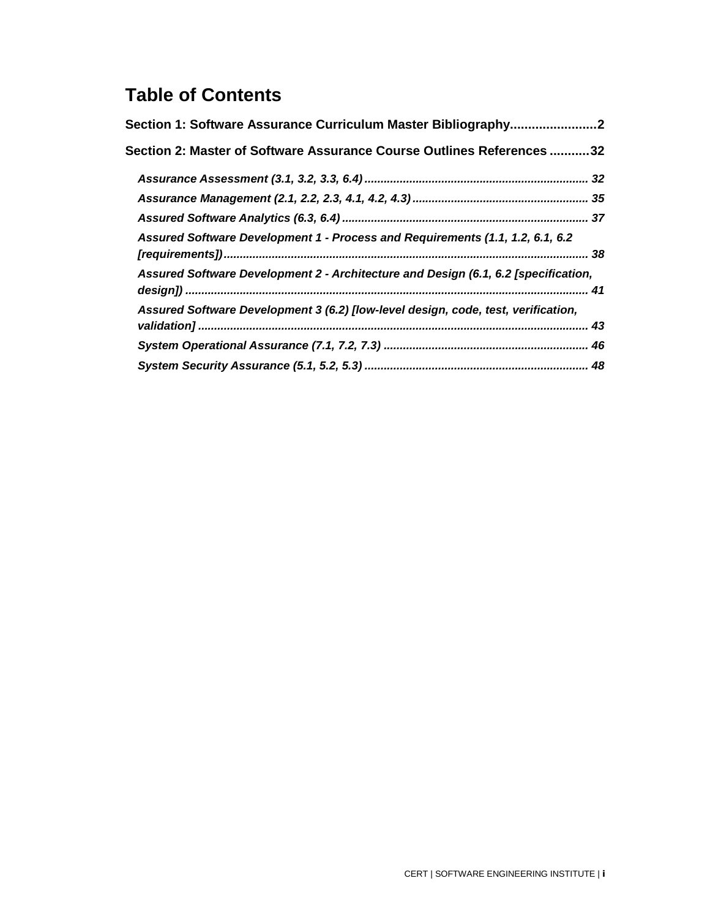# Table of Contents

**Section 1: Software Assurance Curriculum Master Bibliography........................2**

**Section 2: Master of Software Assurance Course Outlines References ...........32**

- ***Assurance Assessment (3.1, 3.2, 3.3, 6.4) ..................................................................... 32***
- ***Assurance Management (2.1, 2.2, 2.3, 4.1, 4.2, 4.3) ....................................................... 35***
- ***Assured Software Analytics (6.3, 6.4) ............................................................................. 37***
- ***Assured Software Development 1 - Process and Requirements (1.1, 1.2, 6.1, 6.2 [requirements]) .................................................................................................................. 38***
- ***Assured Software Development 2 - Architecture and Design (6.1, 6.2 [specification, design]) ............................................................................................................................. 41***
- ***Assured Software Development 3 (6.2) [low-level design, code, test, verification, validation] ......................................................................................................................... 43***
- ***System Operational Assurance (7.1, 7.2, 7.3) ................................................................ 46***
- ***System Security Assurance (5.1, 5.2, 5.3) ...................................................................... 48***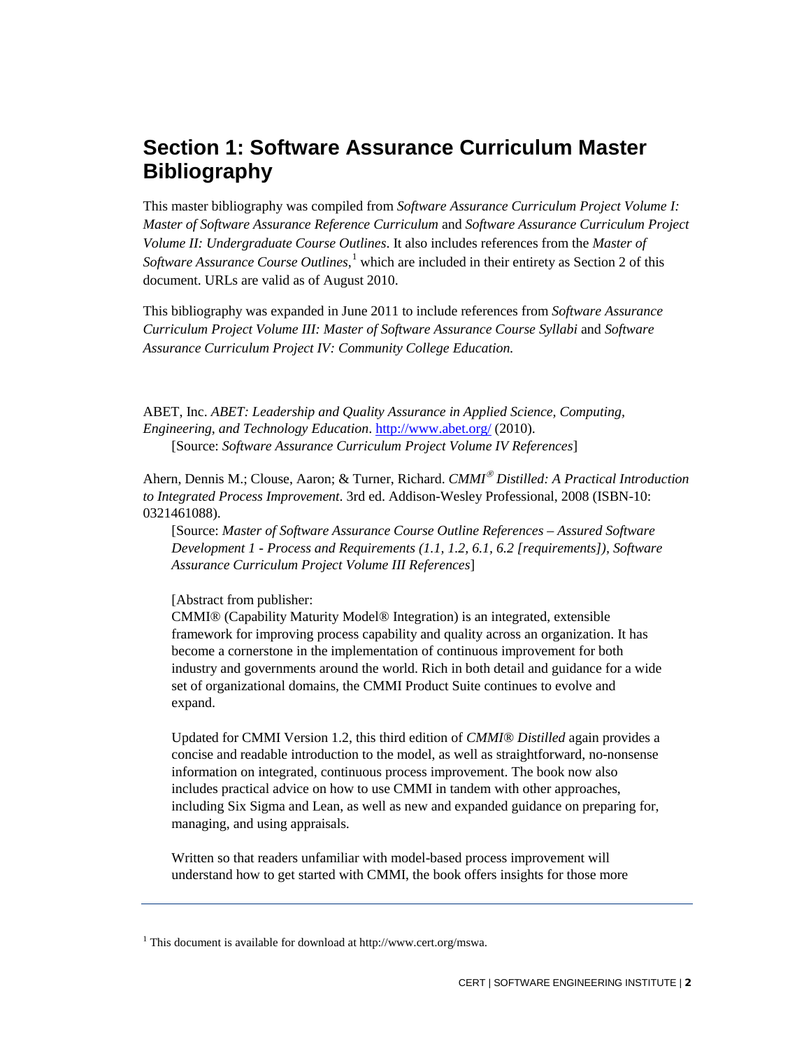# Section 1: Software Assurance Curriculum Master Bibliography

This master bibliography was compiled from *Software Assurance Curriculum Project Volume I: Master of Software Assurance Reference Curriculum* and *Software Assurance Curriculum Project Volume II: Undergraduate Course Outlines*. It also includes references from the *Master of Software Assurance Course Outlines*,[1] which are included in their entirety as Section 2 of this document. URLs are valid as of August 2010.

This bibliography was expanded in June 2011 to include references from *Software Assurance Curriculum Project Volume III: Master of Software Assurance Course Syllabi* and *Software Assurance Curriculum Project IV: Community College Education.*

ABET, Inc. *ABET: Leadership and Quality Assurance in Applied Science, Computing, Engineering, and Technology Education*. http://www.abet.org/ (2010).
[Source: *Software Assurance Curriculum Project Volume IV References*]

Ahern, Dennis M.; Clouse, Aaron; & Turner, Richard. *CMMI® Distilled: A Practical Introduction to Integrated Process Improvement*. 3rd ed. Addison-Wesley Professional, 2008 (ISBN-10: 0321461088).
[Source: *Master of Software Assurance Course Outline References – Assured Software Development 1 - Process and Requirements (1.1, 1.2, 6.1, 6.2 [requirements]), Software Assurance Curriculum Project Volume III References*]

[Abstract from publisher:
CMMI® (Capability Maturity Model® Integration) is an integrated, extensible framework for improving process capability and quality across an organization. It has become a cornerstone in the implementation of continuous improvement for both industry and governments around the world. Rich in both detail and guidance for a wide set of organizational domains, the CMMI Product Suite continues to evolve and expand.

Updated for CMMI Version 1.2, this third edition of *CMMI® Distilled* again provides a concise and readable introduction to the model, as well as straightforward, no-nonsense information on integrated, continuous process improvement. The book now also includes practical advice on how to use CMMI in tandem with other approaches, including Six Sigma and Lean, as well as new and expanded guidance on preparing for, managing, and using appraisals.

Written so that readers unfamiliar with model-based process improvement will understand how to get started with CMMI, the book offers insights for those more

[1] This document is available for download at http://www.cert.org/mswa.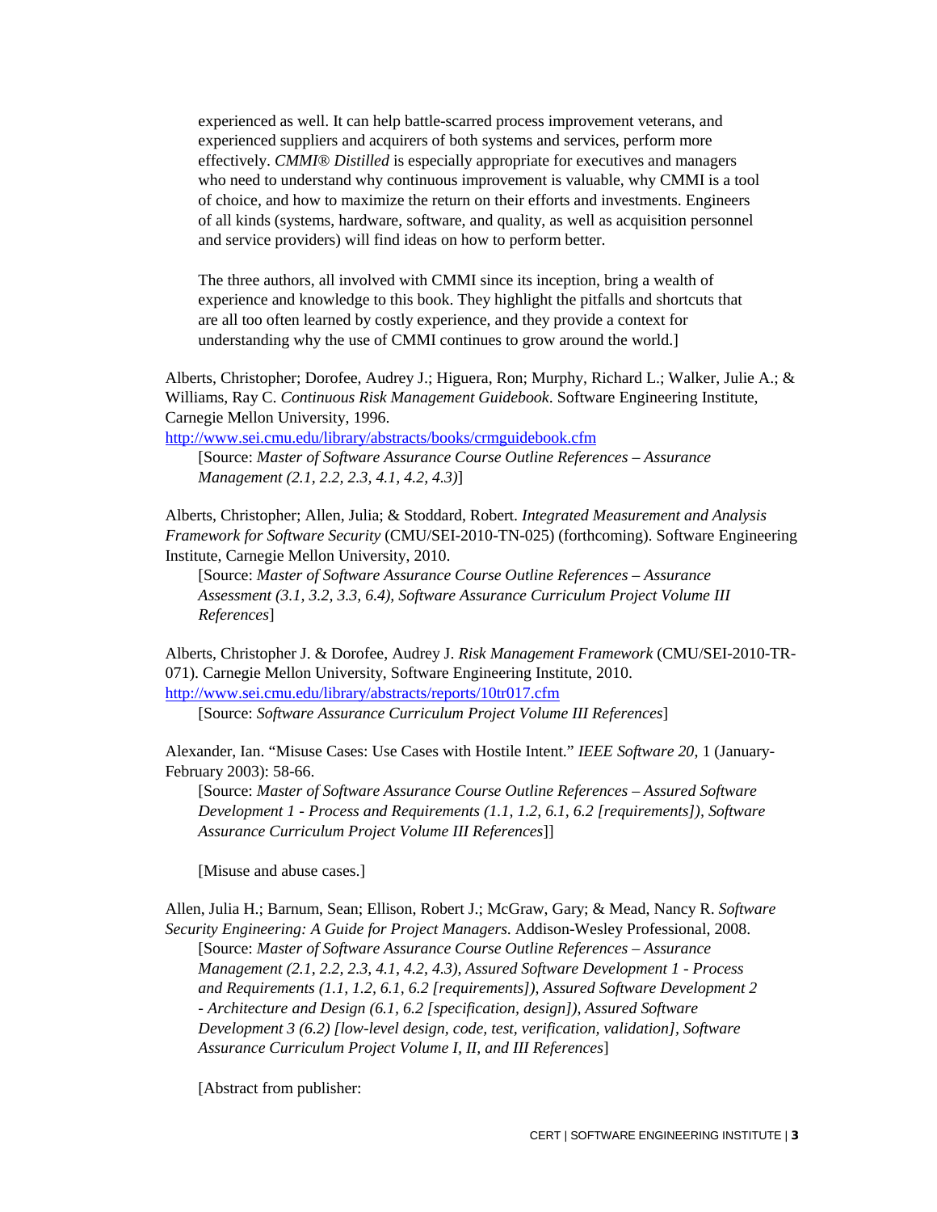experienced as well. It can help battle-scarred process improvement veterans, and experienced suppliers and acquirers of both systems and services, perform more effectively. *CMMI® Distilled* is especially appropriate for executives and managers who need to understand why continuous improvement is valuable, why CMMI is a tool of choice, and how to maximize the return on their efforts and investments. Engineers of all kinds (systems, hardware, software, and quality, as well as acquisition personnel and service providers) will find ideas on how to perform better.

The three authors, all involved with CMMI since its inception, bring a wealth of experience and knowledge to this book. They highlight the pitfalls and shortcuts that are all too often learned by costly experience, and they provide a context for understanding why the use of CMMI continues to grow around the world.]

Alberts, Christopher; Dorofee, Audrey J.; Higuera, Ron; Murphy, Richard L.; Walker, Julie A.; & Williams, Ray C. *Continuous Risk Management Guidebook*. Software Engineering Institute, Carnegie Mellon University, 1996.
http://www.sei.cmu.edu/library/abstracts/books/crmguidebook.cfm

[Source: *Master of Software Assurance Course Outline References – Assurance Management (2.1, 2.2, 2.3, 4.1, 4.2, 4.3)*]

Alberts, Christopher; Allen, Julia; & Stoddard, Robert. *Integrated Measurement and Analysis Framework for Software Security* (CMU/SEI-2010-TN-025) (forthcoming). Software Engineering Institute, Carnegie Mellon University, 2010.

[Source: *Master of Software Assurance Course Outline References – Assurance Assessment (3.1, 3.2, 3.3, 6.4), Software Assurance Curriculum Project Volume III References*]

Alberts, Christopher J. & Dorofee, Audrey J. *Risk Management Framework* (CMU/SEI-2010-TR-071). Carnegie Mellon University, Software Engineering Institute, 2010.
http://www.sei.cmu.edu/library/abstracts/reports/10tr017.cfm

[Source: *Software Assurance Curriculum Project Volume III References*]

Alexander, Ian. "Misuse Cases: Use Cases with Hostile Intent." *IEEE Software 20*, 1 (January-February 2003): 58-66.

[Source: *Master of Software Assurance Course Outline References – Assured Software Development 1 - Process and Requirements (1.1, 1.2, 6.1, 6.2 [requirements]), Software Assurance Curriculum Project Volume III References*]]

[Misuse and abuse cases.]

Allen, Julia H.; Barnum, Sean; Ellison, Robert J.; McGraw, Gary; & Mead, Nancy R. *Software Security Engineering: A Guide for Project Managers.* Addison-Wesley Professional, 2008.

[Source: *Master of Software Assurance Course Outline References – Assurance Management (2.1, 2.2, 2.3, 4.1, 4.2, 4.3), Assured Software Development 1 - Process and Requirements (1.1, 1.2, 6.1, 6.2 [requirements]), Assured Software Development 2 - Architecture and Design (6.1, 6.2 [specification, design]), Assured Software Development 3 (6.2) [low-level design, code, test, verification, validation], Software Assurance Curriculum Project Volume I, II, and III References*]

[Abstract from publisher: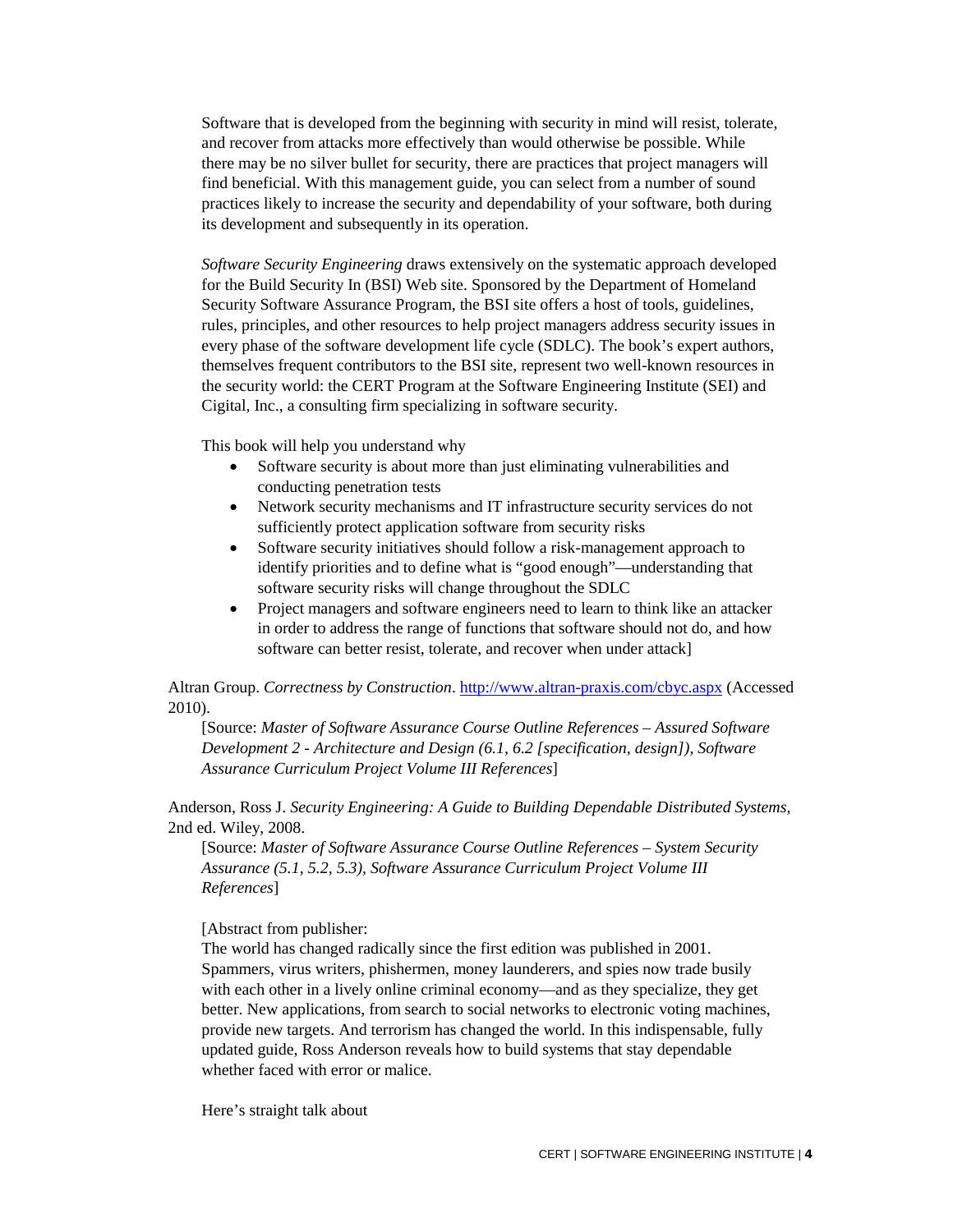Software that is developed from the beginning with security in mind will resist, tolerate, and recover from attacks more effectively than would otherwise be possible. While there may be no silver bullet for security, there are practices that project managers will find beneficial. With this management guide, you can select from a number of sound practices likely to increase the security and dependability of your software, both during its development and subsequently in its operation.

*Software Security Engineering* draws extensively on the systematic approach developed for the Build Security In (BSI) Web site. Sponsored by the Department of Homeland Security Software Assurance Program, the BSI site offers a host of tools, guidelines, rules, principles, and other resources to help project managers address security issues in every phase of the software development life cycle (SDLC). The book's expert authors, themselves frequent contributors to the BSI site, represent two well-known resources in the security world: the CERT Program at the Software Engineering Institute (SEI) and Cigital, Inc., a consulting firm specializing in software security.

This book will help you understand why

- Software security is about more than just eliminating vulnerabilities and conducting penetration tests
- Network security mechanisms and IT infrastructure security services do not sufficiently protect application software from security risks
- Software security initiatives should follow a risk-management approach to identify priorities and to define what is "good enough"—understanding that software security risks will change throughout the SDLC
- Project managers and software engineers need to learn to think like an attacker in order to address the range of functions that software should not do, and how software can better resist, tolerate, and recover when under attack]

Altran Group. *Correctness by Construction*. http://www.altran-praxis.com/cbyc.aspx (Accessed 2010).

[Source: *Master of Software Assurance Course Outline References – Assured Software Development 2 - Architecture and Design (6.1, 6.2 [specification, design]), Software Assurance Curriculum Project Volume III References*]

Anderson, Ross J. *Security Engineering: A Guide to Building Dependable Distributed Systems*, 2nd ed. Wiley, 2008.

[Source: *Master of Software Assurance Course Outline References – System Security Assurance (5.1, 5.2, 5.3), Software Assurance Curriculum Project Volume III References*]

[Abstract from publisher:
The world has changed radically since the first edition was published in 2001. Spammers, virus writers, phishermen, money launderers, and spies now trade busily with each other in a lively online criminal economy—and as they specialize, they get better. New applications, from search to social networks to electronic voting machines, provide new targets. And terrorism has changed the world. In this indispensable, fully updated guide, Ross Anderson reveals how to build systems that stay dependable whether faced with error or malice.

Here's straight talk about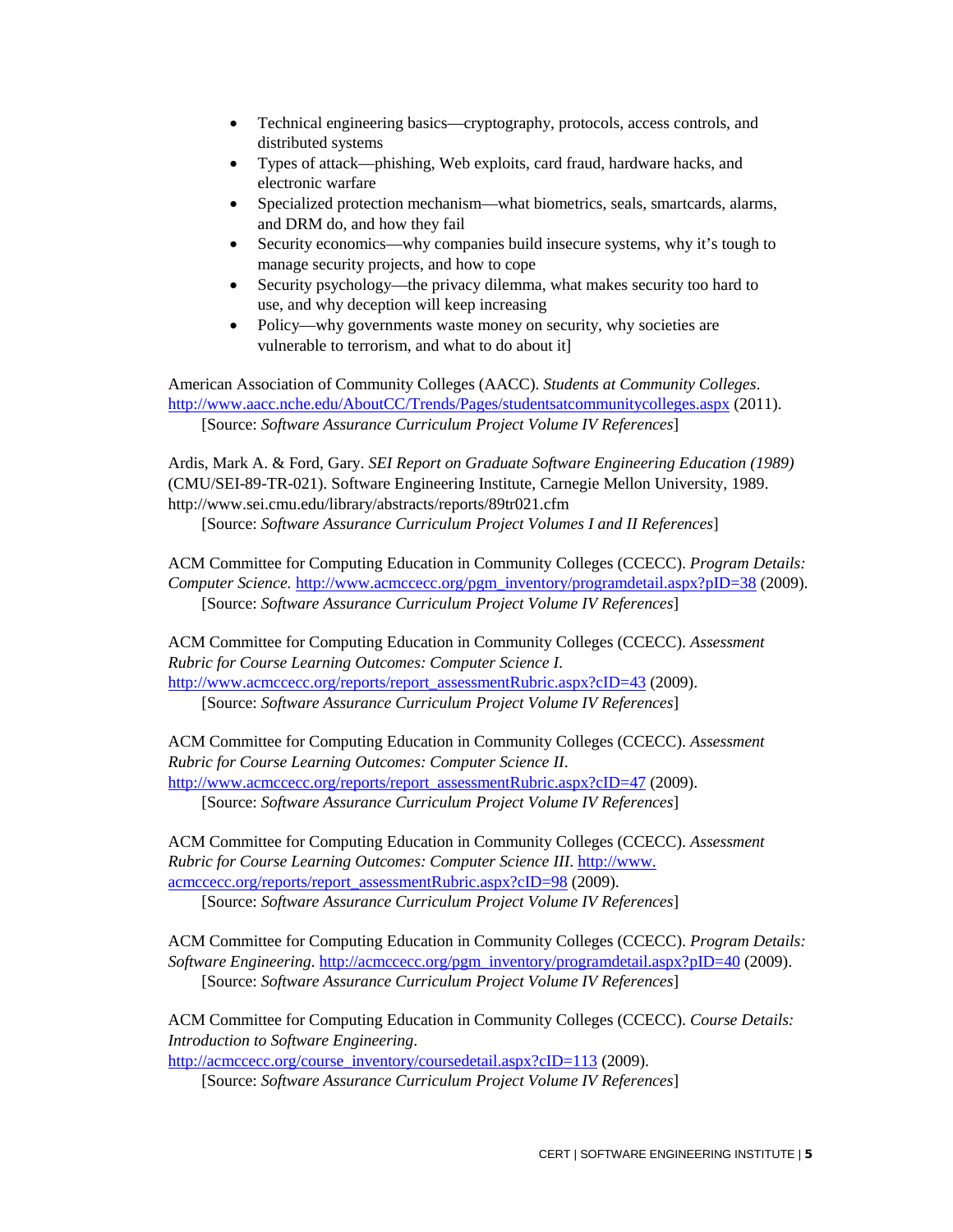- Technical engineering basics—cryptography, protocols, access controls, and distributed systems
- Types of attack—phishing, Web exploits, card fraud, hardware hacks, and electronic warfare
- Specialized protection mechanism—what biometrics, seals, smartcards, alarms, and DRM do, and how they fail
- Security economics—why companies build insecure systems, why it's tough to manage security projects, and how to cope
- Security psychology—the privacy dilemma, what makes security too hard to use, and why deception will keep increasing
- Policy—why governments waste money on security, why societies are vulnerable to terrorism, and what to do about it]

American Association of Community Colleges (AACC). *Students at Community Colleges*. http://www.aacc.nche.edu/AboutCC/Trends/Pages/studentsatcommunitycolleges.aspx (2011).
[Source: *Software Assurance Curriculum Project Volume IV References*]

Ardis, Mark A. & Ford, Gary. *SEI Report on Graduate Software Engineering Education (1989)* (CMU/SEI-89-TR-021). Software Engineering Institute, Carnegie Mellon University, 1989. http://www.sei.cmu.edu/library/abstracts/reports/89tr021.cfm
[Source: *Software Assurance Curriculum Project Volumes I and II References*]

ACM Committee for Computing Education in Community Colleges (CCECC). *Program Details: Computer Science.* http://www.acmccecc.org/pgm_inventory/programdetail.aspx?pID=38 (2009).
[Source: *Software Assurance Curriculum Project Volume IV References*]

ACM Committee for Computing Education in Community Colleges (CCECC). *Assessment Rubric for Course Learning Outcomes: Computer Science I*. http://www.acmccecc.org/reports/report_assessmentRubric.aspx?cID=43 (2009).
[Source: *Software Assurance Curriculum Project Volume IV References*]

ACM Committee for Computing Education in Community Colleges (CCECC). *Assessment Rubric for Course Learning Outcomes: Computer Science II*. http://www.acmccecc.org/reports/report_assessmentRubric.aspx?cID=47 (2009).
[Source: *Software Assurance Curriculum Project Volume IV References*]

ACM Committee for Computing Education in Community Colleges (CCECC). *Assessment Rubric for Course Learning Outcomes: Computer Science III*. http://www.acmccecc.org/reports/report_assessmentRubric.aspx?cID=98 (2009).
[Source: *Software Assurance Curriculum Project Volume IV References*]

ACM Committee for Computing Education in Community Colleges (CCECC). *Program Details: Software Engineering*. http://acmccecc.org/pgm_inventory/programdetail.aspx?pID=40 (2009).
[Source: *Software Assurance Curriculum Project Volume IV References*]

ACM Committee for Computing Education in Community Colleges (CCECC). *Course Details: Introduction to Software Engineering*. http://acmccecc.org/course_inventory/coursedetail.aspx?cID=113 (2009).
[Source: *Software Assurance Curriculum Project Volume IV References*]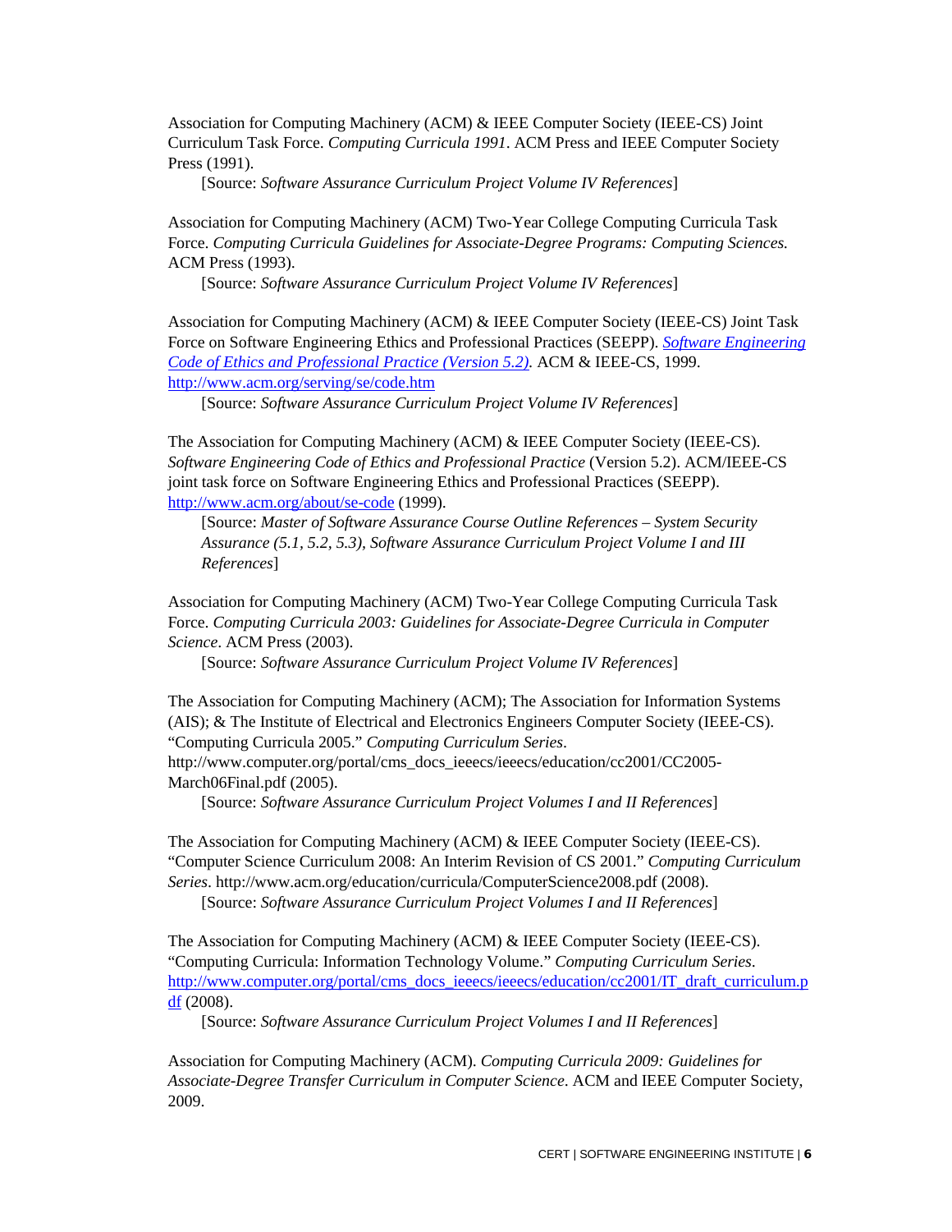Association for Computing Machinery (ACM) & IEEE Computer Society (IEEE-CS) Joint Curriculum Task Force. *Computing Curricula 1991*. ACM Press and IEEE Computer Society Press (1991).

[Source: *Software Assurance Curriculum Project Volume IV References*]

Association for Computing Machinery (ACM) Two-Year College Computing Curricula Task Force. *Computing Curricula Guidelines for Associate-Degree Programs: Computing Sciences.* ACM Press (1993).

[Source: *Software Assurance Curriculum Project Volume IV References*]

Association for Computing Machinery (ACM) & IEEE Computer Society (IEEE-CS) Joint Task Force on Software Engineering Ethics and Professional Practices (SEEPP). [*Software Engineering Code of Ethics and Professional Practice (Version 5.2).*](http://www.acm.org/serving/se/code.htm) ACM & IEEE-CS, 1999. http://www.acm.org/serving/se/code.htm

[Source: *Software Assurance Curriculum Project Volume IV References*]

The Association for Computing Machinery (ACM) & IEEE Computer Society (IEEE-CS). *Software Engineering Code of Ethics and Professional Practice* (Version 5.2). ACM/IEEE-CS joint task force on Software Engineering Ethics and Professional Practices (SEEPP). http://www.acm.org/about/se-code (1999).

[Source: *Master of Software Assurance Course Outline References – System Security Assurance (5.1, 5.2, 5.3), Software Assurance Curriculum Project Volume I and III References*]

Association for Computing Machinery (ACM) Two-Year College Computing Curricula Task Force. *Computing Curricula 2003: Guidelines for Associate-Degree Curricula in Computer Science*. ACM Press (2003).

[Source: *Software Assurance Curriculum Project Volume IV References*]

The Association for Computing Machinery (ACM); The Association for Information Systems (AIS); & The Institute of Electrical and Electronics Engineers Computer Society (IEEE-CS). "Computing Curricula 2005." *Computing Curriculum Series*. http://www.computer.org/portal/cms_docs_ieeecs/ieeecs/education/cc2001/CC2005-March06Final.pdf (2005).

[Source: *Software Assurance Curriculum Project Volumes I and II References*]

The Association for Computing Machinery (ACM) & IEEE Computer Society (IEEE-CS). "Computer Science Curriculum 2008: An Interim Revision of CS 2001." *Computing Curriculum Series*. http://www.acm.org/education/curricula/ComputerScience2008.pdf (2008).

[Source: *Software Assurance Curriculum Project Volumes I and II References*]

The Association for Computing Machinery (ACM) & IEEE Computer Society (IEEE-CS). "Computing Curricula: Information Technology Volume." *Computing Curriculum Series*. http://www.computer.org/portal/cms_docs_ieeecs/ieeecs/education/cc2001/IT_draft_curriculum.pdf (2008).

[Source: *Software Assurance Curriculum Project Volumes I and II References*]

Association for Computing Machinery (ACM). *Computing Curricula 2009: Guidelines for Associate-Degree Transfer Curriculum in Computer Science*. ACM and IEEE Computer Society, 2009.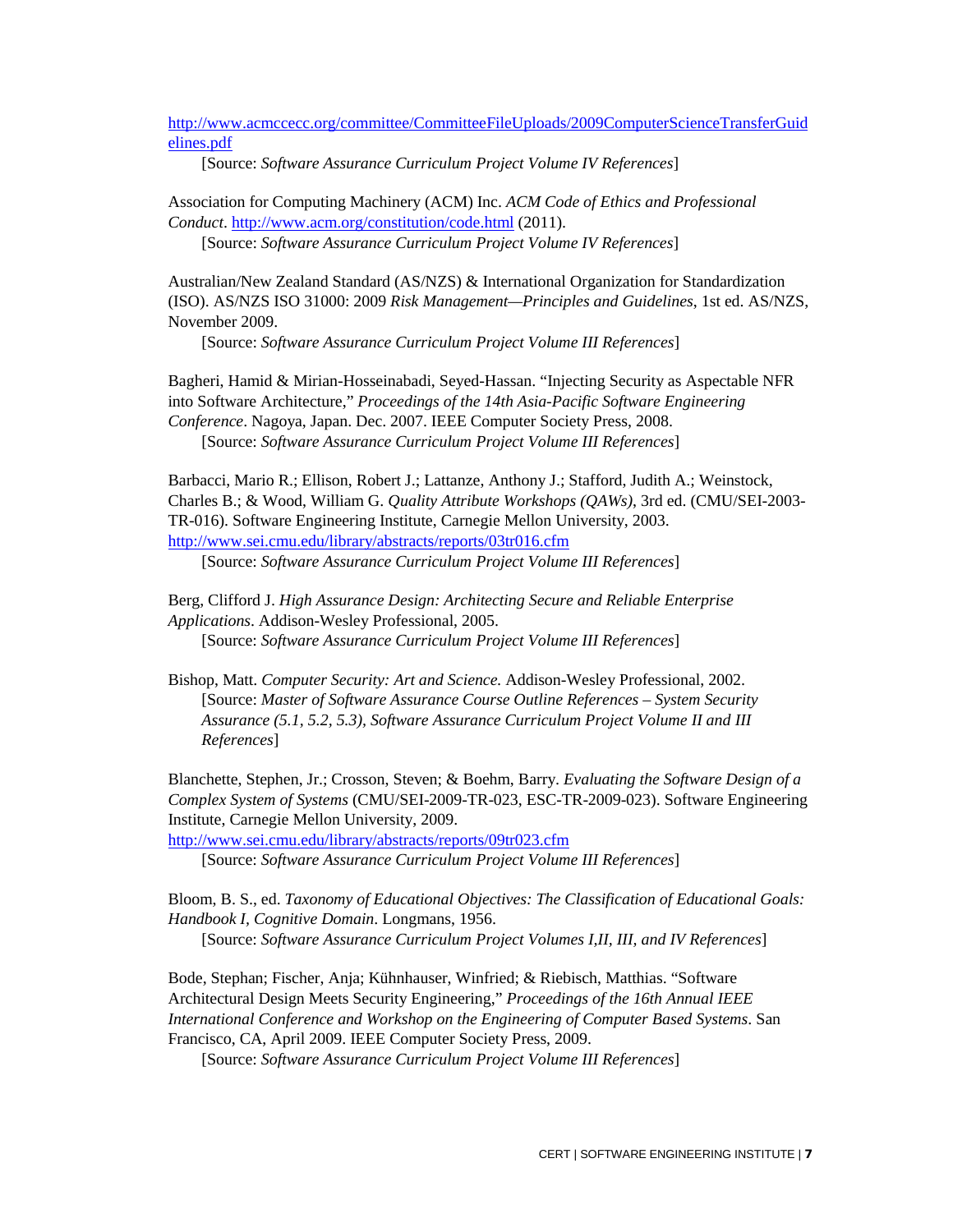http://www.acmccecc.org/committee/CommitteeFileUploads/2009ComputerScienceTransferGuidelines.pdf

[Source: *Software Assurance Curriculum Project Volume IV References*]

Association for Computing Machinery (ACM) Inc. *ACM Code of Ethics and Professional Conduct*. http://www.acm.org/constitution/code.html (2011).

[Source: *Software Assurance Curriculum Project Volume IV References*]

Australian/New Zealand Standard (AS/NZS) & International Organization for Standardization (ISO). AS/NZS ISO 31000: 2009 *Risk Management—Principles and Guidelines*, 1st ed. AS/NZS, November 2009.

[Source: *Software Assurance Curriculum Project Volume III References*]

Bagheri, Hamid & Mirian-Hosseinabadi, Seyed-Hassan. "Injecting Security as Aspectable NFR into Software Architecture," *Proceedings of the 14th Asia-Pacific Software Engineering Conference*. Nagoya, Japan. Dec. 2007. IEEE Computer Society Press, 2008.

[Source: *Software Assurance Curriculum Project Volume III References*]

Barbacci, Mario R.; Ellison, Robert J.; Lattanze, Anthony J.; Stafford, Judith A.; Weinstock, Charles B.; & Wood, William G. *Quality Attribute Workshops (QAWs)*, 3rd ed. (CMU/SEI-2003-TR-016). Software Engineering Institute, Carnegie Mellon University, 2003. http://www.sei.cmu.edu/library/abstracts/reports/03tr016.cfm

[Source: *Software Assurance Curriculum Project Volume III References*]

Berg, Clifford J. *High Assurance Design: Architecting Secure and Reliable Enterprise Applications*. Addison-Wesley Professional, 2005.

[Source: *Software Assurance Curriculum Project Volume III References*]

Bishop, Matt. *Computer Security: Art and Science.* Addison-Wesley Professional, 2002.

[Source: *Master of Software Assurance Course Outline References – System Security Assurance (5.1, 5.2, 5.3), Software Assurance Curriculum Project Volume II and III References*]

Blanchette, Stephen, Jr.; Crosson, Steven; & Boehm, Barry. *Evaluating the Software Design of a Complex System of Systems* (CMU/SEI-2009-TR-023, ESC-TR-2009-023). Software Engineering Institute, Carnegie Mellon University, 2009.
http://www.sei.cmu.edu/library/abstracts/reports/09tr023.cfm

[Source: *Software Assurance Curriculum Project Volume III References*]

Bloom, B. S., ed. *Taxonomy of Educational Objectives: The Classification of Educational Goals: Handbook I, Cognitive Domain*. Longmans, 1956.

[Source: *Software Assurance Curriculum Project Volumes I,II, III, and IV References*]

Bode, Stephan; Fischer, Anja; Kühnhauser, Winfried; & Riebisch, Matthias. "Software Architectural Design Meets Security Engineering," *Proceedings of the 16th Annual IEEE International Conference and Workshop on the Engineering of Computer Based Systems*. San Francisco, CA, April 2009. IEEE Computer Society Press, 2009.

[Source: *Software Assurance Curriculum Project Volume III References*]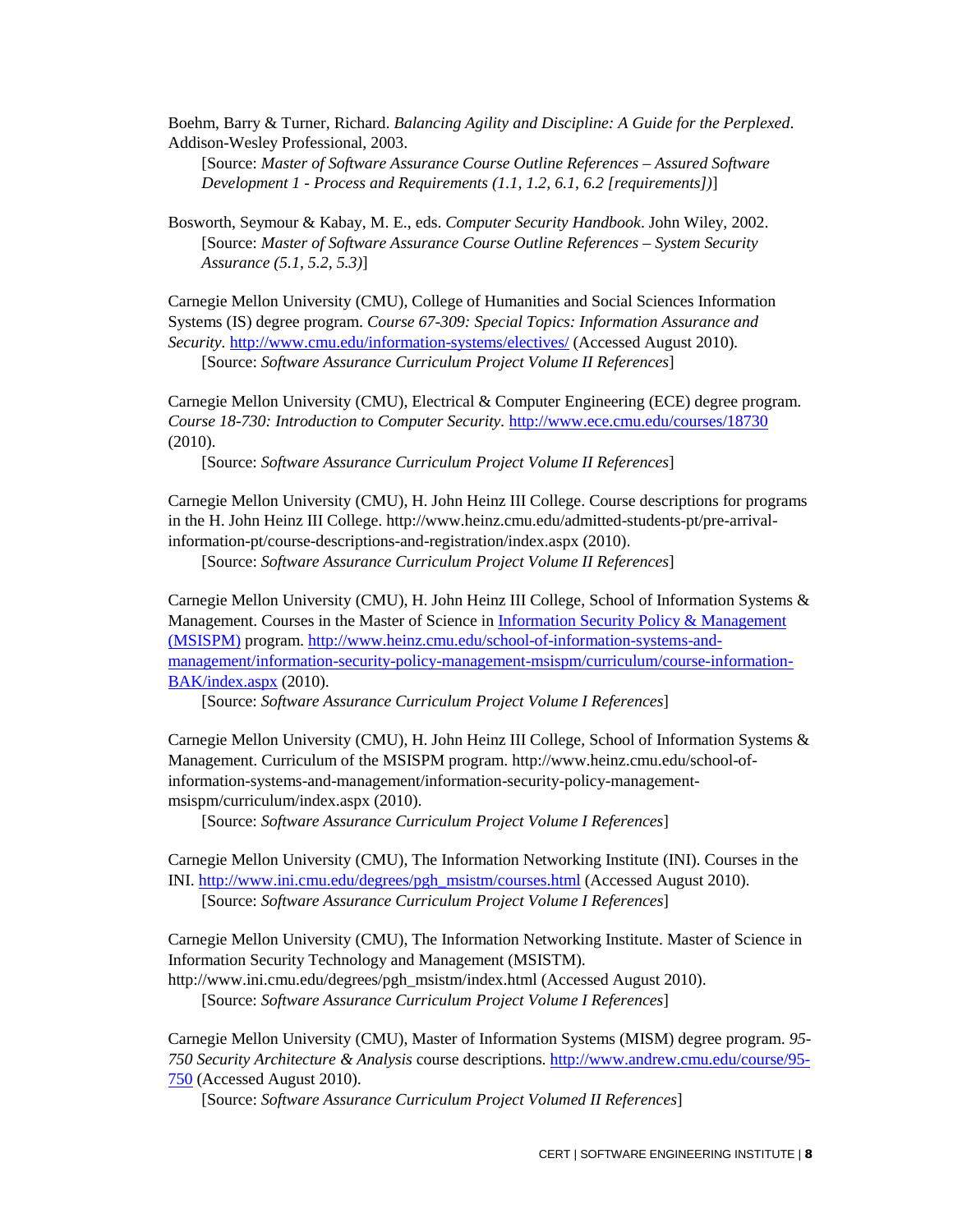Boehm, Barry & Turner, Richard. *Balancing Agility and Discipline: A Guide for the Perplexed*. Addison-Wesley Professional, 2003.
[Source: *Master of Software Assurance Course Outline References – Assured Software Development 1 - Process and Requirements (1.1, 1.2, 6.1, 6.2 [requirements])*]

Bosworth, Seymour & Kabay, M. E., eds. *Computer Security Handbook*. John Wiley, 2002.
[Source: *Master of Software Assurance Course Outline References – System Security Assurance (5.1, 5.2, 5.3)*]

Carnegie Mellon University (CMU), College of Humanities and Social Sciences Information Systems (IS) degree program. *Course 67-309: Special Topics: Information Assurance and Security*. http://www.cmu.edu/information-systems/electives/ (Accessed August 2010).
[Source: *Software Assurance Curriculum Project Volume II References*]

Carnegie Mellon University (CMU), Electrical & Computer Engineering (ECE) degree program. *Course 18-730: Introduction to Computer Security*. http://www.ece.cmu.edu/courses/18730 (2010).
[Source: *Software Assurance Curriculum Project Volume II References*]

Carnegie Mellon University (CMU), H. John Heinz III College. Course descriptions for programs in the H. John Heinz III College. http://www.heinz.cmu.edu/admitted-students-pt/pre-arrival-information-pt/course-descriptions-and-registration/index.aspx (2010).
[Source: *Software Assurance Curriculum Project Volume II References*]

Carnegie Mellon University (CMU), H. John Heinz III College, School of Information Systems & Management. Courses in the Master of Science in Information Security Policy & Management (MSISPM) program. http://www.heinz.cmu.edu/school-of-information-systems-and-management/information-security-policy-management-msispm/curriculum/course-information-BAK/index.aspx (2010).
[Source: *Software Assurance Curriculum Project Volume I References*]

Carnegie Mellon University (CMU), H. John Heinz III College, School of Information Systems & Management. Curriculum of the MSISPM program. http://www.heinz.cmu.edu/school-of-information-systems-and-management/information-security-policy-management-msispm/curriculum/index.aspx (2010).
[Source: *Software Assurance Curriculum Project Volume I References*]

Carnegie Mellon University (CMU), The Information Networking Institute (INI). Courses in the INI. http://www.ini.cmu.edu/degrees/pgh_msistm/courses.html (Accessed August 2010).
[Source: *Software Assurance Curriculum Project Volume I References*]

Carnegie Mellon University (CMU), The Information Networking Institute. Master of Science in Information Security Technology and Management (MSISTM). http://www.ini.cmu.edu/degrees/pgh_msistm/index.html (Accessed August 2010).
[Source: *Software Assurance Curriculum Project Volume I References*]

Carnegie Mellon University (CMU), Master of Information Systems (MISM) degree program. *95-750 Security Architecture & Analysis* course descriptions. http://www.andrew.cmu.edu/course/95-750 (Accessed August 2010).
[Source: *Software Assurance Curriculum Project Volumed II References*]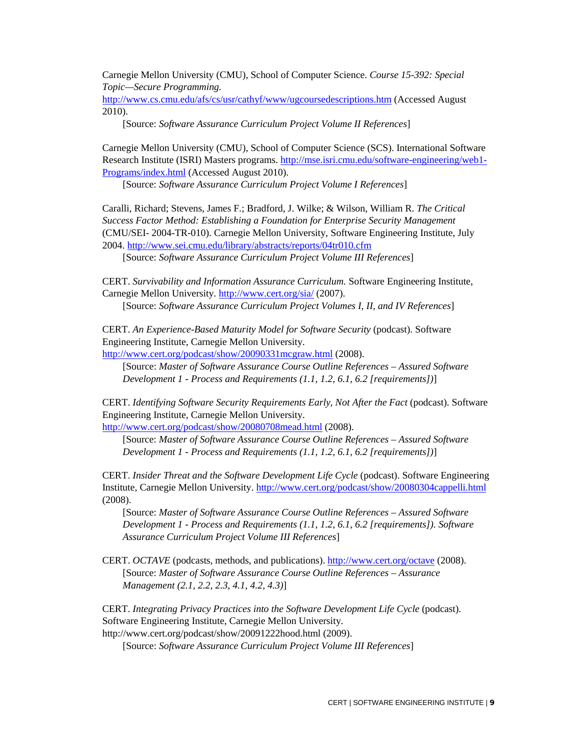Carnegie Mellon University (CMU), School of Computer Science. *Course 15-392: Special Topic—Secure Programming.* http://www.cs.cmu.edu/afs/cs/usr/cathyf/www/ugcoursedescriptions.htm (Accessed August 2010).

[Source: *Software Assurance Curriculum Project Volume II References*]

Carnegie Mellon University (CMU), School of Computer Science (SCS). International Software Research Institute (ISRI) Masters programs. http://mse.isri.cmu.edu/software-engineering/web1-Programs/index.html (Accessed August 2010).

[Source: *Software Assurance Curriculum Project Volume I References*]

Caralli, Richard; Stevens, James F.; Bradford, J. Wilke; & Wilson, William R. *The Critical Success Factor Method: Establishing a Foundation for Enterprise Security Management* (CMU/SEI- 2004-TR-010). Carnegie Mellon University, Software Engineering Institute, July 2004. http://www.sei.cmu.edu/library/abstracts/reports/04tr010.cfm

[Source: *Software Assurance Curriculum Project Volume III References*]

CERT. *Survivability and Information Assurance Curriculum.* Software Engineering Institute, Carnegie Mellon University. http://www.cert.org/sia/ (2007).

[Source: *Software Assurance Curriculum Project Volumes I, II, and IV References*]

CERT. *An Experience-Based Maturity Model for Software Security* (podcast). Software Engineering Institute, Carnegie Mellon University. http://www.cert.org/podcast/show/20090331mcgraw.html (2008).

[Source: *Master of Software Assurance Course Outline References – Assured Software Development 1 - Process and Requirements (1.1, 1.2, 6.1, 6.2 [requirements])*]

CERT. *Identifying Software Security Requirements Early, Not After the Fact* (podcast). Software Engineering Institute, Carnegie Mellon University. http://www.cert.org/podcast/show/20080708mead.html (2008).

[Source: *Master of Software Assurance Course Outline References – Assured Software Development 1 - Process and Requirements (1.1, 1.2, 6.1, 6.2 [requirements])*]

CERT. *Insider Threat and the Software Development Life Cycle* (podcast). Software Engineering Institute, Carnegie Mellon University. http://www.cert.org/podcast/show/20080304cappelli.html (2008).

[Source: *Master of Software Assurance Course Outline References – Assured Software Development 1 - Process and Requirements (1.1, 1.2, 6.1, 6.2 [requirements]). Software Assurance Curriculum Project Volume III References*]

CERT. *OCTAVE* (podcasts, methods, and publications). http://www.cert.org/octave (2008).

[Source: *Master of Software Assurance Course Outline References – Assurance Management (2.1, 2.2, 2.3, 4.1, 4.2, 4.3)*]

CERT. *Integrating Privacy Practices into the Software Development Life Cycle* (podcast). Software Engineering Institute, Carnegie Mellon University. http://www.cert.org/podcast/show/20091222hood.html (2009).

[Source: *Software Assurance Curriculum Project Volume III References*]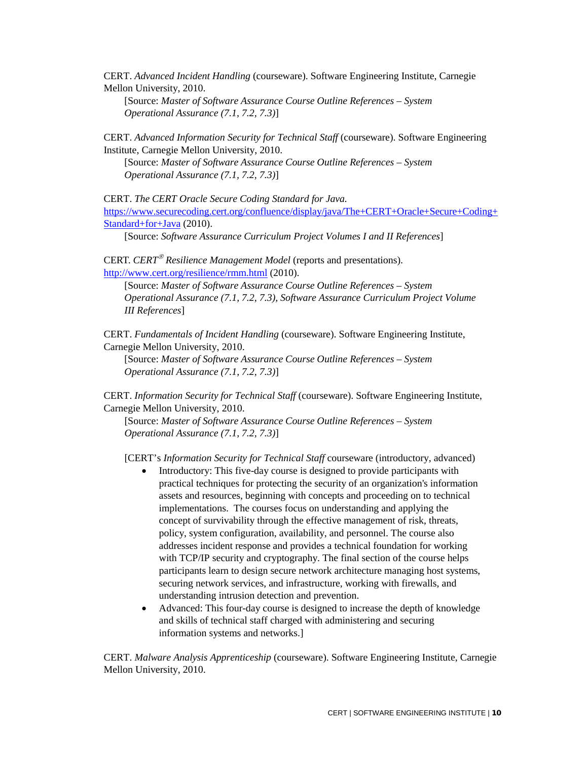CERT. *Advanced Incident Handling* (courseware). Software Engineering Institute, Carnegie Mellon University, 2010.

[Source: *Master of Software Assurance Course Outline References – System Operational Assurance (7.1, 7.2, 7.3)*]

CERT. *Advanced Information Security for Technical Staff* (courseware). Software Engineering Institute, Carnegie Mellon University, 2010.

[Source: *Master of Software Assurance Course Outline References – System Operational Assurance (7.1, 7.2, 7.3)*]

CERT. *The CERT Oracle Secure Coding Standard for Java.* [https://www.securecoding.cert.org/confluence/display/java/The+CERT+Oracle+Secure+Coding+Standard+for+Java](https://www.securecoding.cert.org/confluence/display/java/The+CERT+Oracle+Secure+Coding+Standard+for+Java) (2010).

[Source: *Software Assurance Curriculum Project Volumes I and II References*]

CERT. *CERT® Resilience Management Model* (reports and presentations). [http://www.cert.org/resilience/rmm.html](http://www.cert.org/resilience/rmm.html) (2010).

[Source: *Master of Software Assurance Course Outline References – System Operational Assurance (7.1, 7.2, 7.3), Software Assurance Curriculum Project Volume III References*]

CERT. *Fundamentals of Incident Handling* (courseware). Software Engineering Institute, Carnegie Mellon University, 2010.

[Source: *Master of Software Assurance Course Outline References – System Operational Assurance (7.1, 7.2, 7.3)*]

CERT. *Information Security for Technical Staff* (courseware). Software Engineering Institute, Carnegie Mellon University, 2010.

[Source: *Master of Software Assurance Course Outline References – System Operational Assurance (7.1, 7.2, 7.3)*]

[CERT's *Information Security for Technical Staff* courseware (introductory, advanced)

- Introductory: This five-day course is designed to provide participants with practical techniques for protecting the security of an organization's information assets and resources, beginning with concepts and proceeding on to technical implementations. The courses focus on understanding and applying the concept of survivability through the effective management of risk, threats, policy, system configuration, availability, and personnel. The course also addresses incident response and provides a technical foundation for working with TCP/IP security and cryptography. The final section of the course helps participants learn to design secure network architecture managing host systems, securing network services, and infrastructure, working with firewalls, and understanding intrusion detection and prevention.
- Advanced: This four-day course is designed to increase the depth of knowledge and skills of technical staff charged with administering and securing information systems and networks.]

CERT. *Malware Analysis Apprenticeship* (courseware). Software Engineering Institute, Carnegie Mellon University, 2010.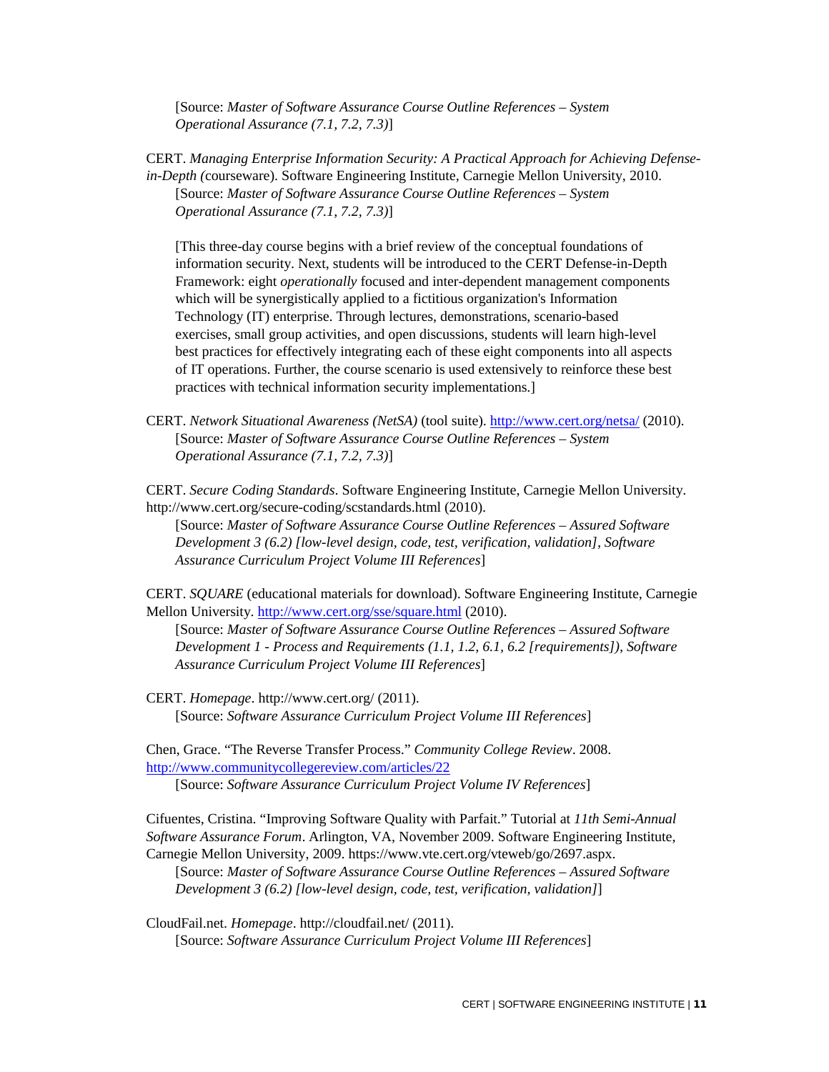[Source: *Master of Software Assurance Course Outline References – System Operational Assurance (7.1, 7.2, 7.3)*]

CERT. *Managing Enterprise Information Security: A Practical Approach for Achieving Defense-in-Depth (*courseware). Software Engineering Institute, Carnegie Mellon University, 2010.
[Source: *Master of Software Assurance Course Outline References – System Operational Assurance (7.1, 7.2, 7.3)*]

[This three-day course begins with a brief review of the conceptual foundations of information security. Next, students will be introduced to the CERT Defense-in-Depth Framework: eight *operationally* focused and inter-dependent management components which will be synergistically applied to a fictitious organization's Information Technology (IT) enterprise. Through lectures, demonstrations, scenario-based exercises, small group activities, and open discussions, students will learn high-level best practices for effectively integrating each of these eight components into all aspects of IT operations. Further, the course scenario is used extensively to reinforce these best practices with technical information security implementations.]

CERT. *Network Situational Awareness (NetSA)* (tool suite). http://www.cert.org/netsa/ (2010).
[Source: *Master of Software Assurance Course Outline References – System Operational Assurance (7.1, 7.2, 7.3)*]

CERT. *Secure Coding Standards*. Software Engineering Institute, Carnegie Mellon University. http://www.cert.org/secure-coding/scstandards.html (2010).
[Source: *Master of Software Assurance Course Outline References – Assured Software Development 3 (6.2) [low-level design, code, test, verification, validation], Software Assurance Curriculum Project Volume III References*]

CERT. *SQUARE* (educational materials for download). Software Engineering Institute, Carnegie Mellon University. http://www.cert.org/sse/square.html (2010).
[Source: *Master of Software Assurance Course Outline References – Assured Software Development 1 - Process and Requirements (1.1, 1.2, 6.1, 6.2 [requirements]), Software Assurance Curriculum Project Volume III References*]

CERT. *Homepage*. http://www.cert.org/ (2011).
[Source: *Software Assurance Curriculum Project Volume III References*]

Chen, Grace. "The Reverse Transfer Process." *Community College Review*. 2008. http://www.communitycollegereview.com/articles/22
[Source: *Software Assurance Curriculum Project Volume IV References*]

Cifuentes, Cristina. "Improving Software Quality with Parfait." Tutorial at *11th Semi-Annual Software Assurance Forum*. Arlington, VA, November 2009. Software Engineering Institute, Carnegie Mellon University, 2009. https://www.vte.cert.org/vteweb/go/2697.aspx.
[Source: *Master of Software Assurance Course Outline References – Assured Software Development 3 (6.2) [low-level design, code, test, verification, validation]*]

CloudFail.net. *Homepage*. http://cloudfail.net/ (2011).
[Source: *Software Assurance Curriculum Project Volume III References*]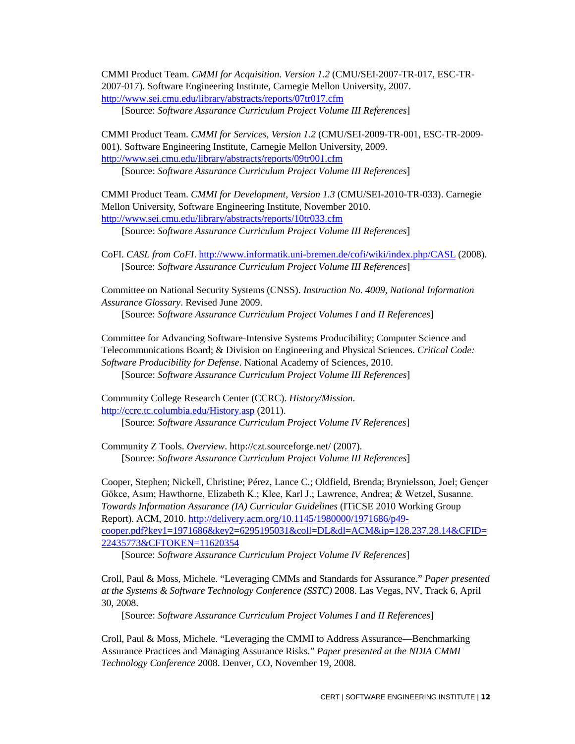CMMI Product Team. *CMMI for Acquisition. Version 1.2* (CMU/SEI-2007-TR-017, ESC-TR-2007-017). Software Engineering Institute, Carnegie Mellon University, 2007. http://www.sei.cmu.edu/library/abstracts/reports/07tr017.cfm
    [Source: *Software Assurance Curriculum Project Volume III References*]

CMMI Product Team. *CMMI for Services, Version 1.2* (CMU/SEI-2009-TR-001, ESC-TR-2009-001). Software Engineering Institute, Carnegie Mellon University, 2009. http://www.sei.cmu.edu/library/abstracts/reports/09tr001.cfm
    [Source: *Software Assurance Curriculum Project Volume III References*]

CMMI Product Team. *CMMI for Development, Version 1.3* (CMU/SEI-2010-TR-033). Carnegie Mellon University, Software Engineering Institute, November 2010. http://www.sei.cmu.edu/library/abstracts/reports/10tr033.cfm
    [Source: *Software Assurance Curriculum Project Volume III References*]

CoFI. *CASL from CoFI*. http://www.informatik.uni-bremen.de/cofi/wiki/index.php/CASL (2008).
    [Source: *Software Assurance Curriculum Project Volume III References*]

Committee on National Security Systems (CNSS). *Instruction No. 4009, National Information Assurance Glossary*. Revised June 2009.
    [Source: *Software Assurance Curriculum Project Volumes I and II References*]

Committee for Advancing Software-Intensive Systems Producibility; Computer Science and Telecommunications Board; & Division on Engineering and Physical Sciences. *Critical Code: Software Producibility for Defense*. National Academy of Sciences, 2010.
    [Source: *Software Assurance Curriculum Project Volume III References*]

Community College Research Center (CCRC). *History/Mission*. http://ccrc.tc.columbia.edu/History.asp (2011).
    [Source: *Software Assurance Curriculum Project Volume IV References*]

Community Z Tools. *Overview*. http://czt.sourceforge.net/ (2007).
    [Source: *Software Assurance Curriculum Project Volume III References*]

Cooper, Stephen; Nickell, Christine; Pérez, Lance C.; Oldfield, Brenda; Brynielsson, Joel; Gençer Gökce, Asım; Hawthorne, Elizabeth K.; Klee, Karl J.; Lawrence, Andrea; & Wetzel, Susanne. *Towards Information Assurance (IA) Curricular Guidelines* (ITiCSE 2010 Working Group Report). ACM, 2010. http://delivery.acm.org/10.1145/1980000/1971686/p49-cooper.pdf?key1=1971686&key2=6295195031&coll=DL&dl=ACM&ip=128.237.28.14&CFID=22435773&CFTOKEN=11620354
    [Source: *Software Assurance Curriculum Project Volume IV References*]

Croll, Paul & Moss, Michele. "Leveraging CMMs and Standards for Assurance." *Paper presented at the Systems & Software Technology Conference (SSTC)* 2008. Las Vegas, NV, Track 6, April 30, 2008.
    [Source: *Software Assurance Curriculum Project Volumes I and II References*]

Croll, Paul & Moss, Michele. "Leveraging the CMMI to Address Assurance—Benchmarking Assurance Practices and Managing Assurance Risks." *Paper presented at the NDIA CMMI Technology Conference* 2008. Denver, CO, November 19, 2008.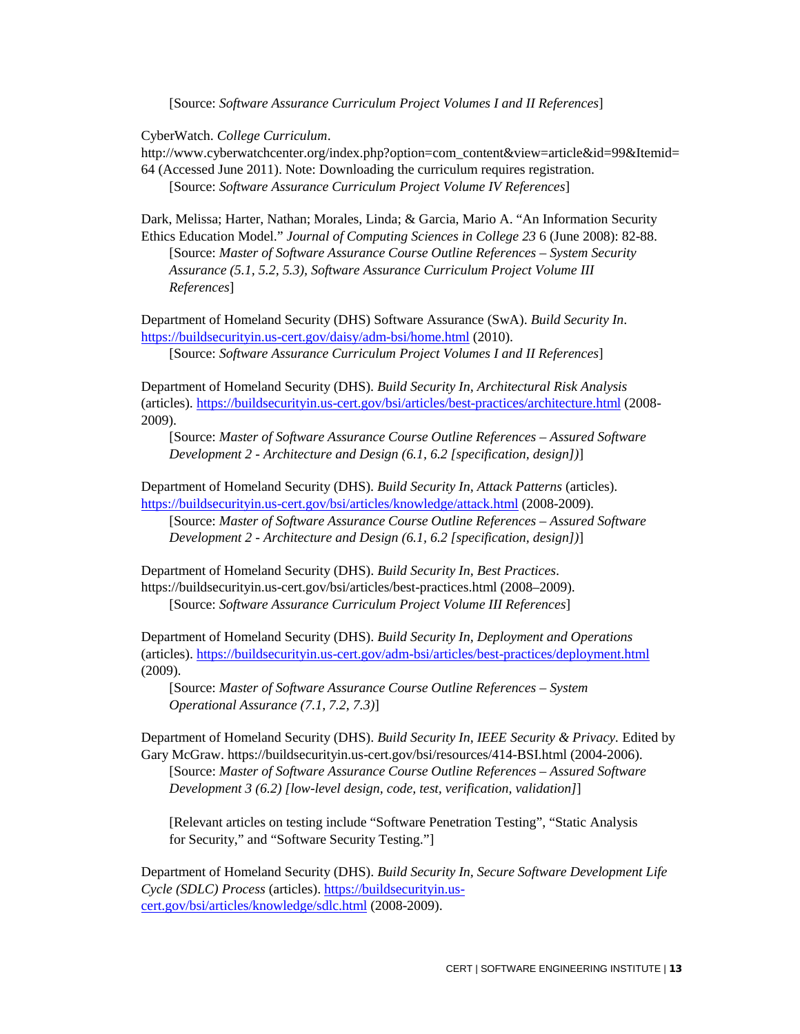[Source: *Software Assurance Curriculum Project Volumes I and II References*]

CyberWatch. *College Curriculum*. http://www.cyberwatchcenter.org/index.php?option=com_content&view=article&id=99&Itemid=64 (Accessed June 2011). Note: Downloading the curriculum requires registration.
[Source: *Software Assurance Curriculum Project Volume IV References*]

Dark, Melissa; Harter, Nathan; Morales, Linda; & Garcia, Mario A. "An Information Security Ethics Education Model." *Journal of Computing Sciences in College 23* 6 (June 2008): 82-88.
[Source: *Master of Software Assurance Course Outline References – System Security Assurance (5.1, 5.2, 5.3), Software Assurance Curriculum Project Volume III References*]

Department of Homeland Security (DHS) Software Assurance (SwA). *Build Security In*. https://buildsecurityin.us-cert.gov/daisy/adm-bsi/home.html (2010).
[Source: *Software Assurance Curriculum Project Volumes I and II References*]

Department of Homeland Security (DHS). *Build Security In, Architectural Risk Analysis* (articles). https://buildsecurityin.us-cert.gov/bsi/articles/best-practices/architecture.html (2008-2009).
[Source: *Master of Software Assurance Course Outline References – Assured Software Development 2 - Architecture and Design (6.1, 6.2 [specification, design])*]

Department of Homeland Security (DHS). *Build Security In, Attack Patterns* (articles). https://buildsecurityin.us-cert.gov/bsi/articles/knowledge/attack.html (2008-2009).
[Source: *Master of Software Assurance Course Outline References – Assured Software Development 2 - Architecture and Design (6.1, 6.2 [specification, design])*]

Department of Homeland Security (DHS). *Build Security In, Best Practices*. https://buildsecurityin.us-cert.gov/bsi/articles/best-practices.html (2008–2009).
[Source: *Software Assurance Curriculum Project Volume III References*]

Department of Homeland Security (DHS). *Build Security In, Deployment and Operations* (articles). https://buildsecurityin.us-cert.gov/adm-bsi/articles/best-practices/deployment.html (2009).
[Source: *Master of Software Assurance Course Outline References – System Operational Assurance (7.1, 7.2, 7.3)*]

Department of Homeland Security (DHS). *Build Security In, IEEE Security & Privacy*. Edited by Gary McGraw. https://buildsecurityin.us-cert.gov/bsi/resources/414-BSI.html (2004-2006).
[Source: *Master of Software Assurance Course Outline References – Assured Software Development 3 (6.2) [low-level design, code, test, verification, validation]*]

[Relevant articles on testing include "Software Penetration Testing", "Static Analysis for Security," and "Software Security Testing."]

Department of Homeland Security (DHS). *Build Security In, Secure Software Development Life Cycle (SDLC) Process* (articles). https://buildsecurityin.us-cert.gov/bsi/articles/knowledge/sdlc.html (2008-2009).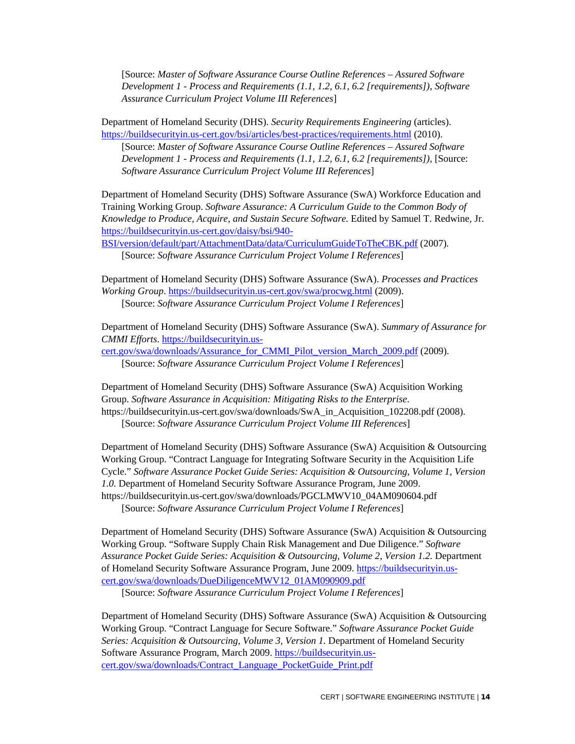[Source: *Master of Software Assurance Course Outline References – Assured Software Development 1 - Process and Requirements (1.1, 1.2, 6.1, 6.2 [requirements]), Software Assurance Curriculum Project Volume III References*]

Department of Homeland Security (DHS). *Security Requirements Engineering* (articles). https://buildsecurityin.us-cert.gov/bsi/articles/best-practices/requirements.html (2010).

[Source: *Master of Software Assurance Course Outline References – Assured Software Development 1 - Process and Requirements (1.1, 1.2, 6.1, 6.2 [requirements]),* [Source: *Software Assurance Curriculum Project Volume III References*]

Department of Homeland Security (DHS) Software Assurance (SwA) Workforce Education and Training Working Group. *Software Assurance: A Curriculum Guide to the Common Body of Knowledge to Produce, Acquire, and Sustain Secure Software.* Edited by Samuel T. Redwine, Jr. https://buildsecurityin.us-cert.gov/daisy/bsi/940-BSI/version/default/part/AttachmentData/data/CurriculumGuideToTheCBK.pdf (2007).

[Source: *Software Assurance Curriculum Project Volume I References*]

Department of Homeland Security (DHS) Software Assurance (SwA). *Processes and Practices Working Group*. https://buildsecurityin.us-cert.gov/swa/procwg.html (2009).

[Source: *Software Assurance Curriculum Project Volume I References*]

Department of Homeland Security (DHS) Software Assurance (SwA). *Summary of Assurance for CMMI Efforts*. https://buildsecurityin.us-cert.gov/swa/downloads/Assurance_for_CMMI_Pilot_version_March_2009.pdf (2009).

[Source: *Software Assurance Curriculum Project Volume I References*]

Department of Homeland Security (DHS) Software Assurance (SwA) Acquisition Working Group. *Software Assurance in Acquisition: Mitigating Risks to the Enterprise*. https://buildsecurityin.us-cert.gov/swa/downloads/SwA_in_Acquisition_102208.pdf (2008).

[Source: *Software Assurance Curriculum Project Volume III References*]

Department of Homeland Security (DHS) Software Assurance (SwA) Acquisition & Outsourcing Working Group. "Contract Language for Integrating Software Security in the Acquisition Life Cycle." *Software Assurance Pocket Guide Series: Acquisition & Outsourcing, Volume 1, Version 1.0.* Department of Homeland Security Software Assurance Program, June 2009. https://buildsecurityin.us-cert.gov/swa/downloads/PGCLMWV10_04AM090604.pdf

[Source: *Software Assurance Curriculum Project Volume I References*]

Department of Homeland Security (DHS) Software Assurance (SwA) Acquisition & Outsourcing Working Group. "Software Supply Chain Risk Management and Due Diligence." *Software Assurance Pocket Guide Series: Acquisition & Outsourcing, Volume 2, Version 1.2.* Department of Homeland Security Software Assurance Program, June 2009. https://buildsecurityin.us-cert.gov/swa/downloads/DueDiligenceMWV12_01AM090909.pdf

[Source: *Software Assurance Curriculum Project Volume I References*]

Department of Homeland Security (DHS) Software Assurance (SwA) Acquisition & Outsourcing Working Group. "Contract Language for Secure Software." *Software Assurance Pocket Guide Series: Acquisition & Outsourcing, Volume 3, Version 1.* Department of Homeland Security Software Assurance Program, March 2009. https://buildsecurityin.us-cert.gov/swa/downloads/Contract_Language_PocketGuide_Print.pdf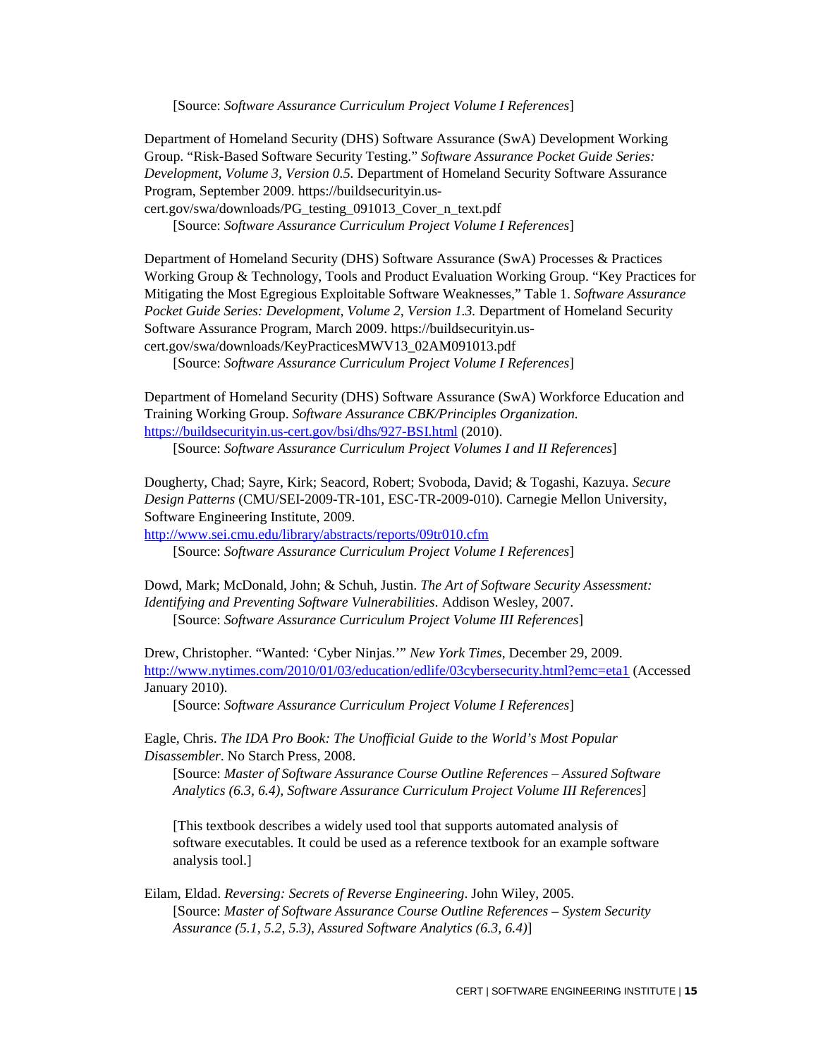[Source: *Software Assurance Curriculum Project Volume I References*]

Department of Homeland Security (DHS) Software Assurance (SwA) Development Working Group. "Risk-Based Software Security Testing." *Software Assurance Pocket Guide Series: Development, Volume 3, Version 0.5.* Department of Homeland Security Software Assurance Program, September 2009. https://buildsecurityin.us-cert.gov/swa/downloads/PG_testing_091013_Cover_n_text.pdf

[Source: *Software Assurance Curriculum Project Volume I References*]

Department of Homeland Security (DHS) Software Assurance (SwA) Processes & Practices Working Group & Technology, Tools and Product Evaluation Working Group. "Key Practices for Mitigating the Most Egregious Exploitable Software Weaknesses," Table 1. *Software Assurance Pocket Guide Series: Development, Volume 2, Version 1.3.* Department of Homeland Security Software Assurance Program, March 2009. https://buildsecurityin.us-cert.gov/swa/downloads/KeyPracticesMWV13_02AM091013.pdf

[Source: *Software Assurance Curriculum Project Volume I References*]

Department of Homeland Security (DHS) Software Assurance (SwA) Workforce Education and Training Working Group. *Software Assurance CBK/Principles Organization.* https://buildsecurityin.us-cert.gov/bsi/dhs/927-BSI.html (2010).

[Source: *Software Assurance Curriculum Project Volumes I and II References*]

Dougherty, Chad; Sayre, Kirk; Seacord, Robert; Svoboda, David; & Togashi, Kazuya. *Secure Design Patterns* (CMU/SEI-2009-TR-101, ESC-TR-2009-010). Carnegie Mellon University, Software Engineering Institute, 2009.
http://www.sei.cmu.edu/library/abstracts/reports/09tr010.cfm

[Source: *Software Assurance Curriculum Project Volume I References*]

Dowd, Mark; McDonald, John; & Schuh, Justin. *The Art of Software Security Assessment: Identifying and Preventing Software Vulnerabilities*. Addison Wesley, 2007.

[Source: *Software Assurance Curriculum Project Volume III References*]

Drew, Christopher. "Wanted: 'Cyber Ninjas.'" *New York Times*, December 29, 2009. http://www.nytimes.com/2010/01/03/education/edlife/03cybersecurity.html?emc=eta1 (Accessed January 2010).

[Source: *Software Assurance Curriculum Project Volume I References*]

Eagle, Chris. *The IDA Pro Book: The Unofficial Guide to the World's Most Popular Disassembler*. No Starch Press, 2008.

[Source: *Master of Software Assurance Course Outline References – Assured Software Analytics (6.3, 6.4), Software Assurance Curriculum Project Volume III References*]

[This textbook describes a widely used tool that supports automated analysis of software executables. It could be used as a reference textbook for an example software analysis tool.]

Eilam, Eldad. *Reversing: Secrets of Reverse Engineering*. John Wiley, 2005.

[Source: *Master of Software Assurance Course Outline References – System Security Assurance (5.1, 5.2, 5.3), Assured Software Analytics (6.3, 6.4)*]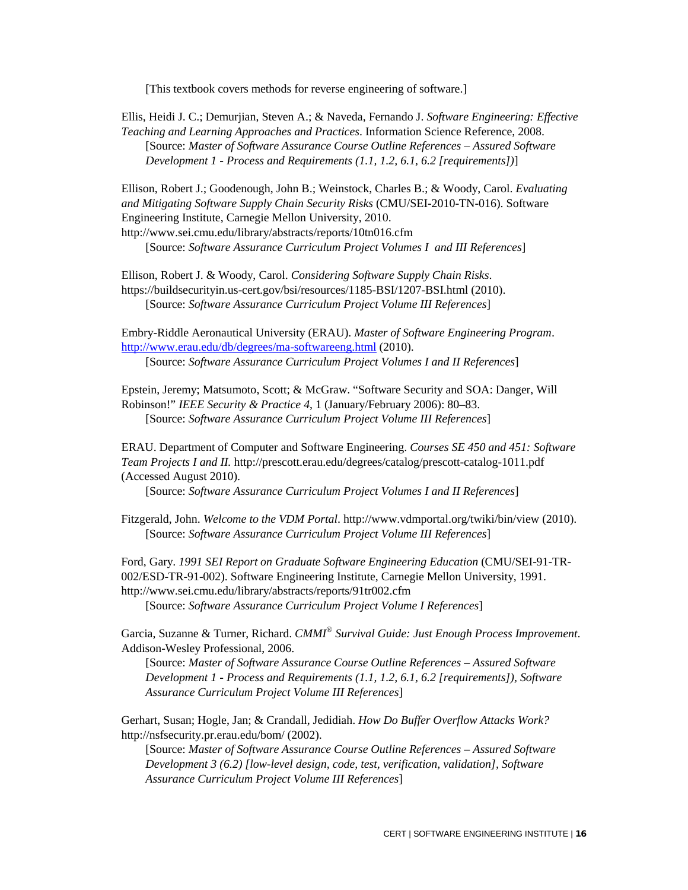[This textbook covers methods for reverse engineering of software.]

Ellis, Heidi J. C.; Demurjian, Steven A.; & Naveda, Fernando J. *Software Engineering: Effective Teaching and Learning Approaches and Practices*. Information Science Reference, 2008.
[Source: *Master of Software Assurance Course Outline References – Assured Software Development 1 - Process and Requirements (1.1, 1.2, 6.1, 6.2 [requirements])*]

Ellison, Robert J.; Goodenough, John B.; Weinstock, Charles B.; & Woody, Carol. *Evaluating and Mitigating Software Supply Chain Security Risks* (CMU/SEI-2010-TN-016). Software Engineering Institute, Carnegie Mellon University, 2010.
http://www.sei.cmu.edu/library/abstracts/reports/10tn016.cfm
[Source: *Software Assurance Curriculum Project Volumes I and III References*]

Ellison, Robert J. & Woody, Carol. *Considering Software Supply Chain Risks*.
https://buildsecurityin.us-cert.gov/bsi/resources/1185-BSI/1207-BSI.html (2010).
[Source: *Software Assurance Curriculum Project Volume III References*]

Embry-Riddle Aeronautical University (ERAU). *Master of Software Engineering Program*.
http://www.erau.edu/db/degrees/ma-softwareeng.html (2010).
[Source: *Software Assurance Curriculum Project Volumes I and II References*]

Epstein, Jeremy; Matsumoto, Scott; & McGraw. "Software Security and SOA: Danger, Will Robinson!" *IEEE Security & Practice 4*, 1 (January/February 2006): 80–83.
[Source: *Software Assurance Curriculum Project Volume III References*]

ERAU. Department of Computer and Software Engineering. *Courses SE 450 and 451: Software Team Projects I and II*. http://prescott.erau.edu/degrees/catalog/prescott-catalog-1011.pdf (Accessed August 2010).
[Source: *Software Assurance Curriculum Project Volumes I and II References*]

Fitzgerald, John. *Welcome to the VDM Portal*. http://www.vdmportal.org/twiki/bin/view (2010).
[Source: *Software Assurance Curriculum Project Volume III References*]

Ford, Gary. *1991 SEI Report on Graduate Software Engineering Education* (CMU/SEI-91-TR-002/ESD-TR-91-002). Software Engineering Institute, Carnegie Mellon University, 1991.
http://www.sei.cmu.edu/library/abstracts/reports/91tr002.cfm
[Source: *Software Assurance Curriculum Project Volume I References*]

Garcia, Suzanne & Turner, Richard. *CMMI® Survival Guide: Just Enough Process Improvement*. Addison-Wesley Professional, 2006.
[Source: *Master of Software Assurance Course Outline References – Assured Software Development 1 - Process and Requirements (1.1, 1.2, 6.1, 6.2 [requirements]), Software Assurance Curriculum Project Volume III References*]

Gerhart, Susan; Hogle, Jan; & Crandall, Jedidiah. *How Do Buffer Overflow Attacks Work?*
http://nsfsecurity.pr.erau.edu/bom/ (2002).
[Source: *Master of Software Assurance Course Outline References – Assured Software Development 3 (6.2) [low-level design, code, test, verification, validation], Software Assurance Curriculum Project Volume III References*]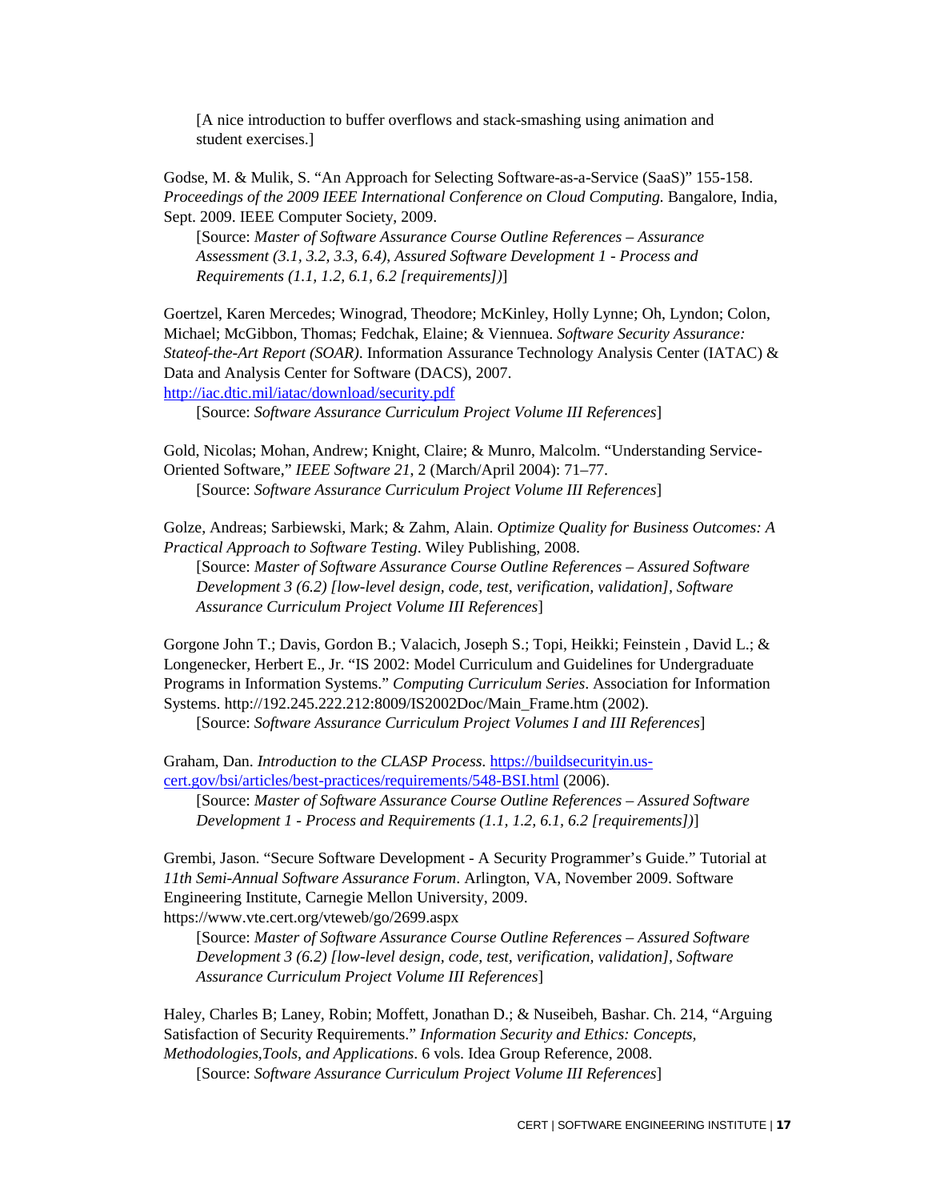[A nice introduction to buffer overflows and stack-smashing using animation and student exercises.]

Godse, M. & Mulik, S. "An Approach for Selecting Software-as-a-Service (SaaS)" 155-158. *Proceedings of the 2009 IEEE International Conference on Cloud Computing.* Bangalore, India, Sept. 2009. IEEE Computer Society, 2009.

[Source: *Master of Software Assurance Course Outline References – Assurance Assessment (3.1, 3.2, 3.3, 6.4), Assured Software Development 1 - Process and Requirements (1.1, 1.2, 6.1, 6.2 [requirements])*]

Goertzel, Karen Mercedes; Winograd, Theodore; McKinley, Holly Lynne; Oh, Lyndon; Colon, Michael; McGibbon, Thomas; Fedchak, Elaine; & Viennuea. *Software Security Assurance: Stateof-the-Art Report (SOAR)*. Information Assurance Technology Analysis Center (IATAC) & Data and Analysis Center for Software (DACS), 2007.
http://iac.dtic.mil/iatac/download/security.pdf

[Source: *Software Assurance Curriculum Project Volume III References*]

Gold, Nicolas; Mohan, Andrew; Knight, Claire; & Munro, Malcolm. "Understanding Service-Oriented Software," *IEEE Software 21*, 2 (March/April 2004): 71–77.

[Source: *Software Assurance Curriculum Project Volume III References*]

Golze, Andreas; Sarbiewski, Mark; & Zahm, Alain. *Optimize Quality for Business Outcomes: A Practical Approach to Software Testing*. Wiley Publishing, 2008.

[Source: *Master of Software Assurance Course Outline References – Assured Software Development 3 (6.2) [low-level design, code, test, verification, validation], Software Assurance Curriculum Project Volume III References*]

Gorgone John T.; Davis, Gordon B.; Valacich, Joseph S.; Topi, Heikki; Feinstein , David L.; & Longenecker, Herbert E., Jr. "IS 2002: Model Curriculum and Guidelines for Undergraduate Programs in Information Systems." *Computing Curriculum Series*. Association for Information Systems. http://192.245.222.212:8009/IS2002Doc/Main_Frame.htm (2002).

[Source: *Software Assurance Curriculum Project Volumes I and III References*]

Graham, Dan. *Introduction to the CLASP Process.* https://buildsecurityin.us-cert.gov/bsi/articles/best-practices/requirements/548-BSI.html (2006).

[Source: *Master of Software Assurance Course Outline References – Assured Software Development 1 - Process and Requirements (1.1, 1.2, 6.1, 6.2 [requirements])*]

Grembi, Jason. "Secure Software Development - A Security Programmer's Guide." Tutorial at *11th Semi-Annual Software Assurance Forum*. Arlington, VA, November 2009. Software Engineering Institute, Carnegie Mellon University, 2009.
https://www.vte.cert.org/vteweb/go/2699.aspx

[Source: *Master of Software Assurance Course Outline References – Assured Software Development 3 (6.2) [low-level design, code, test, verification, validation], Software Assurance Curriculum Project Volume III References*]

Haley, Charles B; Laney, Robin; Moffett, Jonathan D.; & Nuseibeh, Bashar. Ch. 214, "Arguing Satisfaction of Security Requirements." *Information Security and Ethics: Concepts, Methodologies,Tools, and Applications*. 6 vols. Idea Group Reference, 2008.

[Source: *Software Assurance Curriculum Project Volume III References*]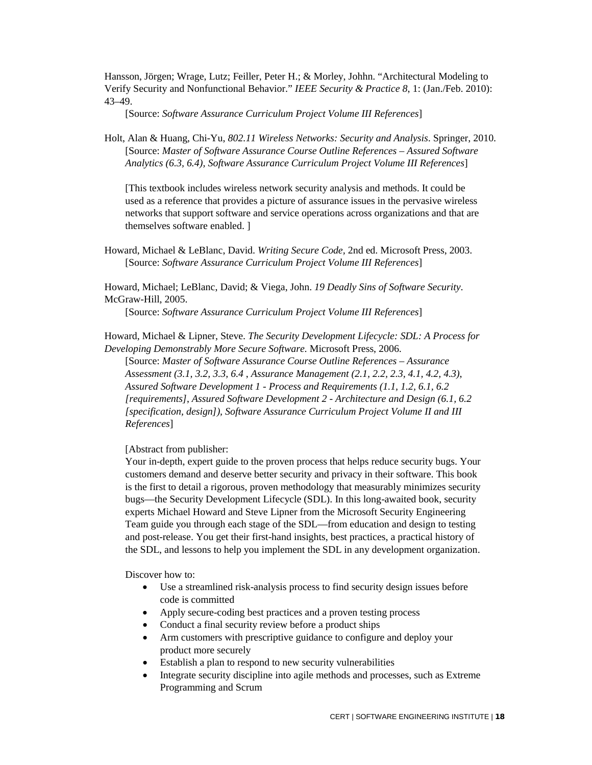Hansson, Jörgen; Wrage, Lutz; Feiller, Peter H.; & Morley, Johhn. "Architectural Modeling to Verify Security and Nonfunctional Behavior." *IEEE Security & Practice 8*, 1: (Jan./Feb. 2010): 43–49.

[Source: *Software Assurance Curriculum Project Volume III References*]

Holt, Alan & Huang, Chi-Yu, *802.11 Wireless Networks: Security and Analysis*. Springer, 2010.

[Source: *Master of Software Assurance Course Outline References – Assured Software Analytics (6.3, 6.4), Software Assurance Curriculum Project Volume III References*]

[This textbook includes wireless network security analysis and methods. It could be used as a reference that provides a picture of assurance issues in the pervasive wireless networks that support software and service operations across organizations and that are themselves software enabled. ]

Howard, Michael & LeBlanc, David. *Writing Secure Code*, 2nd ed. Microsoft Press, 2003.

[Source: *Software Assurance Curriculum Project Volume III References*]

Howard, Michael; LeBlanc, David; & Viega, John. *19 Deadly Sins of Software Security*. McGraw-Hill, 2005.

[Source: *Software Assurance Curriculum Project Volume III References*]

Howard, Michael & Lipner, Steve. *The Security Development Lifecycle: SDL: A Process for Developing Demonstrably More Secure Software*. Microsoft Press, 2006.

[Source: *Master of Software Assurance Course Outline References – Assurance Assessment (3.1, 3.2, 3.3, 6.4 , Assurance Management (2.1, 2.2, 2.3, 4.1, 4.2, 4.3), Assured Software Development 1 - Process and Requirements (1.1, 1.2, 6.1, 6.2 [requirements], Assured Software Development 2 - Architecture and Design (6.1, 6.2 [specification, design]), Software Assurance Curriculum Project Volume II and III References*]

[Abstract from publisher:

Your in-depth, expert guide to the proven process that helps reduce security bugs. Your customers demand and deserve better security and privacy in their software. This book is the first to detail a rigorous, proven methodology that measurably minimizes security bugs—the Security Development Lifecycle (SDL). In this long-awaited book, security experts Michael Howard and Steve Lipner from the Microsoft Security Engineering Team guide you through each stage of the SDL—from education and design to testing and post-release. You get their first-hand insights, best practices, a practical history of the SDL, and lessons to help you implement the SDL in any development organization.

Discover how to:

- Use a streamlined risk-analysis process to find security design issues before code is committed
- Apply secure-coding best practices and a proven testing process
- Conduct a final security review before a product ships
- Arm customers with prescriptive guidance to configure and deploy your product more securely
- Establish a plan to respond to new security vulnerabilities
- Integrate security discipline into agile methods and processes, such as Extreme Programming and Scrum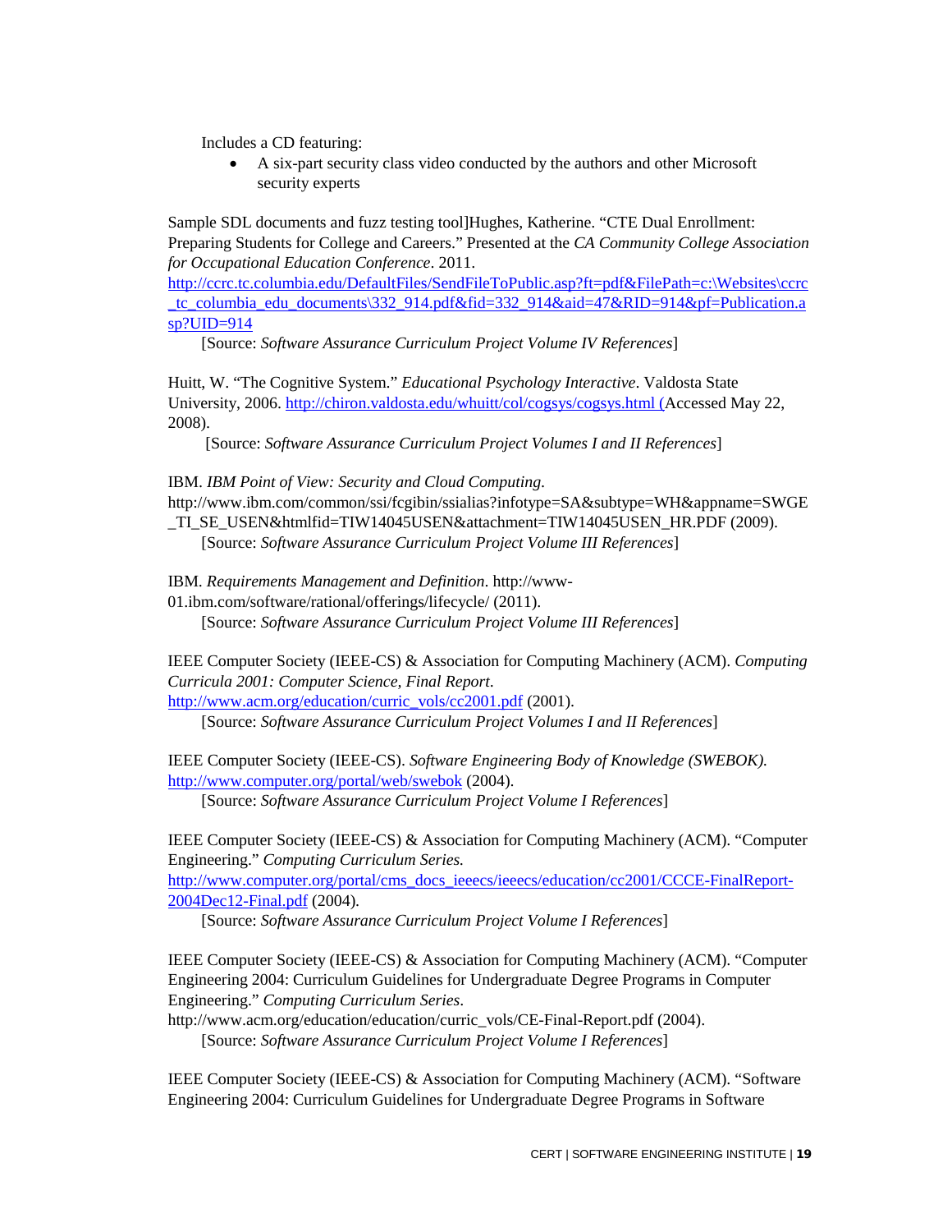Includes a CD featuring:

- A six-part security class video conducted by the authors and other Microsoft security experts

Sample SDL documents and fuzz testing tool]Hughes, Katherine. "CTE Dual Enrollment: Preparing Students for College and Careers." Presented at the *CA Community College Association for Occupational Education Conference*. 2011. http://ccrc.tc.columbia.edu/DefaultFiles/SendFileToPublic.asp?ft=pdf&FilePath=c:\Websites\ccrc_tc_columbia_edu_documents\332_914.pdf&fid=332_914&aid=47&RID=914&pf=Publication.asp?UID=914

[Source: *Software Assurance Curriculum Project Volume IV References*]

Huitt, W. "The Cognitive System." *Educational Psychology Interactive*. Valdosta State University, 2006. http://chiron.valdosta.edu/whuitt/col/cogsys/cogsys.html (Accessed May 22, 2008).

[Source: *Software Assurance Curriculum Project Volumes I and II References*]

IBM. *IBM Point of View: Security and Cloud Computing*. http://www.ibm.com/common/ssi/fcgibin/ssialias?infotype=SA&subtype=WH&appname=SWGE_TI_SE_USEN&htmlfid=TIW14045USEN&attachment=TIW14045USEN_HR.PDF (2009).

[Source: *Software Assurance Curriculum Project Volume III References*]

IBM. *Requirements Management and Definition*. http://www-01.ibm.com/software/rational/offerings/lifecycle/ (2011).

[Source: *Software Assurance Curriculum Project Volume III References*]

IEEE Computer Society (IEEE-CS) & Association for Computing Machinery (ACM). *Computing Curricula 2001: Computer Science, Final Report*. http://www.acm.org/education/curric_vols/cc2001.pdf (2001).

[Source: *Software Assurance Curriculum Project Volumes I and II References*]

IEEE Computer Society (IEEE-CS). *Software Engineering Body of Knowledge (SWEBOK).* http://www.computer.org/portal/web/swebok (2004).

[Source: *Software Assurance Curriculum Project Volume I References*]

IEEE Computer Society (IEEE-CS) & Association for Computing Machinery (ACM). "Computer Engineering." *Computing Curriculum Series.* http://www.computer.org/portal/cms_docs_ieeecs/ieeecs/education/cc2001/CCCE-FinalReport-2004Dec12-Final.pdf (2004).

[Source: *Software Assurance Curriculum Project Volume I References*]

IEEE Computer Society (IEEE-CS) & Association for Computing Machinery (ACM). "Computer Engineering 2004: Curriculum Guidelines for Undergraduate Degree Programs in Computer Engineering." *Computing Curriculum Series*. http://www.acm.org/education/education/curric_vols/CE-Final-Report.pdf (2004).

[Source: *Software Assurance Curriculum Project Volume I References*]

IEEE Computer Society (IEEE-CS) & Association for Computing Machinery (ACM). "Software Engineering 2004: Curriculum Guidelines for Undergraduate Degree Programs in Software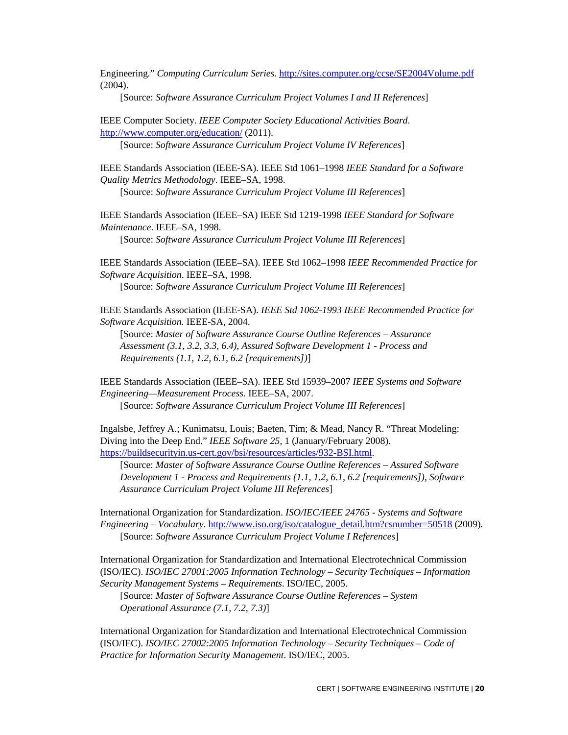Engineering." *Computing Curriculum Series*. http://sites.computer.org/ccse/SE2004Volume.pdf (2004).

[Source: *Software Assurance Curriculum Project Volumes I and II References*]

IEEE Computer Society. *IEEE Computer Society Educational Activities Board*. http://www.computer.org/education/ (2011).

[Source: *Software Assurance Curriculum Project Volume IV References*]

IEEE Standards Association (IEEE-SA). IEEE Std 1061–1998 *IEEE Standard for a Software Quality Metrics Methodology*. IEEE–SA, 1998.

[Source: *Software Assurance Curriculum Project Volume III References*]

IEEE Standards Association (IEEE–SA) IEEE Std 1219-1998 *IEEE Standard for Software Maintenance*. IEEE–SA, 1998.

[Source: *Software Assurance Curriculum Project Volume III References*]

IEEE Standards Association (IEEE–SA). IEEE Std 1062–1998 *IEEE Recommended Practice for Software Acquisition*. IEEE–SA, 1998.

[Source: *Software Assurance Curriculum Project Volume III References*]

IEEE Standards Association (IEEE-SA). *IEEE Std 1062-1993 IEEE Recommended Practice for Software Acquisition.* IEEE-SA, 2004.

[Source: *Master of Software Assurance Course Outline References – Assurance Assessment (3.1, 3.2, 3.3, 6.4), Assured Software Development 1 - Process and Requirements (1.1, 1.2, 6.1, 6.2 [requirements])*]

IEEE Standards Association (IEEE–SA). IEEE Std 15939–2007 *IEEE Systems and Software Engineering—Measurement Process*. IEEE–SA, 2007.

[Source: *Software Assurance Curriculum Project Volume III References*]

Ingalsbe, Jeffrey A.; Kunimatsu, Louis; Baeten, Tim; & Mead, Nancy R. "Threat Modeling: Diving into the Deep End." *IEEE Software 25*, 1 (January/February 2008). https://buildsecurityin.us-cert.gov/bsi/resources/articles/932-BSI.html.

[Source: *Master of Software Assurance Course Outline References – Assured Software Development 1 - Process and Requirements (1.1, 1.2, 6.1, 6.2 [requirements]), Software Assurance Curriculum Project Volume III References*]

International Organization for Standardization. *ISO/IEC/IEEE 24765 - Systems and Software Engineering – Vocabulary*. http://www.iso.org/iso/catalogue_detail.htm?csnumber=50518 (2009).

[Source: *Software Assurance Curriculum Project Volume I References*]

International Organization for Standardization and International Electrotechnical Commission (ISO/IEC). *ISO/IEC 27001:2005 Information Technology – Security Techniques – Information Security Management Systems – Requirements*. ISO/IEC, 2005.

[Source: *Master of Software Assurance Course Outline References – System Operational Assurance (7.1, 7.2, 7.3)*]

International Organization for Standardization and International Electrotechnical Commission (ISO/IEC). *ISO/IEC 27002:2005 Information Technology – Security Techniques – Code of Practice for Information Security Management*. ISO/IEC, 2005.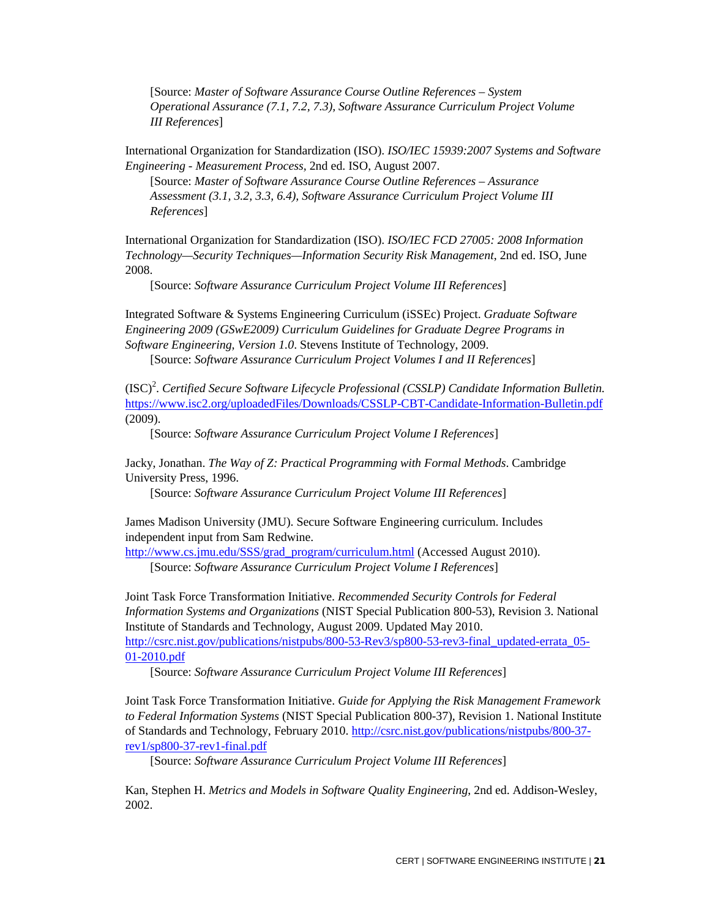[Source: *Master of Software Assurance Course Outline References – System Operational Assurance (7.1, 7.2, 7.3), Software Assurance Curriculum Project Volume III References*]

International Organization for Standardization (ISO). *ISO/IEC 15939:2007 Systems and Software Engineering - Measurement Process*, 2nd ed. ISO, August 2007.

[Source: *Master of Software Assurance Course Outline References – Assurance Assessment (3.1, 3.2, 3.3, 6.4), Software Assurance Curriculum Project Volume III References*]

International Organization for Standardization (ISO). *ISO/IEC FCD 27005: 2008 Information Technology—Security Techniques—Information Security Risk Management*, 2nd ed. ISO, June 2008.

[Source: *Software Assurance Curriculum Project Volume III References*]

Integrated Software & Systems Engineering Curriculum (iSSEc) Project. *Graduate Software Engineering 2009 (GSwE2009) Curriculum Guidelines for Graduate Degree Programs in Software Engineering, Version 1.0*. Stevens Institute of Technology, 2009.

[Source: *Software Assurance Curriculum Project Volumes I and II References*]

(ISC)$^2$. *Certified Secure Software Lifecycle Professional (CSSLP) Candidate Information Bulletin.* https://www.isc2.org/uploadedFiles/Downloads/CSSLP-CBT-Candidate-Information-Bulletin.pdf (2009).

[Source: *Software Assurance Curriculum Project Volume I References*]

Jacky, Jonathan. *The Way of Z: Practical Programming with Formal Methods*. Cambridge University Press, 1996.

[Source: *Software Assurance Curriculum Project Volume III References*]

James Madison University (JMU). Secure Software Engineering curriculum. Includes independent input from Sam Redwine.
http://www.cs.jmu.edu/SSS/grad_program/curriculum.html (Accessed August 2010).

[Source: *Software Assurance Curriculum Project Volume I References*]

Joint Task Force Transformation Initiative. *Recommended Security Controls for Federal Information Systems and Organizations* (NIST Special Publication 800-53), Revision 3. National Institute of Standards and Technology, August 2009. Updated May 2010.
http://csrc.nist.gov/publications/nistpubs/800-53-Rev3/sp800-53-rev3-final_updated-errata_05-01-2010.pdf

[Source: *Software Assurance Curriculum Project Volume III References*]

Joint Task Force Transformation Initiative. *Guide for Applying the Risk Management Framework to Federal Information Systems* (NIST Special Publication 800-37), Revision 1. National Institute of Standards and Technology, February 2010. http://csrc.nist.gov/publications/nistpubs/800-37-rev1/sp800-37-rev1-final.pdf

[Source: *Software Assurance Curriculum Project Volume III References*]

Kan, Stephen H. *Metrics and Models in Software Quality Engineering*, 2nd ed. Addison-Wesley, 2002.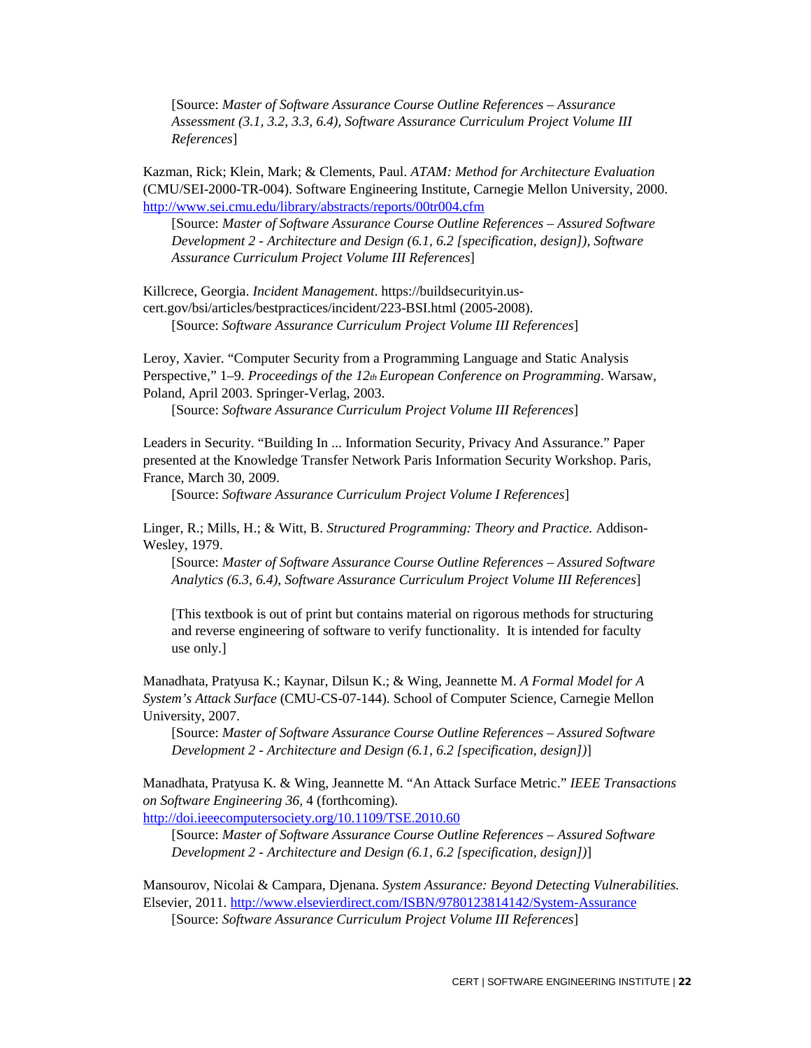[Source: *Master of Software Assurance Course Outline References – Assurance Assessment (3.1, 3.2, 3.3, 6.4), Software Assurance Curriculum Project Volume III References*]

Kazman, Rick; Klein, Mark; & Clements, Paul. *ATAM: Method for Architecture Evaluation* (CMU/SEI-2000-TR-004). Software Engineering Institute, Carnegie Mellon University, 2000. http://www.sei.cmu.edu/library/abstracts/reports/00tr004.cfm

[Source: *Master of Software Assurance Course Outline References – Assured Software Development 2 - Architecture and Design (6.1, 6.2 [specification, design]), Software Assurance Curriculum Project Volume III References*]

Killcrece, Georgia. *Incident Management*. https://buildsecurityin.us-cert.gov/bsi/articles/bestpractices/incident/223-BSI.html (2005-2008).

[Source: *Software Assurance Curriculum Project Volume III References*]

Leroy, Xavier. "Computer Security from a Programming Language and Static Analysis Perspective," 1–9. *Proceedings of the 12th European Conference on Programming*. Warsaw, Poland, April 2003. Springer-Verlag, 2003.

[Source: *Software Assurance Curriculum Project Volume III References*]

Leaders in Security. "Building In ... Information Security, Privacy And Assurance." Paper presented at the Knowledge Transfer Network Paris Information Security Workshop. Paris, France, March 30, 2009.

[Source: *Software Assurance Curriculum Project Volume I References*]

Linger, R.; Mills, H.; & Witt, B. *Structured Programming: Theory and Practice.* Addison-Wesley, 1979.

[Source: *Master of Software Assurance Course Outline References – Assured Software Analytics (6.3, 6.4), Software Assurance Curriculum Project Volume III References*]

[This textbook is out of print but contains material on rigorous methods for structuring and reverse engineering of software to verify functionality. It is intended for faculty use only.]

Manadhata, Pratyusa K.; Kaynar, Dilsun K.; & Wing, Jeannette M. *A Formal Model for A System's Attack Surface* (CMU-CS-07-144). School of Computer Science, Carnegie Mellon University, 2007.

[Source: *Master of Software Assurance Course Outline References – Assured Software Development 2 - Architecture and Design (6.1, 6.2 [specification, design])*]

Manadhata, Pratyusa K. & Wing, Jeannette M. "An Attack Surface Metric." *IEEE Transactions on Software Engineering 36,* 4 (forthcoming). http://doi.ieeecomputersociety.org/10.1109/TSE.2010.60

[Source: *Master of Software Assurance Course Outline References – Assured Software Development 2 - Architecture and Design (6.1, 6.2 [specification, design])*]

Mansourov, Nicolai & Campara, Djenana. *System Assurance: Beyond Detecting Vulnerabilities.* Elsevier, 2011. http://www.elsevierdirect.com/ISBN/9780123814142/System-Assurance

[Source: *Software Assurance Curriculum Project Volume III References*]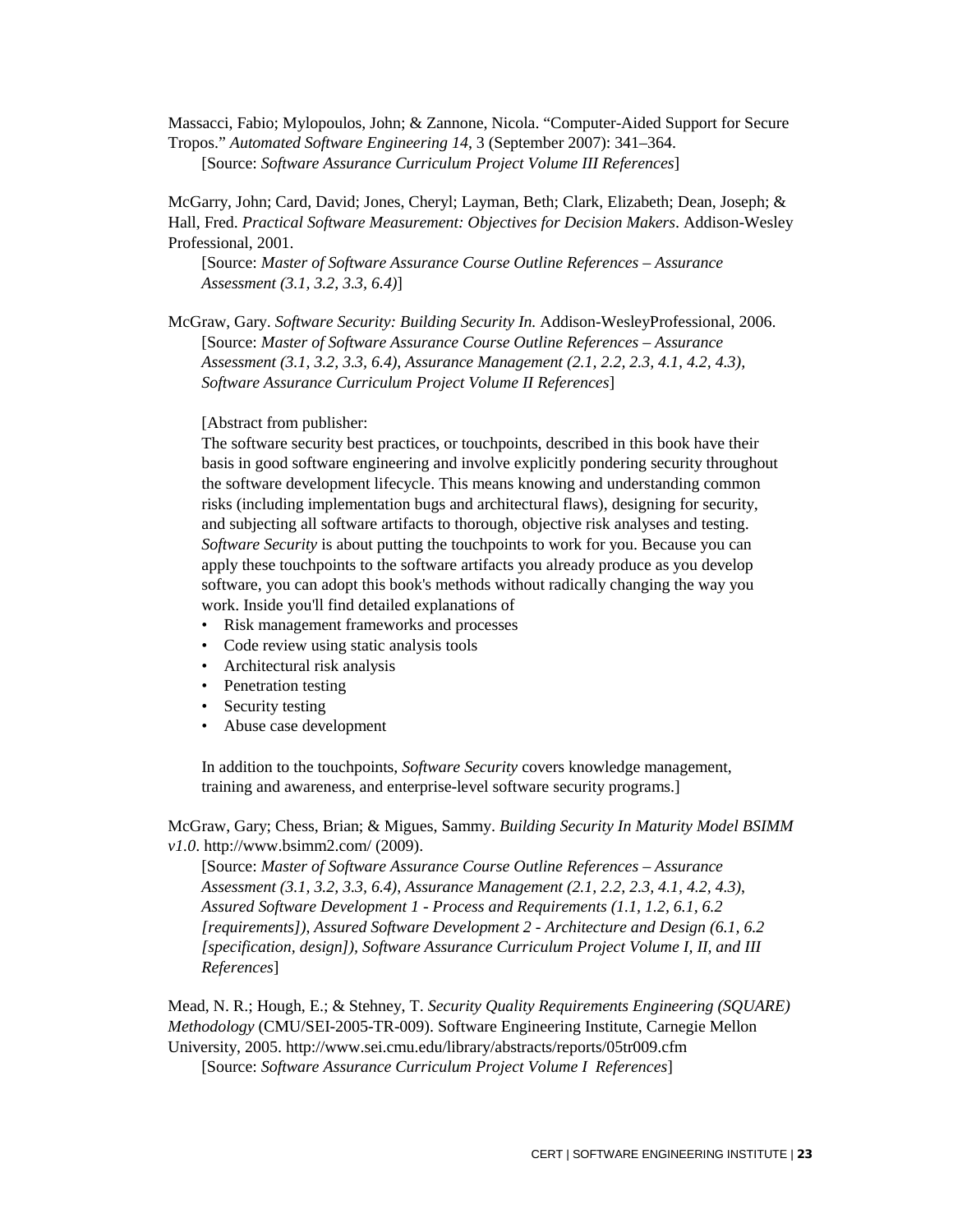Massacci, Fabio; Mylopoulos, John; & Zannone, Nicola. "Computer-Aided Support for Secure Tropos." *Automated Software Engineering 14*, 3 (September 2007): 341–364.
[Source: *Software Assurance Curriculum Project Volume III References*]

McGarry, John; Card, David; Jones, Cheryl; Layman, Beth; Clark, Elizabeth; Dean, Joseph; & Hall, Fred. *Practical Software Measurement: Objectives for Decision Makers*. Addison-Wesley Professional, 2001.
[Source: *Master of Software Assurance Course Outline References – Assurance Assessment (3.1, 3.2, 3.3, 6.4)*]

McGraw, Gary. *Software Security: Building Security In.* Addison-WesleyProfessional, 2006.
[Source: *Master of Software Assurance Course Outline References – Assurance Assessment (3.1, 3.2, 3.3, 6.4), Assurance Management (2.1, 2.2, 2.3, 4.1, 4.2, 4.3), Software Assurance Curriculum Project Volume II References*]

[Abstract from publisher:
The software security best practices, or touchpoints, described in this book have their basis in good software engineering and involve explicitly pondering security throughout the software development lifecycle. This means knowing and understanding common risks (including implementation bugs and architectural flaws), designing for security, and subjecting all software artifacts to thorough, objective risk analyses and testing. *Software Security* is about putting the touchpoints to work for you. Because you can apply these touchpoints to the software artifacts you already produce as you develop software, you can adopt this book's methods without radically changing the way you work. Inside you'll find detailed explanations of

- Risk management frameworks and processes
- Code review using static analysis tools
- Architectural risk analysis
- Penetration testing
- Security testing
- Abuse case development

In addition to the touchpoints, *Software Security* covers knowledge management, training and awareness, and enterprise-level software security programs.]

McGraw, Gary; Chess, Brian; & Migues, Sammy. *Building Security In Maturity Model BSIMM v1.0*. http://www.bsimm2.com/ (2009).
[Source: *Master of Software Assurance Course Outline References – Assurance Assessment (3.1, 3.2, 3.3, 6.4), Assurance Management (2.1, 2.2, 2.3, 4.1, 4.2, 4.3), Assured Software Development 1 - Process and Requirements (1.1, 1.2, 6.1, 6.2 [requirements]), Assured Software Development 2 - Architecture and Design (6.1, 6.2 [specification, design]), Software Assurance Curriculum Project Volume I, II, and III References*]

Mead, N. R.; Hough, E.; & Stehney, T. *Security Quality Requirements Engineering (SQUARE) Methodology* (CMU/SEI-2005-TR-009). Software Engineering Institute, Carnegie Mellon University, 2005. http://www.sei.cmu.edu/library/abstracts/reports/05tr009.cfm
[Source: *Software Assurance Curriculum Project Volume I References*]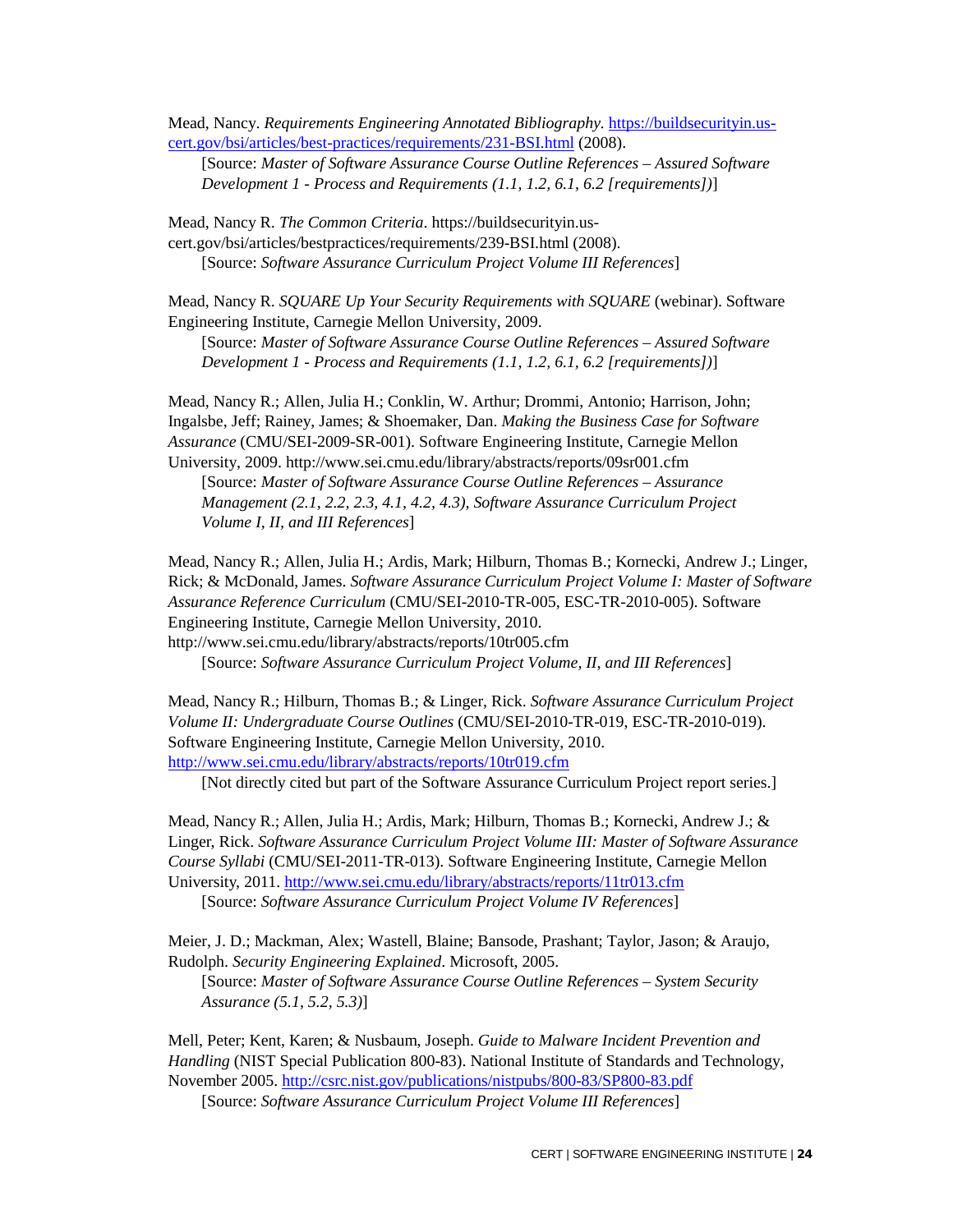Mead, Nancy. *Requirements Engineering Annotated Bibliography.* https://buildsecurityin.us-cert.gov/bsi/articles/best-practices/requirements/231-BSI.html (2008).
[Source: *Master of Software Assurance Course Outline References – Assured Software Development 1 - Process and Requirements (1.1, 1.2, 6.1, 6.2 [requirements])*]

Mead, Nancy R. *The Common Criteria*. https://buildsecurityin.us-cert.gov/bsi/articles/bestpractices/requirements/239-BSI.html (2008).
[Source: *Software Assurance Curriculum Project Volume III References*]

Mead, Nancy R. *SQUARE Up Your Security Requirements with SQUARE* (webinar). Software Engineering Institute, Carnegie Mellon University, 2009.
[Source: *Master of Software Assurance Course Outline References – Assured Software Development 1 - Process and Requirements (1.1, 1.2, 6.1, 6.2 [requirements])*]

Mead, Nancy R.; Allen, Julia H.; Conklin, W. Arthur; Drommi, Antonio; Harrison, John; Ingalsbe, Jeff; Rainey, James; & Shoemaker, Dan. *Making the Business Case for Software Assurance* (CMU/SEI-2009-SR-001). Software Engineering Institute, Carnegie Mellon University, 2009. http://www.sei.cmu.edu/library/abstracts/reports/09sr001.cfm
[Source: *Master of Software Assurance Course Outline References – Assurance Management (2.1, 2.2, 2.3, 4.1, 4.2, 4.3), Software Assurance Curriculum Project Volume I, II, and III References*]

Mead, Nancy R.; Allen, Julia H.; Ardis, Mark; Hilburn, Thomas B.; Kornecki, Andrew J.; Linger, Rick; & McDonald, James. *Software Assurance Curriculum Project Volume I: Master of Software Assurance Reference Curriculum* (CMU/SEI-2010-TR-005, ESC-TR-2010-005). Software Engineering Institute, Carnegie Mellon University, 2010. http://www.sei.cmu.edu/library/abstracts/reports/10tr005.cfm
[Source: *Software Assurance Curriculum Project Volume, II, and III References*]

Mead, Nancy R.; Hilburn, Thomas B.; & Linger, Rick. *Software Assurance Curriculum Project Volume II: Undergraduate Course Outlines* (CMU/SEI-2010-TR-019, ESC-TR-2010-019). Software Engineering Institute, Carnegie Mellon University, 2010. http://www.sei.cmu.edu/library/abstracts/reports/10tr019.cfm
[Not directly cited but part of the Software Assurance Curriculum Project report series.]

Mead, Nancy R.; Allen, Julia H.; Ardis, Mark; Hilburn, Thomas B.; Kornecki, Andrew J.; & Linger, Rick. *Software Assurance Curriculum Project Volume III: Master of Software Assurance Course Syllabi* (CMU/SEI-2011-TR-013). Software Engineering Institute, Carnegie Mellon University, 2011. http://www.sei.cmu.edu/library/abstracts/reports/11tr013.cfm
[Source: *Software Assurance Curriculum Project Volume IV References*]

Meier, J. D.; Mackman, Alex; Wastell, Blaine; Bansode, Prashant; Taylor, Jason; & Araujo, Rudolph. *Security Engineering Explained*. Microsoft, 2005.
[Source: *Master of Software Assurance Course Outline References – System Security Assurance (5.1, 5.2, 5.3)*]

Mell, Peter; Kent, Karen; & Nusbaum, Joseph. *Guide to Malware Incident Prevention and Handling* (NIST Special Publication 800-83). National Institute of Standards and Technology, November 2005. http://csrc.nist.gov/publications/nistpubs/800-83/SP800-83.pdf
[Source: *Software Assurance Curriculum Project Volume III References*]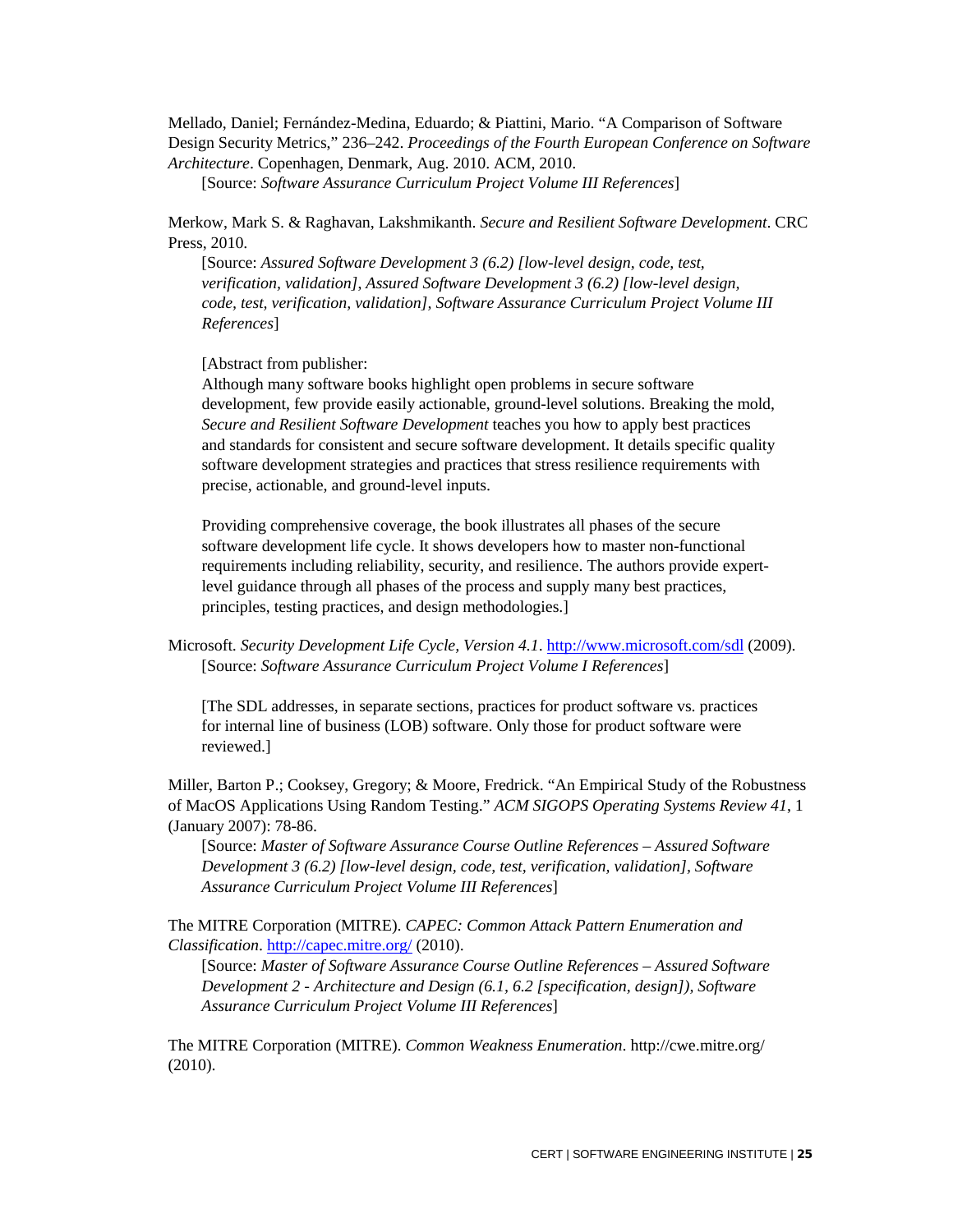Mellado, Daniel; Fernández-Medina, Eduardo; & Piattini, Mario. "A Comparison of Software Design Security Metrics," 236–242. *Proceedings of the Fourth European Conference on Software Architecture*. Copenhagen, Denmark, Aug. 2010. ACM, 2010.

[Source: *Software Assurance Curriculum Project Volume III References*]

Merkow, Mark S. & Raghavan, Lakshmikanth. *Secure and Resilient Software Development*. CRC Press, 2010.

[Source: *Assured Software Development 3 (6.2) [low-level design, code, test, verification, validation], Assured Software Development 3 (6.2) [low-level design, code, test, verification, validation], Software Assurance Curriculum Project Volume III References*]

[Abstract from publisher:

Although many software books highlight open problems in secure software development, few provide easily actionable, ground-level solutions. Breaking the mold, *Secure and Resilient Software Development* teaches you how to apply best practices and standards for consistent and secure software development. It details specific quality software development strategies and practices that stress resilience requirements with precise, actionable, and ground-level inputs.

Providing comprehensive coverage, the book illustrates all phases of the secure software development life cycle. It shows developers how to master non-functional requirements including reliability, security, and resilience. The authors provide expert-level guidance through all phases of the process and supply many best practices, principles, testing practices, and design methodologies.]

Microsoft. *Security Development Life Cycle, Version 4.1*. http://www.microsoft.com/sdl (2009).

[Source: *Software Assurance Curriculum Project Volume I References*]

[The SDL addresses, in separate sections, practices for product software vs. practices for internal line of business (LOB) software. Only those for product software were reviewed.]

Miller, Barton P.; Cooksey, Gregory; & Moore, Fredrick. "An Empirical Study of the Robustness of MacOS Applications Using Random Testing." *ACM SIGOPS Operating Systems Review 41*, 1 (January 2007): 78-86.

[Source: *Master of Software Assurance Course Outline References – Assured Software Development 3 (6.2) [low-level design, code, test, verification, validation], Software Assurance Curriculum Project Volume III References*]

The MITRE Corporation (MITRE). *CAPEC: Common Attack Pattern Enumeration and Classification*. http://capec.mitre.org/ (2010).

[Source: *Master of Software Assurance Course Outline References – Assured Software Development 2 - Architecture and Design (6.1, 6.2 [specification, design]), Software Assurance Curriculum Project Volume III References*]

The MITRE Corporation (MITRE). *Common Weakness Enumeration*. http://cwe.mitre.org/ (2010).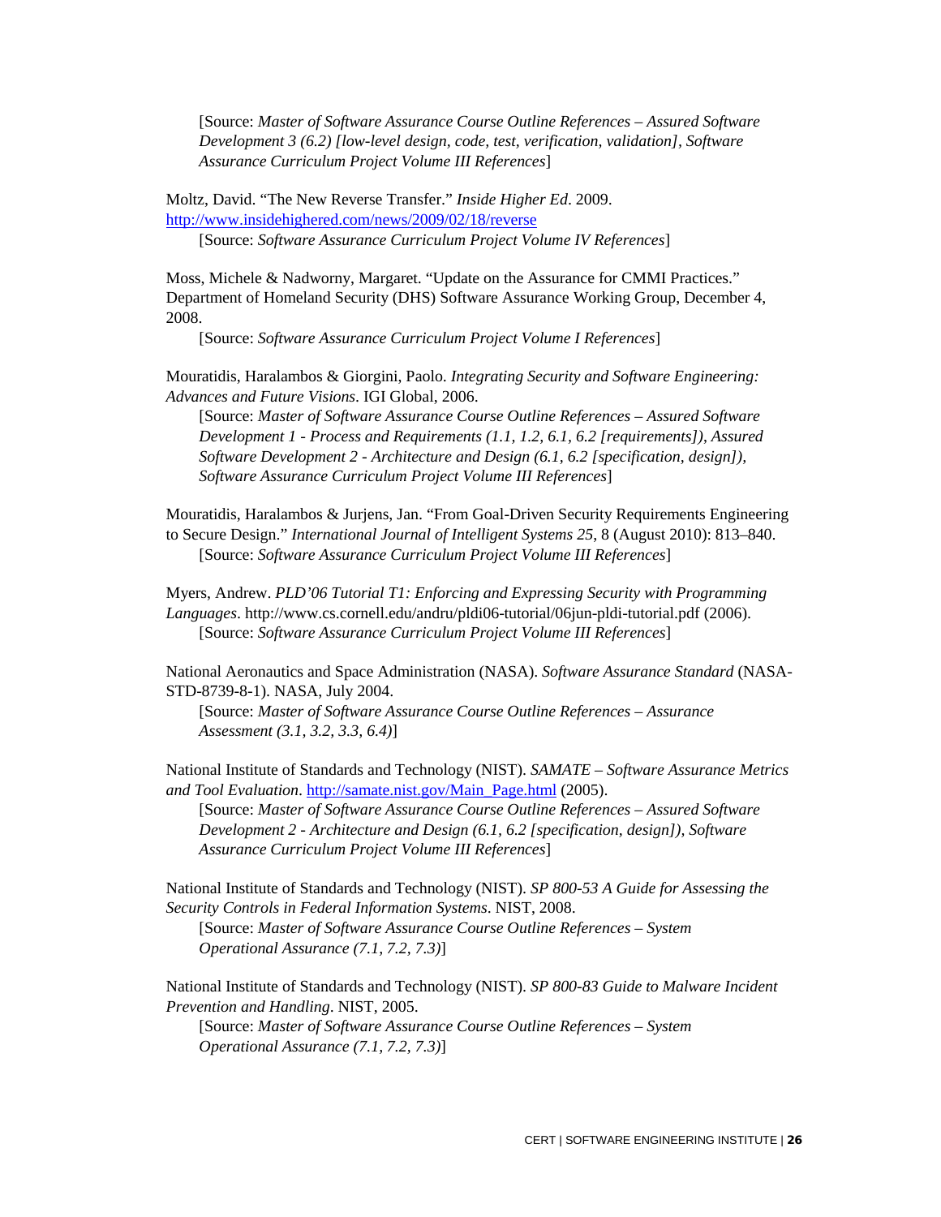[Source: *Master of Software Assurance Course Outline References – Assured Software Development 3 (6.2) [low-level design, code, test, verification, validation], Software Assurance Curriculum Project Volume III References*]

Moltz, David. "The New Reverse Transfer." *Inside Higher Ed*. 2009. http://www.insidehighered.com/news/2009/02/18/reverse

[Source: *Software Assurance Curriculum Project Volume IV References*]

Moss, Michele & Nadworny, Margaret. "Update on the Assurance for CMMI Practices." Department of Homeland Security (DHS) Software Assurance Working Group, December 4, 2008.

[Source: *Software Assurance Curriculum Project Volume I References*]

Mouratidis, Haralambos & Giorgini, Paolo. *Integrating Security and Software Engineering: Advances and Future Visions*. IGI Global, 2006.

[Source: *Master of Software Assurance Course Outline References – Assured Software Development 1 - Process and Requirements (1.1, 1.2, 6.1, 6.2 [requirements]), Assured Software Development 2 - Architecture and Design (6.1, 6.2 [specification, design]), Software Assurance Curriculum Project Volume III References*]

Mouratidis, Haralambos & Jurjens, Jan. "From Goal-Driven Security Requirements Engineering to Secure Design." *International Journal of Intelligent Systems 25*, 8 (August 2010): 813–840.

[Source: *Software Assurance Curriculum Project Volume III References*]

Myers, Andrew. *PLD'06 Tutorial T1: Enforcing and Expressing Security with Programming Languages*. http://www.cs.cornell.edu/andru/pldi06-tutorial/06jun-pldi-tutorial.pdf (2006).

[Source: *Software Assurance Curriculum Project Volume III References*]

National Aeronautics and Space Administration (NASA). *Software Assurance Standard* (NASA-STD-8739-8-1). NASA, July 2004.

[Source: *Master of Software Assurance Course Outline References – Assurance Assessment (3.1, 3.2, 3.3, 6.4)*]

National Institute of Standards and Technology (NIST). *SAMATE – Software Assurance Metrics and Tool Evaluation*. http://samate.nist.gov/Main_Page.html (2005).

[Source: *Master of Software Assurance Course Outline References – Assured Software Development 2 - Architecture and Design (6.1, 6.2 [specification, design]), Software Assurance Curriculum Project Volume III References*]

National Institute of Standards and Technology (NIST). *SP 800-53 A Guide for Assessing the Security Controls in Federal Information Systems*. NIST, 2008.

[Source: *Master of Software Assurance Course Outline References – System Operational Assurance (7.1, 7.2, 7.3)*]

National Institute of Standards and Technology (NIST). *SP 800-83 Guide to Malware Incident Prevention and Handling*. NIST, 2005.

[Source: *Master of Software Assurance Course Outline References – System Operational Assurance (7.1, 7.2, 7.3)*]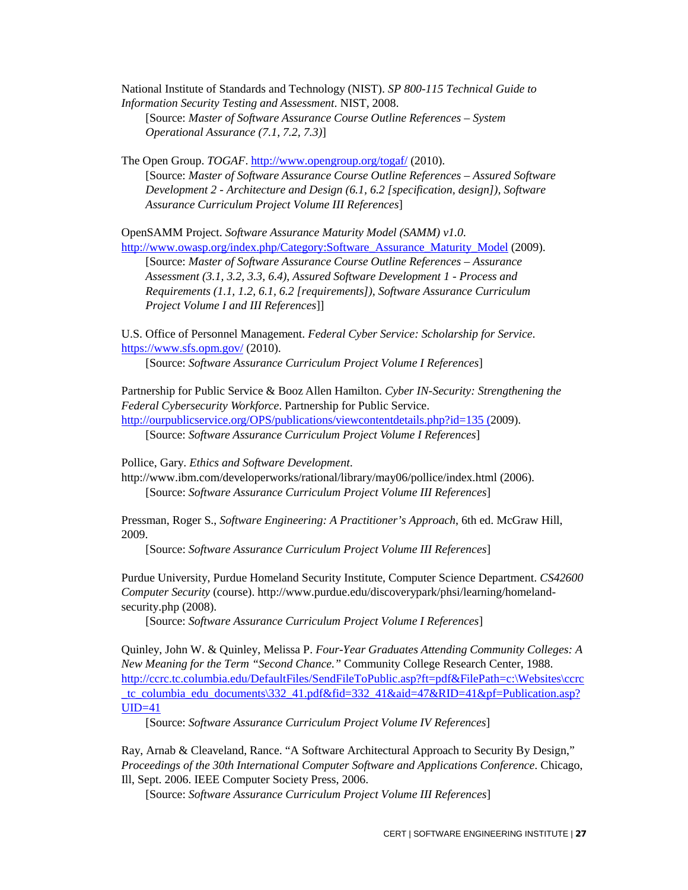National Institute of Standards and Technology (NIST). *SP 800-115 Technical Guide to Information Security Testing and Assessment*. NIST, 2008.
[Source: *Master of Software Assurance Course Outline References – System Operational Assurance (7.1, 7.2, 7.3)*]

The Open Group. *TOGAF*. http://www.opengroup.org/togaf/ (2010).
[Source: *Master of Software Assurance Course Outline References – Assured Software Development 2 - Architecture and Design (6.1, 6.2 [specification, design]), Software Assurance Curriculum Project Volume III References*]

OpenSAMM Project. *Software Assurance Maturity Model (SAMM) v1.0.* http://www.owasp.org/index.php/Category:Software_Assurance_Maturity_Model (2009).
[Source: *Master of Software Assurance Course Outline References – Assurance Assessment (3.1, 3.2, 3.3, 6.4), Assured Software Development 1 - Process and Requirements (1.1, 1.2, 6.1, 6.2 [requirements]), Software Assurance Curriculum Project Volume I and III References*]]

U.S. Office of Personnel Management. *Federal Cyber Service: Scholarship for Service*. https://www.sfs.opm.gov/ (2010).
[Source: *Software Assurance Curriculum Project Volume I References*]

Partnership for Public Service & Booz Allen Hamilton. *Cyber IN-Security: Strengthening the Federal Cybersecurity Workforce*. Partnership for Public Service. http://ourpublicservice.org/OPS/publications/viewcontentdetails.php?id=135 (2009).
[Source: *Software Assurance Curriculum Project Volume I References*]

Pollice, Gary. *Ethics and Software Development*. http://www.ibm.com/developerworks/rational/library/may06/pollice/index.html (2006).
[Source: *Software Assurance Curriculum Project Volume III References*]

Pressman, Roger S., *Software Engineering: A Practitioner's Approach,* 6th ed. McGraw Hill, 2009.
[Source: *Software Assurance Curriculum Project Volume III References*]

Purdue University, Purdue Homeland Security Institute, Computer Science Department. *CS42600 Computer Security* (course). http://www.purdue.edu/discoverypark/phsi/learning/homeland-security.php (2008).
[Source: *Software Assurance Curriculum Project Volume I References*]

Quinley, John W. & Quinley, Melissa P. *Four-Year Graduates Attending Community Colleges: A New Meaning for the Term "Second Chance."* Community College Research Center, 1988. http://ccrc.tc.columbia.edu/DefaultFiles/SendFileToPublic.asp?ft=pdf&FilePath=c:\Websites\ccrc_tc_columbia_edu_documents\332_41.pdf&fid=332_41&aid=47&RID=41&pf=Publication.asp?UID=41
[Source: *Software Assurance Curriculum Project Volume IV References*]

Ray, Arnab & Cleaveland, Rance. "A Software Architectural Approach to Security By Design," *Proceedings of the 30th International Computer Software and Applications Conference*. Chicago, Ill, Sept. 2006. IEEE Computer Society Press, 2006.
[Source: *Software Assurance Curriculum Project Volume III References*]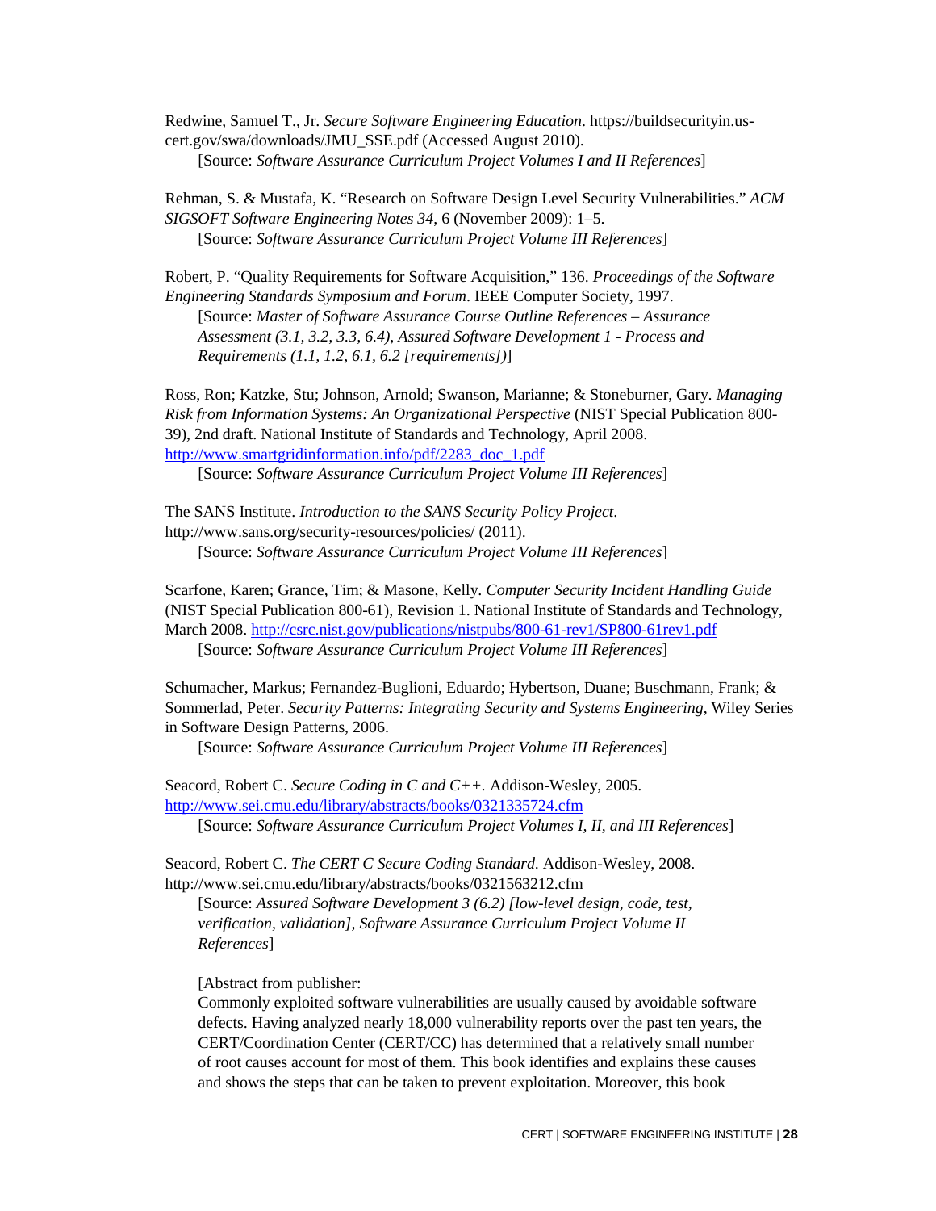Redwine, Samuel T., Jr. *Secure Software Engineering Education*. https://buildsecurityin.us-cert.gov/swa/downloads/JMU_SSE.pdf (Accessed August 2010).
[Source: *Software Assurance Curriculum Project Volumes I and II References*]

Rehman, S. & Mustafa, K. "Research on Software Design Level Security Vulnerabilities." *ACM SIGSOFT Software Engineering Notes 34*, 6 (November 2009): 1–5.
[Source: *Software Assurance Curriculum Project Volume III References*]

Robert, P. "Quality Requirements for Software Acquisition," 136. *Proceedings of the Software Engineering Standards Symposium and Forum*. IEEE Computer Society, 1997.
[Source: *Master of Software Assurance Course Outline References – Assurance Assessment (3.1, 3.2, 3.3, 6.4), Assured Software Development 1 - Process and Requirements (1.1, 1.2, 6.1, 6.2 [requirements])*]

Ross, Ron; Katzke, Stu; Johnson, Arnold; Swanson, Marianne; & Stoneburner, Gary. *Managing Risk from Information Systems: An Organizational Perspective* (NIST Special Publication 800-39), 2nd draft. National Institute of Standards and Technology, April 2008. http://www.smartgridinformation.info/pdf/2283_doc_1.pdf
[Source: *Software Assurance Curriculum Project Volume III References*]

The SANS Institute. *Introduction to the SANS Security Policy Project*. http://www.sans.org/security-resources/policies/ (2011).
[Source: *Software Assurance Curriculum Project Volume III References*]

Scarfone, Karen; Grance, Tim; & Masone, Kelly. *Computer Security Incident Handling Guide* (NIST Special Publication 800-61), Revision 1. National Institute of Standards and Technology, March 2008. http://csrc.nist.gov/publications/nistpubs/800-61-rev1/SP800-61rev1.pdf
[Source: *Software Assurance Curriculum Project Volume III References*]

Schumacher, Markus; Fernandez-Buglioni, Eduardo; Hybertson, Duane; Buschmann, Frank; & Sommerlad, Peter. *Security Patterns: Integrating Security and Systems Engineering*, Wiley Series in Software Design Patterns, 2006.
[Source: *Software Assurance Curriculum Project Volume III References*]

Seacord, Robert C. *Secure Coding in C and C++*. Addison-Wesley, 2005. http://www.sei.cmu.edu/library/abstracts/books/0321335724.cfm
[Source: *Software Assurance Curriculum Project Volumes I, II, and III References*]

Seacord, Robert C. *The CERT C Secure Coding Standard*. Addison-Wesley, 2008. http://www.sei.cmu.edu/library/abstracts/books/0321563212.cfm
[Source: *Assured Software Development 3 (6.2) [low-level design, code, test, verification, validation], Software Assurance Curriculum Project Volume II References*]

[Abstract from publisher:
Commonly exploited software vulnerabilities are usually caused by avoidable software defects. Having analyzed nearly 18,000 vulnerability reports over the past ten years, the CERT/Coordination Center (CERT/CC) has determined that a relatively small number of root causes account for most of them. This book identifies and explains these causes and shows the steps that can be taken to prevent exploitation. Moreover, this book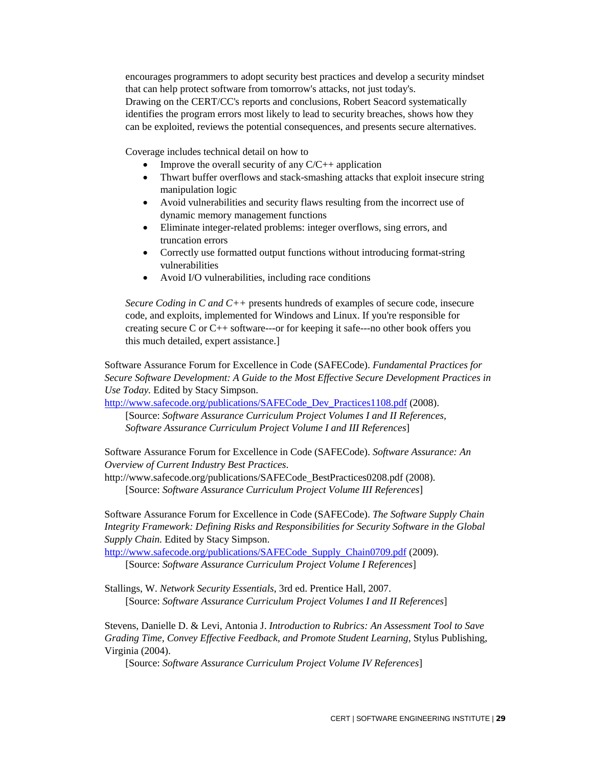encourages programmers to adopt security best practices and develop a security mindset that can help protect software from tomorrow's attacks, not just today's.
Drawing on the CERT/CC's reports and conclusions, Robert Seacord systematically identifies the program errors most likely to lead to security breaches, shows how they can be exploited, reviews the potential consequences, and presents secure alternatives.

Coverage includes technical detail on how to

- Improve the overall security of any C/C++ application
- Thwart buffer overflows and stack-smashing attacks that exploit insecure string manipulation logic
- Avoid vulnerabilities and security flaws resulting from the incorrect use of dynamic memory management functions
- Eliminate integer-related problems: integer overflows, sing errors, and truncation errors
- Correctly use formatted output functions without introducing format-string vulnerabilities
- Avoid I/O vulnerabilities, including race conditions

*Secure Coding in C and C++* presents hundreds of examples of secure code, insecure code, and exploits, implemented for Windows and Linux. If you're responsible for creating secure C or C++ software---or for keeping it safe---no other book offers you this much detailed, expert assistance.]

Software Assurance Forum for Excellence in Code (SAFECode). *Fundamental Practices for Secure Software Development: A Guide to the Most Effective Secure Development Practices in Use Today.* Edited by Stacy Simpson.
http://www.safecode.org/publications/SAFECode_Dev_Practices1108.pdf (2008).
[Source: *Software Assurance Curriculum Project Volumes I and II References, Software Assurance Curriculum Project Volume I and III References*]

Software Assurance Forum for Excellence in Code (SAFECode). *Software Assurance: An Overview of Current Industry Best Practices*.
http://www.safecode.org/publications/SAFECode_BestPractices0208.pdf (2008).
[Source: *Software Assurance Curriculum Project Volume III References*]

Software Assurance Forum for Excellence in Code (SAFECode). *The Software Supply Chain Integrity Framework: Defining Risks and Responsibilities for Security Software in the Global Supply Chain.* Edited by Stacy Simpson.
http://www.safecode.org/publications/SAFECode_Supply_Chain0709.pdf (2009).
[Source: *Software Assurance Curriculum Project Volume I References*]

Stallings, W. *Network Security Essentials*, 3rd ed. Prentice Hall, 2007.
[Source: *Software Assurance Curriculum Project Volumes I and II References*]

Stevens, Danielle D. & Levi, Antonia J. *Introduction to Rubrics: An Assessment Tool to Save Grading Time, Convey Effective Feedback, and Promote Student Learning*, Stylus Publishing, Virginia (2004).
[Source: *Software Assurance Curriculum Project Volume IV References*]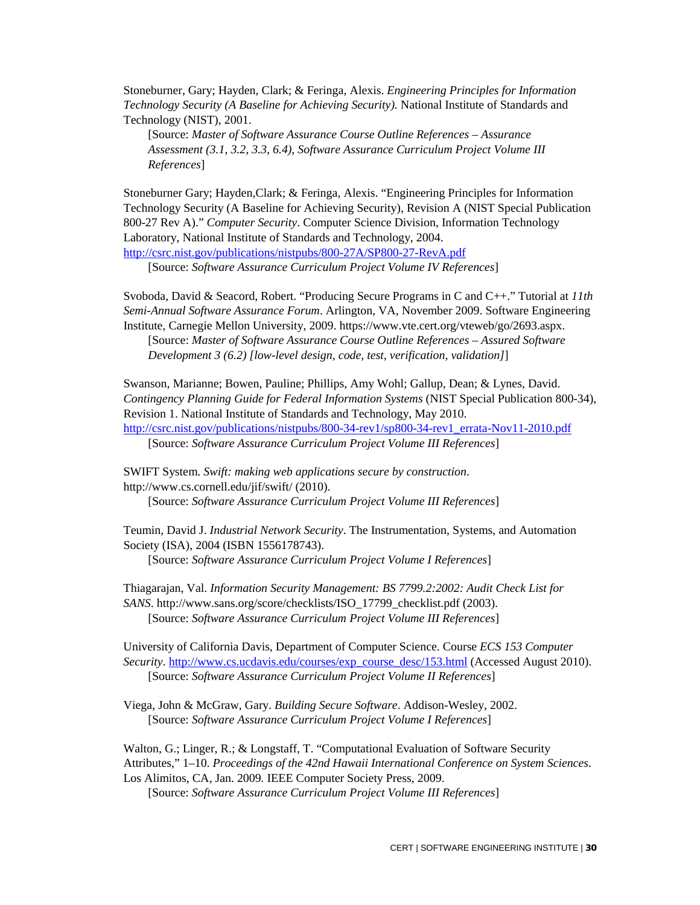Stoneburner, Gary; Hayden, Clark; & Feringa, Alexis. *Engineering Principles for Information Technology Security (A Baseline for Achieving Security).* National Institute of Standards and Technology (NIST), 2001.
  [Source: *Master of Software Assurance Course Outline References – Assurance Assessment (3.1, 3.2, 3.3, 6.4), Software Assurance Curriculum Project Volume III References*]

Stoneburner Gary; Hayden,Clark; & Feringa, Alexis. "Engineering Principles for Information Technology Security (A Baseline for Achieving Security), Revision A (NIST Special Publication 800-27 Rev A)." *Computer Security*. Computer Science Division, Information Technology Laboratory, National Institute of Standards and Technology, 2004. http://csrc.nist.gov/publications/nistpubs/800-27A/SP800-27-RevA.pdf
  [Source: *Software Assurance Curriculum Project Volume IV References*]

Svoboda, David & Seacord, Robert. "Producing Secure Programs in C and C++." Tutorial at *11th Semi-Annual Software Assurance Forum*. Arlington, VA, November 2009. Software Engineering Institute, Carnegie Mellon University, 2009. https://www.vte.cert.org/vteweb/go/2693.aspx.
  [Source: *Master of Software Assurance Course Outline References – Assured Software Development 3 (6.2) [low-level design, code, test, verification, validation]*]

Swanson, Marianne; Bowen, Pauline; Phillips, Amy Wohl; Gallup, Dean; & Lynes, David. *Contingency Planning Guide for Federal Information Systems* (NIST Special Publication 800-34), Revision 1. National Institute of Standards and Technology, May 2010. http://csrc.nist.gov/publications/nistpubs/800-34-rev1/sp800-34-rev1_errata-Nov11-2010.pdf
  [Source: *Software Assurance Curriculum Project Volume III References*]

SWIFT System. *Swift: making web applications secure by construction*. http://www.cs.cornell.edu/jif/swift/ (2010).
  [Source: *Software Assurance Curriculum Project Volume III References*]

Teumin, David J. *Industrial Network Security*. The Instrumentation, Systems, and Automation Society (ISA), 2004 (ISBN 1556178743).
  [Source: *Software Assurance Curriculum Project Volume I References*]

Thiagarajan, Val. *Information Security Management: BS 7799.2:2002: Audit Check List for SANS*. http://www.sans.org/score/checklists/ISO_17799_checklist.pdf (2003).
  [Source: *Software Assurance Curriculum Project Volume III References*]

University of California Davis, Department of Computer Science. Course *ECS 153 Computer Security*. http://www.cs.ucdavis.edu/courses/exp_course_desc/153.html (Accessed August 2010).
  [Source: *Software Assurance Curriculum Project Volume II References*]

Viega, John & McGraw, Gary. *Building Secure Software*. Addison-Wesley, 2002.
  [Source: *Software Assurance Curriculum Project Volume I References*]

Walton, G.; Linger, R.; & Longstaff, T. "Computational Evaluation of Software Security Attributes," 1–10. *Proceedings of the 42nd Hawaii International Conference on System Sciences*. Los Alimitos, CA, Jan. 2009. IEEE Computer Society Press, 2009.
  [Source: *Software Assurance Curriculum Project Volume III References*]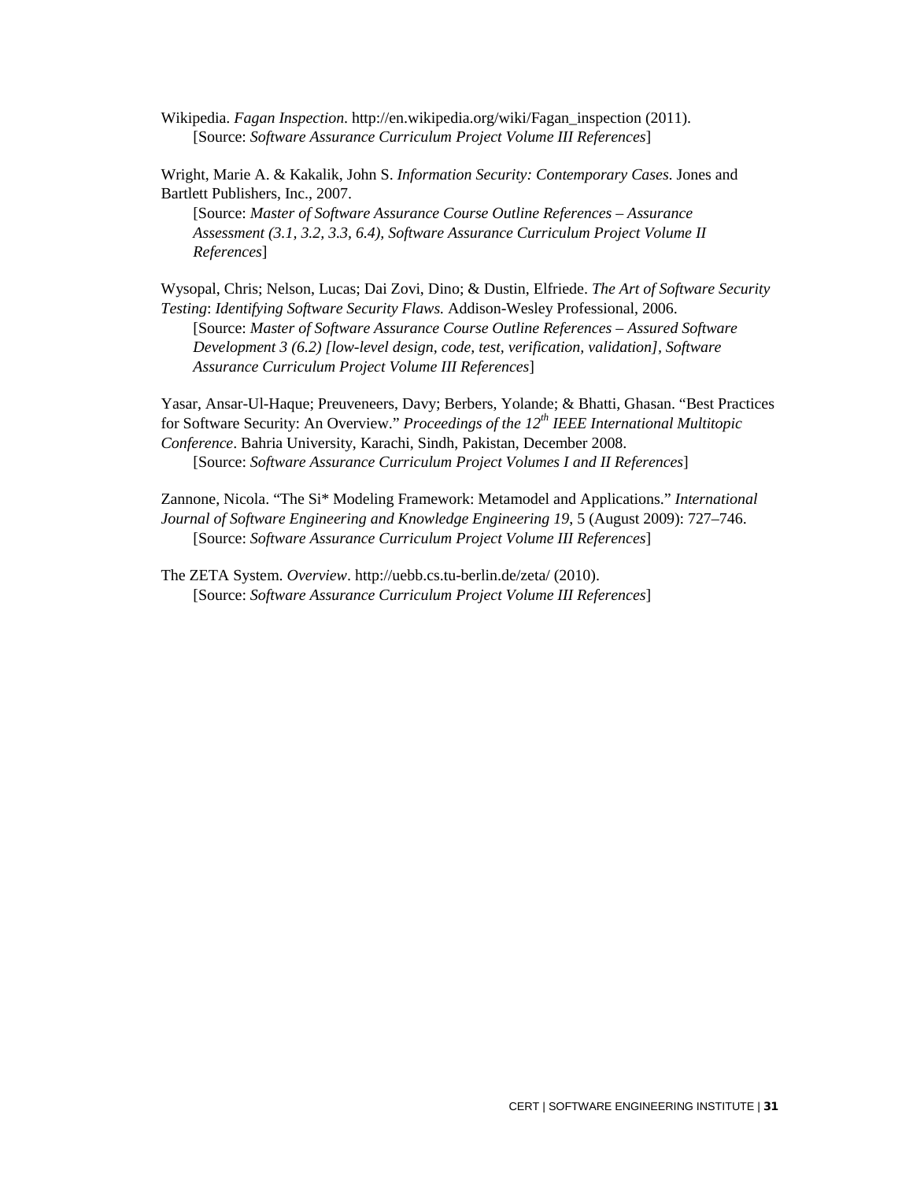Wikipedia. *Fagan Inspection*. http://en.wikipedia.org/wiki/Fagan_inspection (2011).
[Source: *Software Assurance Curriculum Project Volume III References*]

Wright, Marie A. & Kakalik, John S. *Information Security: Contemporary Cases*. Jones and Bartlett Publishers, Inc., 2007.
[Source: *Master of Software Assurance Course Outline References – Assurance Assessment (3.1, 3.2, 3.3, 6.4), Software Assurance Curriculum Project Volume II References*]

Wysopal, Chris; Nelson, Lucas; Dai Zovi, Dino; & Dustin, Elfriede. *The Art of Software Security Testing*: *Identifying Software Security Flaws.* Addison-Wesley Professional, 2006.
[Source: *Master of Software Assurance Course Outline References – Assured Software Development 3 (6.2) [low-level design, code, test, verification, validation], Software Assurance Curriculum Project Volume III References*]

Yasar, Ansar-Ul-Haque; Preuveneers, Davy; Berbers, Yolande; & Bhatti, Ghasan. "Best Practices for Software Security: An Overview." *Proceedings of the 12th IEEE International Multitopic Conference*. Bahria University, Karachi, Sindh, Pakistan, December 2008.
[Source: *Software Assurance Curriculum Project Volumes I and II References*]

Zannone, Nicola. "The Si* Modeling Framework: Metamodel and Applications." *International Journal of Software Engineering and Knowledge Engineering 19*, 5 (August 2009): 727–746.
[Source: *Software Assurance Curriculum Project Volume III References*]

The ZETA System. *Overview*. http://uebb.cs.tu-berlin.de/zeta/ (2010).
[Source: *Software Assurance Curriculum Project Volume III References*]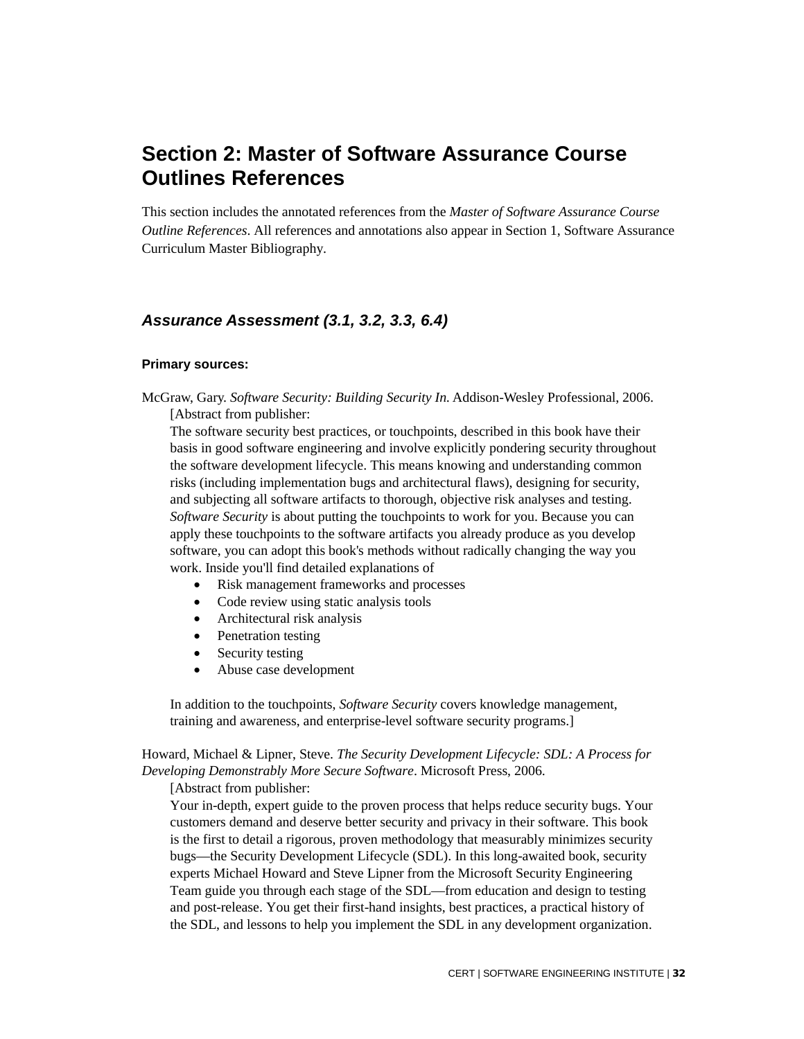# Section 2: Master of Software Assurance Course Outlines References

This section includes the annotated references from the *Master of Software Assurance Course Outline References*. All references and annotations also appear in Section 1, Software Assurance Curriculum Master Bibliography.

## *Assurance Assessment (3.1, 3.2, 3.3, 6.4)*

### Primary sources:

McGraw, Gary. *Software Security: Building Security In.* Addison-Wesley Professional, 2006.

[Abstract from publisher:

The software security best practices, or touchpoints, described in this book have their basis in good software engineering and involve explicitly pondering security throughout the software development lifecycle. This means knowing and understanding common risks (including implementation bugs and architectural flaws), designing for security, and subjecting all software artifacts to thorough, objective risk analyses and testing. *Software Security* is about putting the touchpoints to work for you. Because you can apply these touchpoints to the software artifacts you already produce as you develop software, you can adopt this book's methods without radically changing the way you work. Inside you'll find detailed explanations of

- Risk management frameworks and processes
- Code review using static analysis tools
- Architectural risk analysis
- Penetration testing
- Security testing
- Abuse case development

In addition to the touchpoints, *Software Security* covers knowledge management, training and awareness, and enterprise-level software security programs.]

Howard, Michael & Lipner, Steve. *The Security Development Lifecycle: SDL: A Process for Developing Demonstrably More Secure Software*. Microsoft Press, 2006.

[Abstract from publisher:

Your in-depth, expert guide to the proven process that helps reduce security bugs. Your customers demand and deserve better security and privacy in their software. This book is the first to detail a rigorous, proven methodology that measurably minimizes security bugs—the Security Development Lifecycle (SDL). In this long-awaited book, security experts Michael Howard and Steve Lipner from the Microsoft Security Engineering Team guide you through each stage of the SDL—from education and design to testing and post-release. You get their first-hand insights, best practices, a practical history of the SDL, and lessons to help you implement the SDL in any development organization.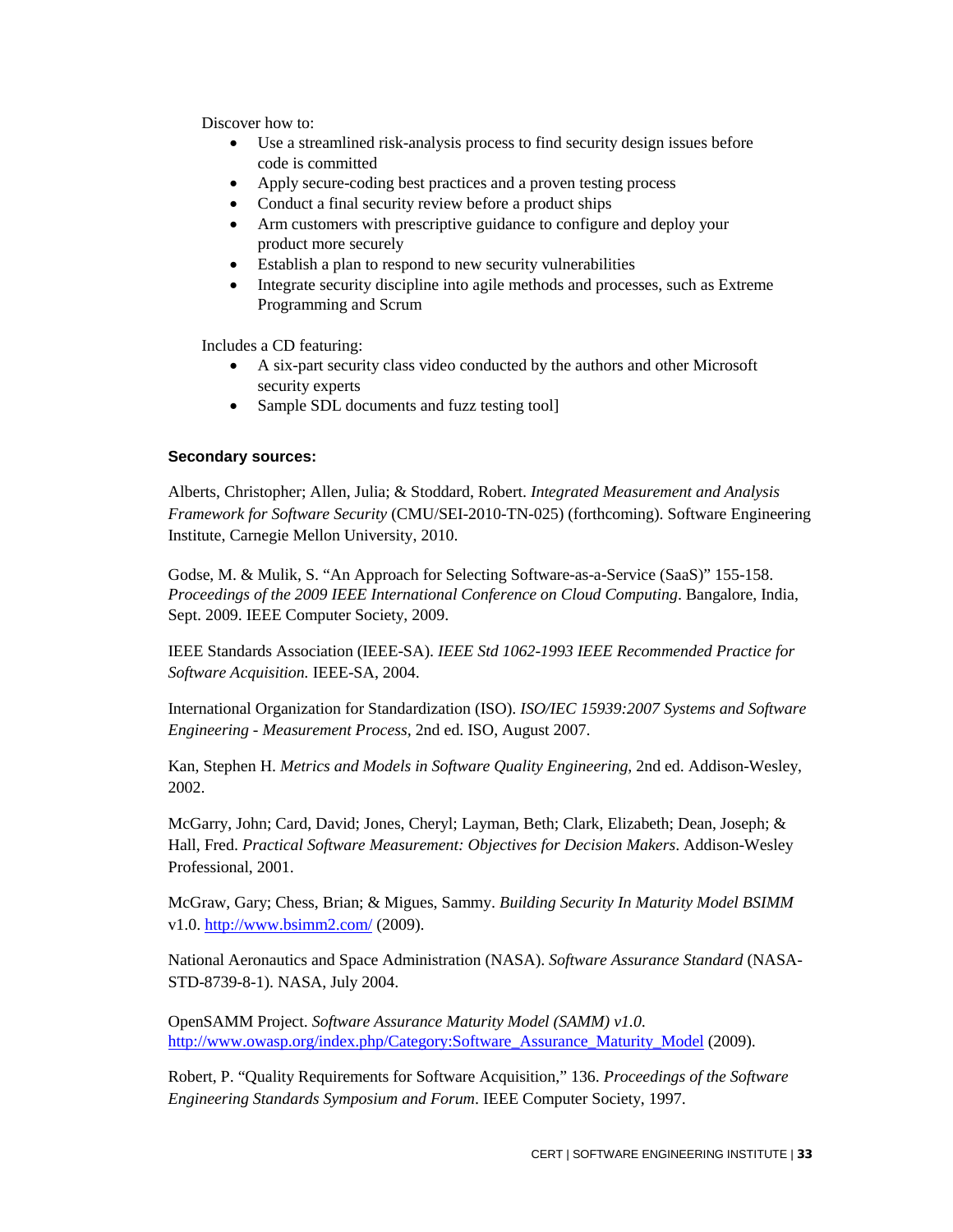Discover how to:

- Use a streamlined risk-analysis process to find security design issues before code is committed
- Apply secure-coding best practices and a proven testing process
- Conduct a final security review before a product ships
- Arm customers with prescriptive guidance to configure and deploy your product more securely
- Establish a plan to respond to new security vulnerabilities
- Integrate security discipline into agile methods and processes, such as Extreme Programming and Scrum

Includes a CD featuring:

- A six-part security class video conducted by the authors and other Microsoft security experts
- Sample SDL documents and fuzz testing tool]

**Secondary sources:**

Alberts, Christopher; Allen, Julia; & Stoddard, Robert. *Integrated Measurement and Analysis Framework for Software Security* (CMU/SEI-2010-TN-025) (forthcoming). Software Engineering Institute, Carnegie Mellon University, 2010.

Godse, M. & Mulik, S. "An Approach for Selecting Software-as-a-Service (SaaS)" 155-158. *Proceedings of the 2009 IEEE International Conference on Cloud Computing*. Bangalore, India, Sept. 2009. IEEE Computer Society, 2009.

IEEE Standards Association (IEEE-SA). *IEEE Std 1062-1993 IEEE Recommended Practice for Software Acquisition.* IEEE-SA, 2004.

International Organization for Standardization (ISO). *ISO/IEC 15939:2007 Systems and Software Engineering - Measurement Process*, 2nd ed. ISO, August 2007.

Kan, Stephen H. *Metrics and Models in Software Quality Engineering*, 2nd ed. Addison-Wesley, 2002.

McGarry, John; Card, David; Jones, Cheryl; Layman, Beth; Clark, Elizabeth; Dean, Joseph; & Hall, Fred. *Practical Software Measurement: Objectives for Decision Makers*. Addison-Wesley Professional, 2001.

McGraw, Gary; Chess, Brian; & Migues, Sammy. *Building Security In Maturity Model BSIMM* v1.0. http://www.bsimm2.com/ (2009).

National Aeronautics and Space Administration (NASA). *Software Assurance Standard* (NASA-STD-8739-8-1). NASA, July 2004.

OpenSAMM Project. *Software Assurance Maturity Model (SAMM) v1.0.* http://www.owasp.org/index.php/Category:Software_Assurance_Maturity_Model (2009).

Robert, P. "Quality Requirements for Software Acquisition," 136. *Proceedings of the Software Engineering Standards Symposium and Forum*. IEEE Computer Society, 1997.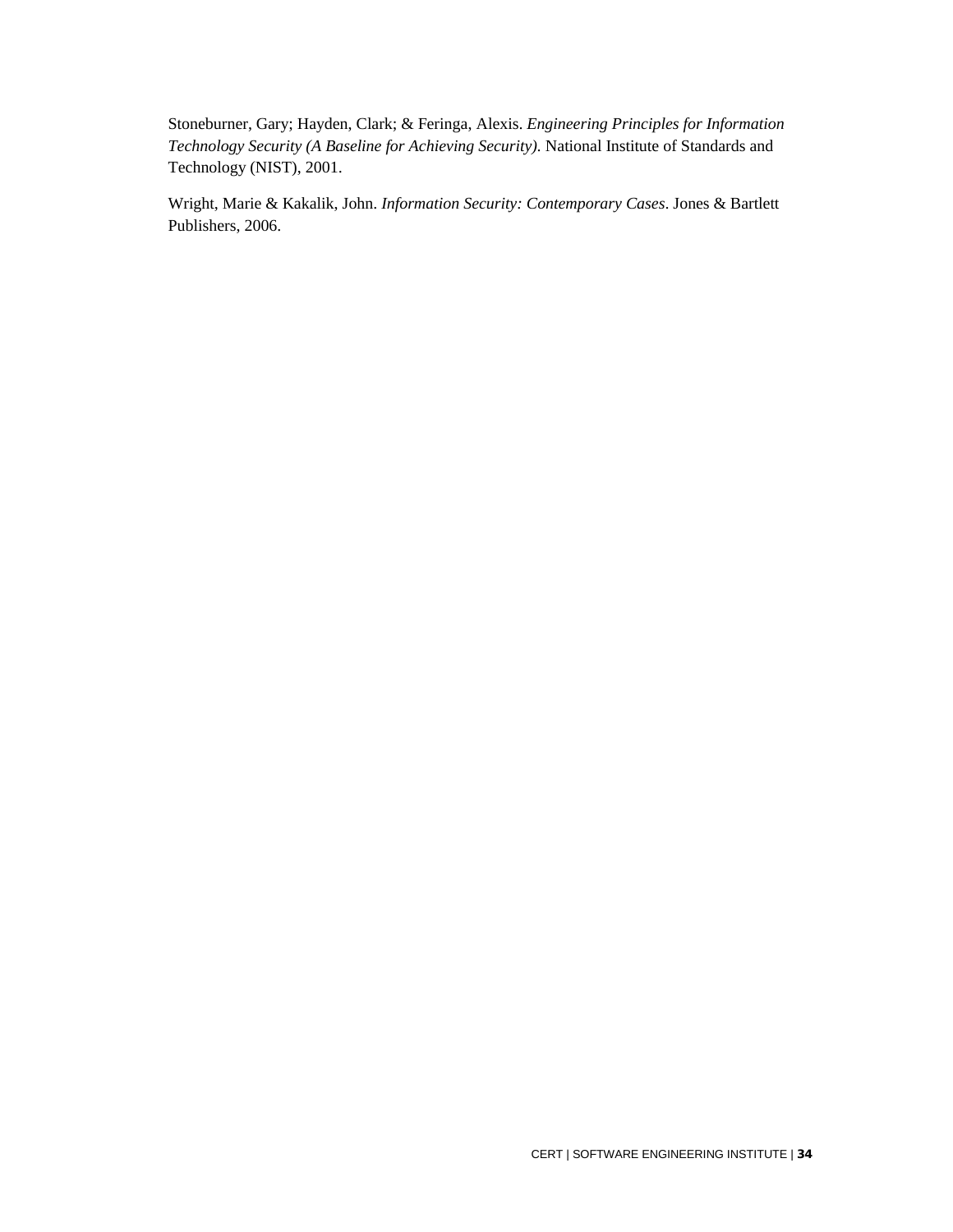Stoneburner, Gary; Hayden, Clark; & Feringa, Alexis. *Engineering Principles for Information Technology Security (A Baseline for Achieving Security)*. National Institute of Standards and Technology (NIST), 2001.

Wright, Marie & Kakalik, John. *Information Security: Contemporary Cases*. Jones & Bartlett Publishers, 2006.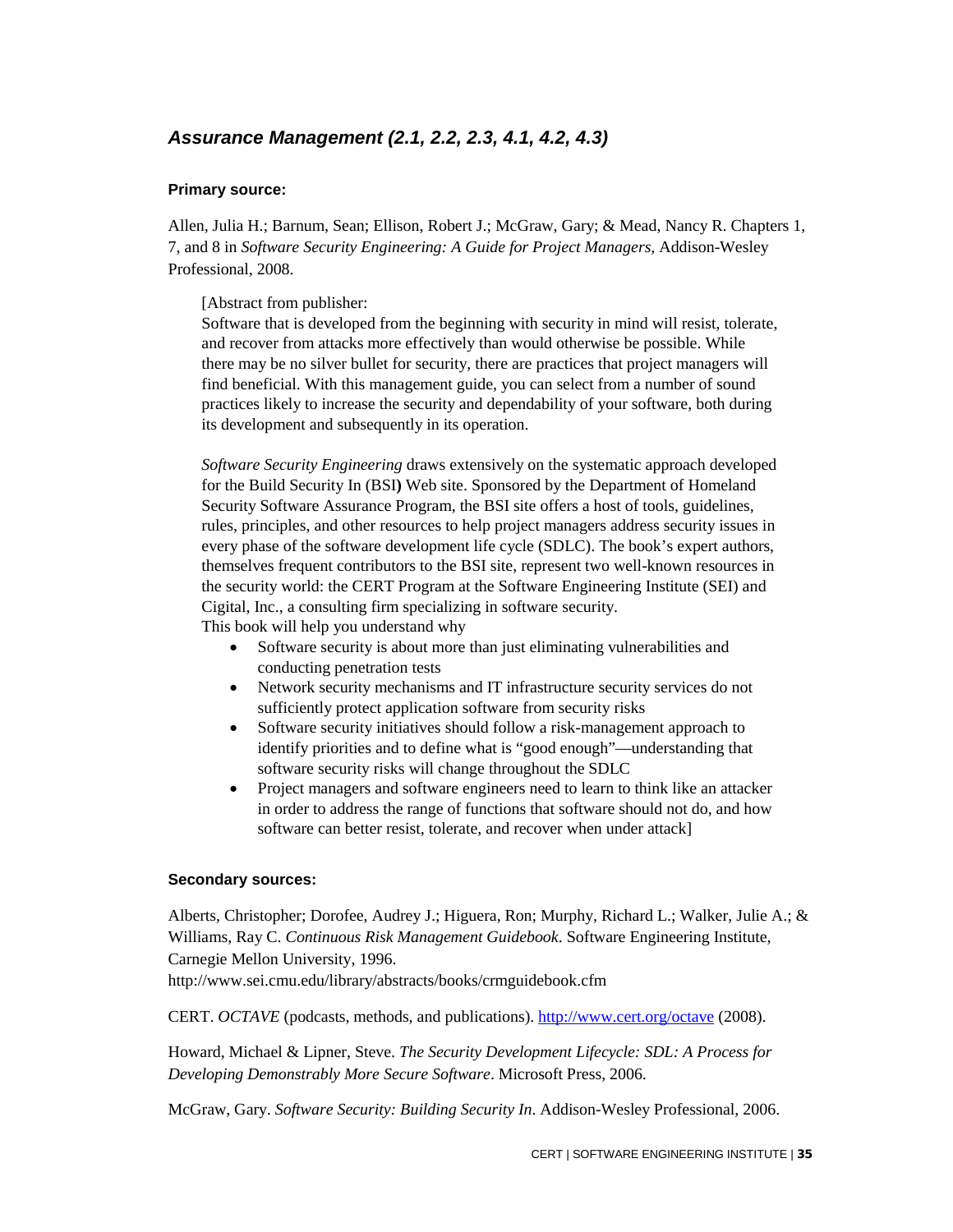### *Assurance Management (2.1, 2.2, 2.3, 4.1, 4.2, 4.3)*

**Primary source:**

Allen, Julia H.; Barnum, Sean; Ellison, Robert J.; McGraw, Gary; & Mead, Nancy R. Chapters 1, 7, and 8 in *Software Security Engineering: A Guide for Project Managers,* Addison-Wesley Professional, 2008.

> [Abstract from publisher:
> Software that is developed from the beginning with security in mind will resist, tolerate, and recover from attacks more effectively than would otherwise be possible. While there may be no silver bullet for security, there are practices that project managers will find beneficial. With this management guide, you can select from a number of sound practices likely to increase the security and dependability of your software, both during its development and subsequently in its operation.
>
> *Software Security Engineering* draws extensively on the systematic approach developed for the Build Security In (BSI**)** Web site. Sponsored by the Department of Homeland Security Software Assurance Program, the BSI site offers a host of tools, guidelines, rules, principles, and other resources to help project managers address security issues in every phase of the software development life cycle (SDLC). The book's expert authors, themselves frequent contributors to the BSI site, represent two well-known resources in the security world: the CERT Program at the Software Engineering Institute (SEI) and Cigital, Inc., a consulting firm specializing in software security.
> This book will help you understand why
>
> - Software security is about more than just eliminating vulnerabilities and conducting penetration tests
> - Network security mechanisms and IT infrastructure security services do not sufficiently protect application software from security risks
> - Software security initiatives should follow a risk-management approach to identify priorities and to define what is "good enough"—understanding that software security risks will change throughout the SDLC
> - Project managers and software engineers need to learn to think like an attacker in order to address the range of functions that software should not do, and how software can better resist, tolerate, and recover when under attack]

**Secondary sources:**

Alberts, Christopher; Dorofee, Audrey J.; Higuera, Ron; Murphy, Richard L.; Walker, Julie A.; & Williams, Ray C. *Continuous Risk Management Guidebook*. Software Engineering Institute, Carnegie Mellon University, 1996.
http://www.sei.cmu.edu/library/abstracts/books/crmguidebook.cfm

CERT. *OCTAVE* (podcasts, methods, and publications). http://www.cert.org/octave (2008).

Howard, Michael & Lipner, Steve. *The Security Development Lifecycle: SDL: A Process for Developing Demonstrably More Secure Software*. Microsoft Press, 2006.

McGraw, Gary. *Software Security: Building Security In*. Addison-Wesley Professional, 2006.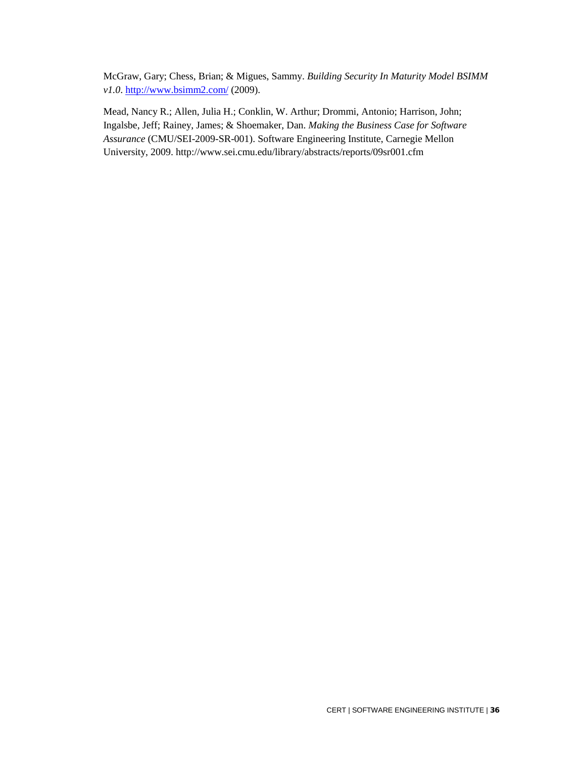McGraw, Gary; Chess, Brian; & Migues, Sammy. *Building Security In Maturity Model BSIMM v1.0*. http://www.bsimm2.com/ (2009).

Mead, Nancy R.; Allen, Julia H.; Conklin, W. Arthur; Drommi, Antonio; Harrison, John; Ingalsbe, Jeff; Rainey, James; & Shoemaker, Dan. *Making the Business Case for Software Assurance* (CMU/SEI-2009-SR-001). Software Engineering Institute, Carnegie Mellon University, 2009. http://www.sei.cmu.edu/library/abstracts/reports/09sr001.cfm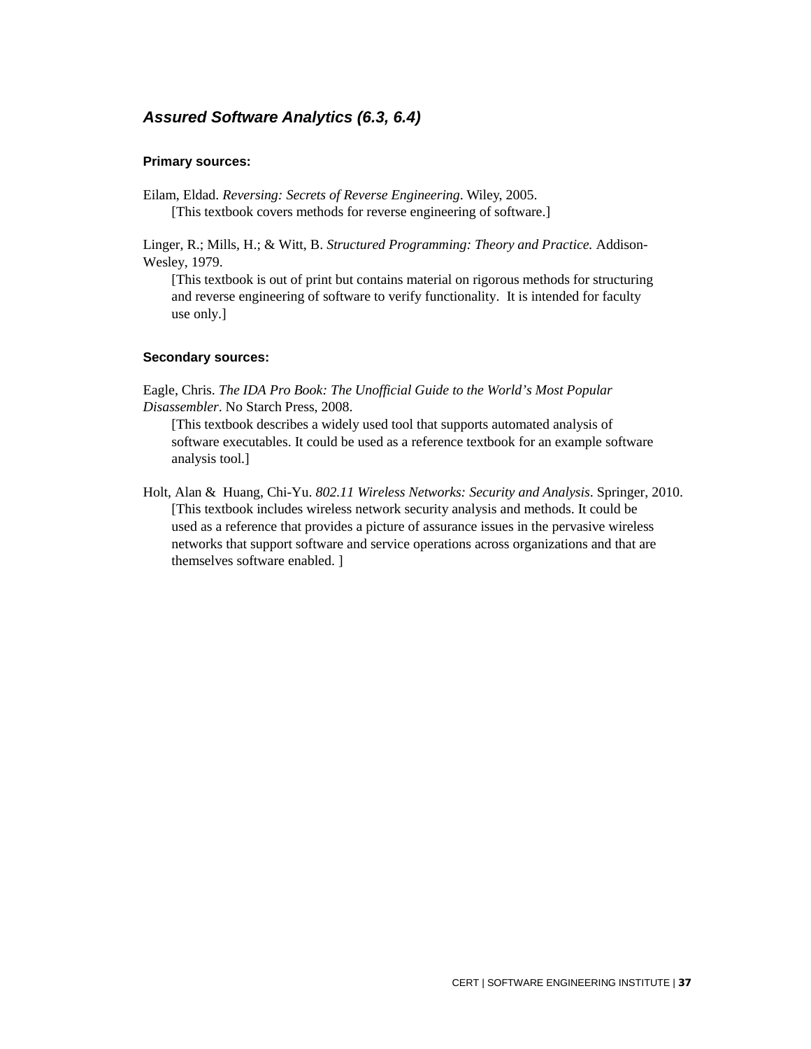### *Assured Software Analytics (6.3, 6.4)*

**Primary sources:**

Eilam, Eldad. *Reversing: Secrets of Reverse Engineering*. Wiley, 2005.
[This textbook covers methods for reverse engineering of software.]

Linger, R.; Mills, H.; & Witt, B. *Structured Programming: Theory and Practice.* Addison-Wesley, 1979.
[This textbook is out of print but contains material on rigorous methods for structuring and reverse engineering of software to verify functionality. It is intended for faculty use only.]

**Secondary sources:**

Eagle, Chris. *The IDA Pro Book: The Unofficial Guide to the World's Most Popular Disassembler*. No Starch Press, 2008.
[This textbook describes a widely used tool that supports automated analysis of software executables. It could be used as a reference textbook for an example software analysis tool.]

Holt, Alan & Huang, Chi-Yu. *802.11 Wireless Networks: Security and Analysis*. Springer, 2010.
[This textbook includes wireless network security analysis and methods. It could be used as a reference that provides a picture of assurance issues in the pervasive wireless networks that support software and service operations across organizations and that are themselves software enabled. ]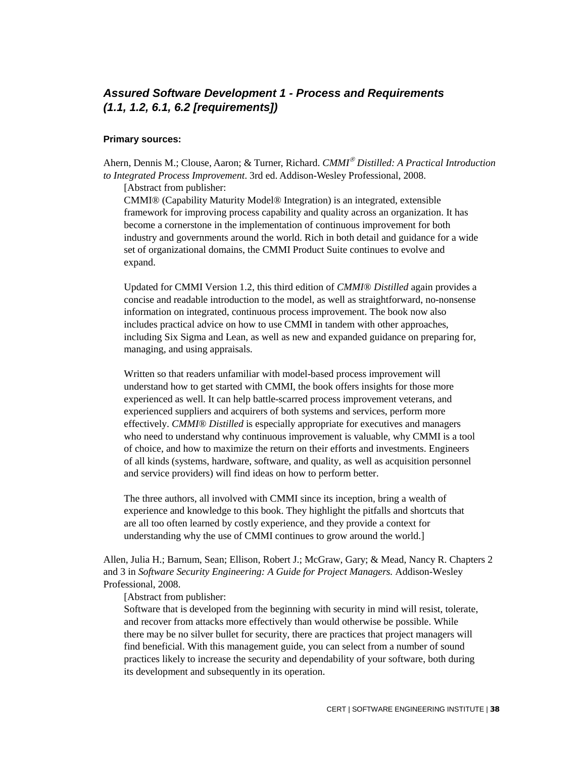### *Assured Software Development 1 - Process and Requirements (1.1, 1.2, 6.1, 6.2 [requirements])*

**Primary sources:**

Ahern, Dennis M.; Clouse, Aaron; & Turner, Richard. *CMMI® Distilled: A Practical Introduction to Integrated Process Improvement*. 3rd ed. Addison-Wesley Professional, 2008.

> [Abstract from publisher:
>
> CMMI® (Capability Maturity Model® Integration) is an integrated, extensible framework for improving process capability and quality across an organization. It has become a cornerstone in the implementation of continuous improvement for both industry and governments around the world. Rich in both detail and guidance for a wide set of organizational domains, the CMMI Product Suite continues to evolve and expand.
>
> Updated for CMMI Version 1.2, this third edition of *CMMI® Distilled* again provides a concise and readable introduction to the model, as well as straightforward, no-nonsense information on integrated, continuous process improvement. The book now also includes practical advice on how to use CMMI in tandem with other approaches, including Six Sigma and Lean, as well as new and expanded guidance on preparing for, managing, and using appraisals.
>
> Written so that readers unfamiliar with model-based process improvement will understand how to get started with CMMI, the book offers insights for those more experienced as well. It can help battle-scarred process improvement veterans, and experienced suppliers and acquirers of both systems and services, perform more effectively. *CMMI® Distilled* is especially appropriate for executives and managers who need to understand why continuous improvement is valuable, why CMMI is a tool of choice, and how to maximize the return on their efforts and investments. Engineers of all kinds (systems, hardware, software, and quality, as well as acquisition personnel and service providers) will find ideas on how to perform better.
>
> The three authors, all involved with CMMI since its inception, bring a wealth of experience and knowledge to this book. They highlight the pitfalls and shortcuts that are all too often learned by costly experience, and they provide a context for understanding why the use of CMMI continues to grow around the world.]

Allen, Julia H.; Barnum, Sean; Ellison, Robert J.; McGraw, Gary; & Mead, Nancy R. Chapters 2 and 3 in *Software Security Engineering: A Guide for Project Managers.* Addison-Wesley Professional, 2008.

> [Abstract from publisher:
>
> Software that is developed from the beginning with security in mind will resist, tolerate, and recover from attacks more effectively than would otherwise be possible. While there may be no silver bullet for security, there are practices that project managers will find beneficial. With this management guide, you can select from a number of sound practices likely to increase the security and dependability of your software, both during its development and subsequently in its operation.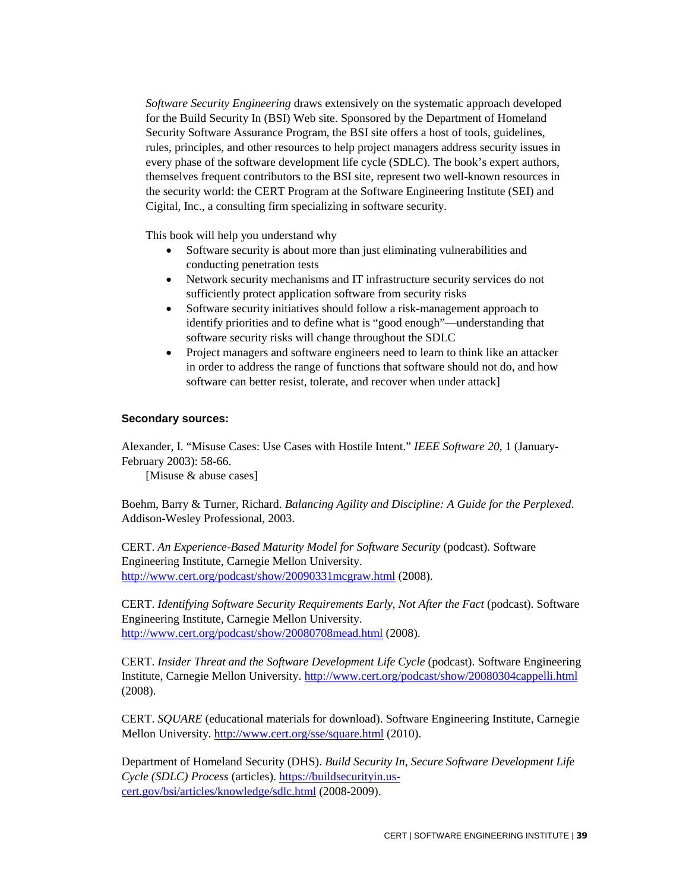*Software Security Engineering* draws extensively on the systematic approach developed for the Build Security In (BSI) Web site. Sponsored by the Department of Homeland Security Software Assurance Program, the BSI site offers a host of tools, guidelines, rules, principles, and other resources to help project managers address security issues in every phase of the software development life cycle (SDLC). The book's expert authors, themselves frequent contributors to the BSI site, represent two well-known resources in the security world: the CERT Program at the Software Engineering Institute (SEI) and Cigital, Inc., a consulting firm specializing in software security.

This book will help you understand why

- Software security is about more than just eliminating vulnerabilities and conducting penetration tests
- Network security mechanisms and IT infrastructure security services do not sufficiently protect application software from security risks
- Software security initiatives should follow a risk-management approach to identify priorities and to define what is "good enough"—understanding that software security risks will change throughout the SDLC
- Project managers and software engineers need to learn to think like an attacker in order to address the range of functions that software should not do, and how software can better resist, tolerate, and recover when under attack]

**Secondary sources:**

Alexander, I. "Misuse Cases: Use Cases with Hostile Intent." *IEEE Software 20*, 1 (January-February 2003): 58-66.
[Misuse & abuse cases]

Boehm, Barry & Turner, Richard. *Balancing Agility and Discipline: A Guide for the Perplexed*. Addison-Wesley Professional, 2003.

CERT. *An Experience-Based Maturity Model for Software Security* (podcast). Software Engineering Institute, Carnegie Mellon University. http://www.cert.org/podcast/show/20090331mcgraw.html (2008).

CERT. *Identifying Software Security Requirements Early, Not After the Fact* (podcast). Software Engineering Institute, Carnegie Mellon University. http://www.cert.org/podcast/show/20080708mead.html (2008).

CERT. *Insider Threat and the Software Development Life Cycle* (podcast). Software Engineering Institute, Carnegie Mellon University. http://www.cert.org/podcast/show/20080304cappelli.html (2008).

CERT. *SQUARE* (educational materials for download). Software Engineering Institute, Carnegie Mellon University. http://www.cert.org/sse/square.html (2010).

Department of Homeland Security (DHS). *Build Security In, Secure Software Development Life Cycle (SDLC) Process* (articles). https://buildsecurityin.us-cert.gov/bsi/articles/knowledge/sdlc.html (2008-2009).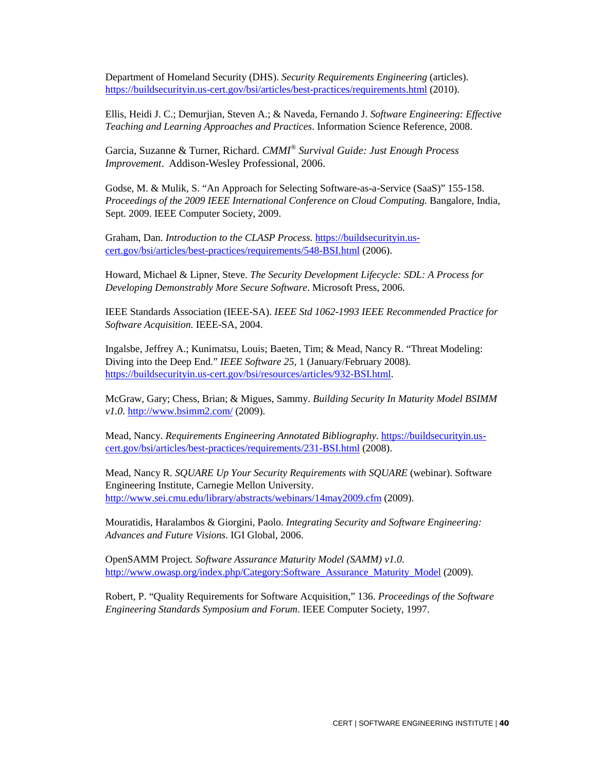Department of Homeland Security (DHS). *Security Requirements Engineering* (articles). https://buildsecurityin.us-cert.gov/bsi/articles/best-practices/requirements.html (2010).

Ellis, Heidi J. C.; Demurjian, Steven A.; & Naveda, Fernando J. *Software Engineering: Effective Teaching and Learning Approaches and Practices*. Information Science Reference, 2008.

Garcia, Suzanne & Turner, Richard. *CMMI® Survival Guide: Just Enough Process Improvement*. Addison-Wesley Professional, 2006.

Godse, M. & Mulik, S. "An Approach for Selecting Software-as-a-Service (SaaS)" 155-158. *Proceedings of the 2009 IEEE International Conference on Cloud Computing.* Bangalore, India, Sept. 2009. IEEE Computer Society, 2009.

Graham, Dan. *Introduction to the CLASP Process.* https://buildsecurityin.us-cert.gov/bsi/articles/best-practices/requirements/548-BSI.html (2006).

Howard, Michael & Lipner, Steve. *The Security Development Lifecycle: SDL: A Process for Developing Demonstrably More Secure Software*. Microsoft Press, 2006.

IEEE Standards Association (IEEE-SA). *IEEE Std 1062-1993 IEEE Recommended Practice for Software Acquisition.* IEEE-SA, 2004.

Ingalsbe, Jeffrey A.; Kunimatsu, Louis; Baeten, Tim; & Mead, Nancy R. "Threat Modeling: Diving into the Deep End." *IEEE Software 25*, 1 (January/February 2008). https://buildsecurityin.us-cert.gov/bsi/resources/articles/932-BSI.html.

McGraw, Gary; Chess, Brian; & Migues, Sammy. *Building Security In Maturity Model BSIMM v1.0*. http://www.bsimm2.com/ (2009).

Mead, Nancy. *Requirements Engineering Annotated Bibliography.* https://buildsecurityin.us-cert.gov/bsi/articles/best-practices/requirements/231-BSI.html (2008).

Mead, Nancy R. *SQUARE Up Your Security Requirements with SQUARE* (webinar). Software Engineering Institute, Carnegie Mellon University. http://www.sei.cmu.edu/library/abstracts/webinars/14may2009.cfm (2009).

Mouratidis, Haralambos & Giorgini, Paolo. *Integrating Security and Software Engineering: Advances and Future Visions*. IGI Global, 2006.

OpenSAMM Project. *Software Assurance Maturity Model (SAMM) v1.0.* http://www.owasp.org/index.php/Category:Software_Assurance_Maturity_Model (2009).

Robert, P. "Quality Requirements for Software Acquisition," 136. *Proceedings of the Software Engineering Standards Symposium and Forum*. IEEE Computer Society, 1997.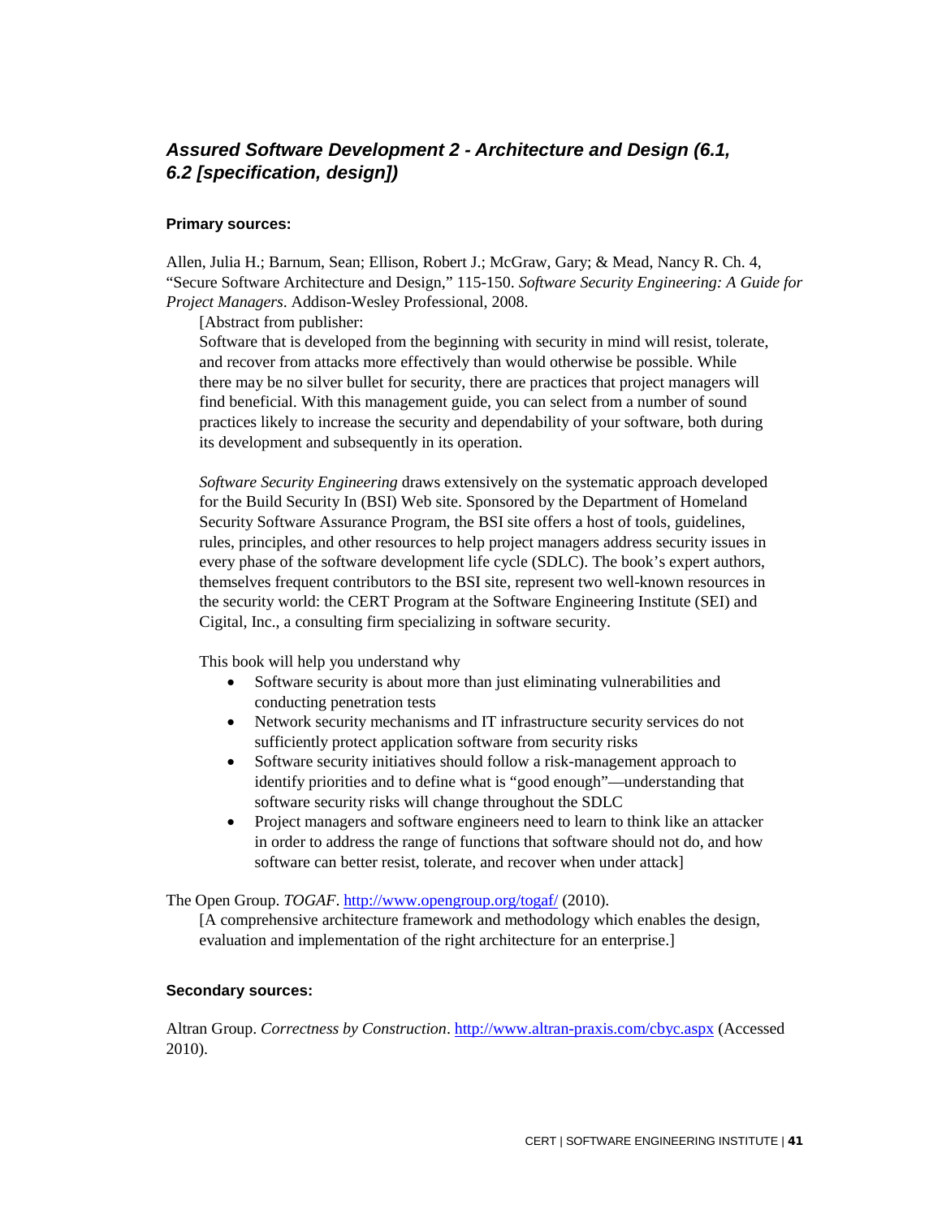### *Assured Software Development 2 - Architecture and Design (6.1, 6.2 [specification, design])*

**Primary sources:**

Allen, Julia H.; Barnum, Sean; Ellison, Robert J.; McGraw, Gary; & Mead, Nancy R. Ch. 4, "Secure Software Architecture and Design," 115-150. *Software Security Engineering: A Guide for Project Managers*. Addison-Wesley Professional, 2008.

> [Abstract from publisher:
> Software that is developed from the beginning with security in mind will resist, tolerate, and recover from attacks more effectively than would otherwise be possible. While there may be no silver bullet for security, there are practices that project managers will find beneficial. With this management guide, you can select from a number of sound practices likely to increase the security and dependability of your software, both during its development and subsequently in its operation.
>
> *Software Security Engineering* draws extensively on the systematic approach developed for the Build Security In (BSI) Web site. Sponsored by the Department of Homeland Security Software Assurance Program, the BSI site offers a host of tools, guidelines, rules, principles, and other resources to help project managers address security issues in every phase of the software development life cycle (SDLC). The book's expert authors, themselves frequent contributors to the BSI site, represent two well-known resources in the security world: the CERT Program at the Software Engineering Institute (SEI) and Cigital, Inc., a consulting firm specializing in software security.
>
> This book will help you understand why
>
> - Software security is about more than just eliminating vulnerabilities and conducting penetration tests
> - Network security mechanisms and IT infrastructure security services do not sufficiently protect application software from security risks
> - Software security initiatives should follow a risk-management approach to identify priorities and to define what is "good enough"—understanding that software security risks will change throughout the SDLC
> - Project managers and software engineers need to learn to think like an attacker in order to address the range of functions that software should not do, and how software can better resist, tolerate, and recover when under attack]

The Open Group. *TOGAF*. http://www.opengroup.org/togaf/ (2010).

> [A comprehensive architecture framework and methodology which enables the design, evaluation and implementation of the right architecture for an enterprise.]

**Secondary sources:**

Altran Group. *Correctness by Construction*. http://www.altran-praxis.com/cbyc.aspx (Accessed 2010).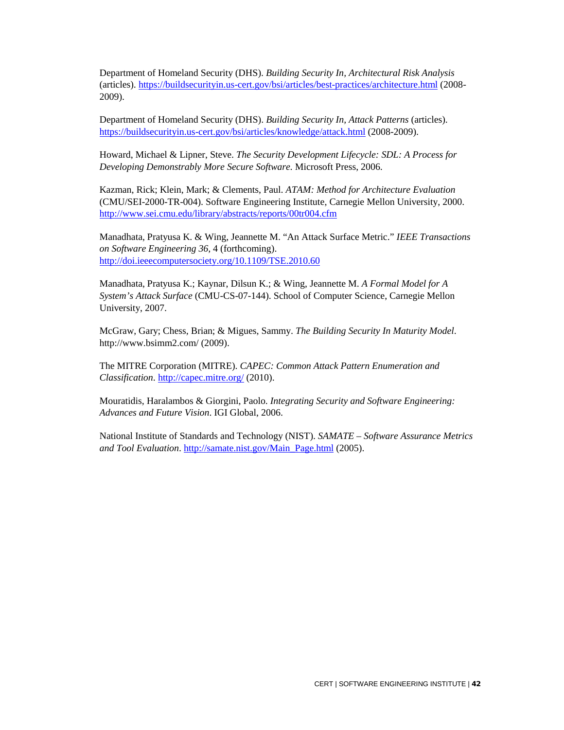Department of Homeland Security (DHS). *Building Security In, Architectural Risk Analysis* (articles). https://buildsecurityin.us-cert.gov/bsi/articles/best-practices/architecture.html (2008-2009).

Department of Homeland Security (DHS). *Building Security In, Attack Patterns* (articles). https://buildsecurityin.us-cert.gov/bsi/articles/knowledge/attack.html (2008-2009).

Howard, Michael & Lipner, Steve. *The Security Development Lifecycle: SDL: A Process for Developing Demonstrably More Secure Software*. Microsoft Press, 2006.

Kazman, Rick; Klein, Mark; & Clements, Paul. *ATAM: Method for Architecture Evaluation* (CMU/SEI-2000-TR-004). Software Engineering Institute, Carnegie Mellon University, 2000. http://www.sei.cmu.edu/library/abstracts/reports/00tr004.cfm

Manadhata, Pratyusa K. & Wing, Jeannette M. "An Attack Surface Metric." *IEEE Transactions on Software Engineering 36*, 4 (forthcoming). http://doi.ieeecomputersociety.org/10.1109/TSE.2010.60

Manadhata, Pratyusa K.; Kaynar, Dilsun K.; & Wing, Jeannette M. *A Formal Model for A System's Attack Surface* (CMU-CS-07-144). School of Computer Science, Carnegie Mellon University, 2007.

McGraw, Gary; Chess, Brian; & Migues, Sammy. *The Building Security In Maturity Model*. http://www.bsimm2.com/ (2009).

The MITRE Corporation (MITRE). *CAPEC: Common Attack Pattern Enumeration and Classification*. http://capec.mitre.org/ (2010).

Mouratidis, Haralambos & Giorgini, Paolo. *Integrating Security and Software Engineering: Advances and Future Vision*. IGI Global, 2006.

National Institute of Standards and Technology (NIST). *SAMATE – Software Assurance Metrics and Tool Evaluation*. http://samate.nist.gov/Main_Page.html (2005).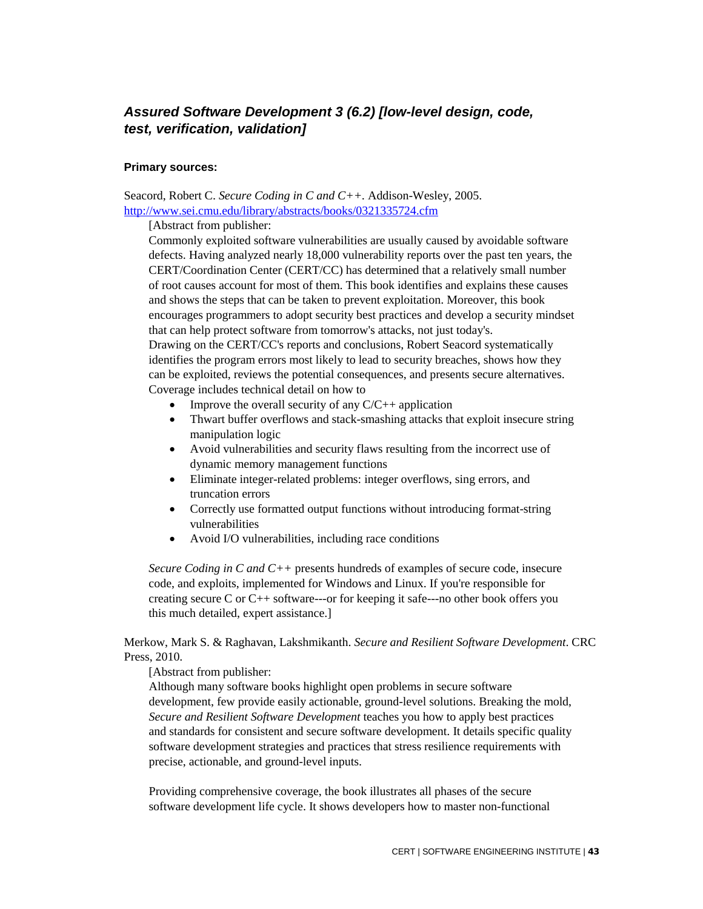### *Assured Software Development 3 (6.2) [low-level design, code, test, verification, validation]*

**Primary sources:**

Seacord, Robert C. *Secure Coding in C and C++*. Addison-Wesley, 2005.
http://www.sei.cmu.edu/library/abstracts/books/0321335724.cfm

> [Abstract from publisher:
> Commonly exploited software vulnerabilities are usually caused by avoidable software defects. Having analyzed nearly 18,000 vulnerability reports over the past ten years, the CERT/Coordination Center (CERT/CC) has determined that a relatively small number of root causes account for most of them. This book identifies and explains these causes and shows the steps that can be taken to prevent exploitation. Moreover, this book encourages programmers to adopt security best practices and develop a security mindset that can help protect software from tomorrow's attacks, not just today's.
> Drawing on the CERT/CC's reports and conclusions, Robert Seacord systematically identifies the program errors most likely to lead to security breaches, shows how they can be exploited, reviews the potential consequences, and presents secure alternatives.
> Coverage includes technical detail on how to
>
> - Improve the overall security of any C/C++ application
> - Thwart buffer overflows and stack-smashing attacks that exploit insecure string manipulation logic
> - Avoid vulnerabilities and security flaws resulting from the incorrect use of dynamic memory management functions
> - Eliminate integer-related problems: integer overflows, sing errors, and truncation errors
> - Correctly use formatted output functions without introducing format-string vulnerabilities
> - Avoid I/O vulnerabilities, including race conditions
>
> *Secure Coding in C and C++* presents hundreds of examples of secure code, insecure code, and exploits, implemented for Windows and Linux. If you're responsible for creating secure C or C++ software---or for keeping it safe---no other book offers you this much detailed, expert assistance.]

Merkow, Mark S. & Raghavan, Lakshmikanth. *Secure and Resilient Software Development*. CRC Press, 2010.

> [Abstract from publisher:
> Although many software books highlight open problems in secure software development, few provide easily actionable, ground-level solutions. Breaking the mold, *Secure and Resilient Software Development* teaches you how to apply best practices and standards for consistent and secure software development. It details specific quality software development strategies and practices that stress resilience requirements with precise, actionable, and ground-level inputs.
>
> Providing comprehensive coverage, the book illustrates all phases of the secure software development life cycle. It shows developers how to master non-functional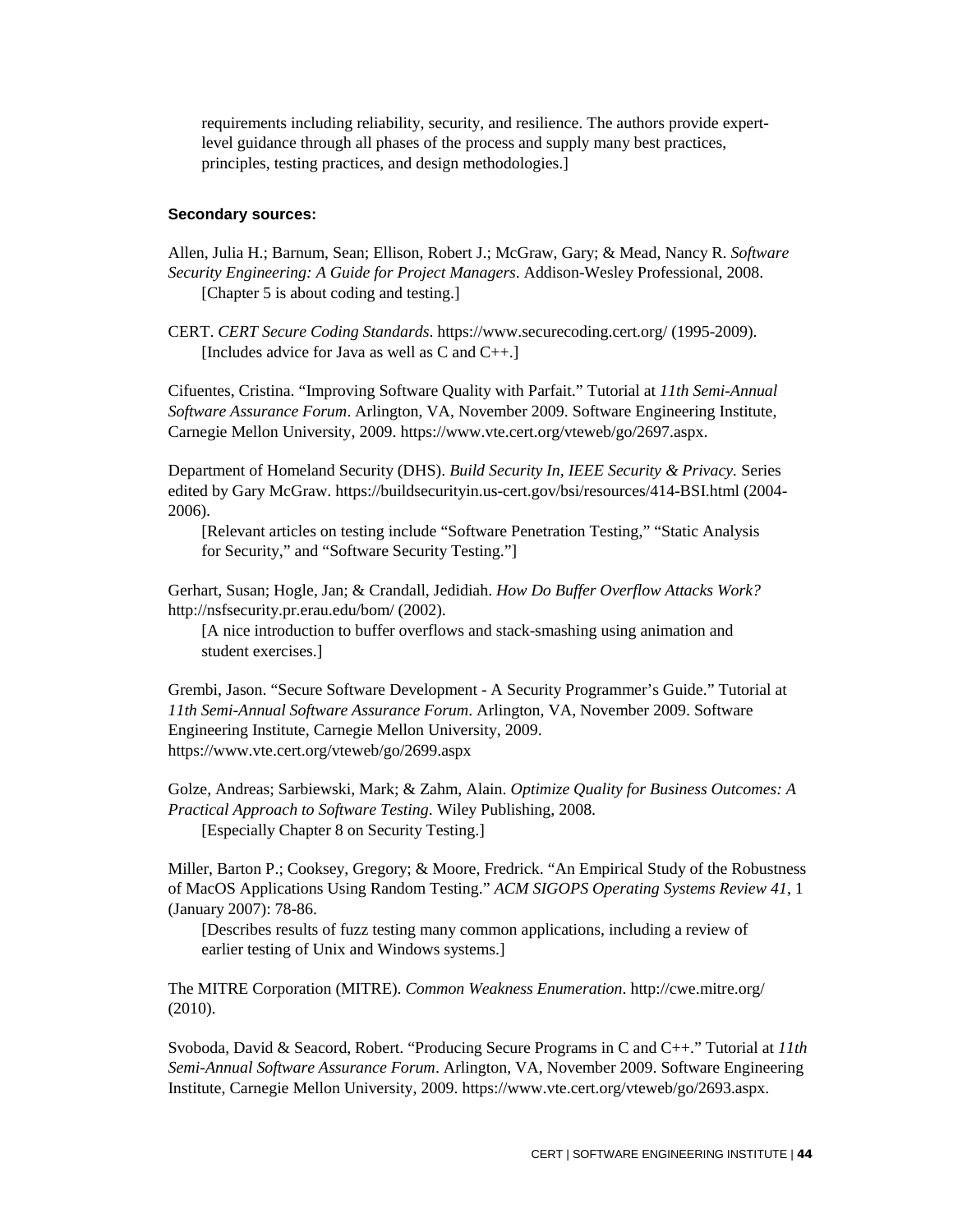requirements including reliability, security, and resilience. The authors provide expert-level guidance through all phases of the process and supply many best practices, principles, testing practices, and design methodologies.]

**Secondary sources:**

Allen, Julia H.; Barnum, Sean; Ellison, Robert J.; McGraw, Gary; & Mead, Nancy R. *Software Security Engineering: A Guide for Project Managers*. Addison-Wesley Professional, 2008.
[Chapter 5 is about coding and testing.]

CERT. *CERT Secure Coding Standards*. https://www.securecoding.cert.org/ (1995-2009).
[Includes advice for Java as well as C and C++.]

Cifuentes, Cristina. "Improving Software Quality with Parfait." Tutorial at *11th Semi-Annual Software Assurance Forum*. Arlington, VA, November 2009. Software Engineering Institute, Carnegie Mellon University, 2009. https://www.vte.cert.org/vteweb/go/2697.aspx.

Department of Homeland Security (DHS). *Build Security In, IEEE Security & Privacy.* Series edited by Gary McGraw. https://buildsecurityin.us-cert.gov/bsi/resources/414-BSI.html (2004-2006).
[Relevant articles on testing include "Software Penetration Testing," "Static Analysis for Security," and "Software Security Testing."]

Gerhart, Susan; Hogle, Jan; & Crandall, Jedidiah. *How Do Buffer Overflow Attacks Work?* http://nsfsecurity.pr.erau.edu/bom/ (2002).
[A nice introduction to buffer overflows and stack-smashing using animation and student exercises.]

Grembi, Jason. "Secure Software Development - A Security Programmer's Guide." Tutorial at *11th Semi-Annual Software Assurance Forum*. Arlington, VA, November 2009. Software Engineering Institute, Carnegie Mellon University, 2009.
https://www.vte.cert.org/vteweb/go/2699.aspx

Golze, Andreas; Sarbiewski, Mark; & Zahm, Alain. *Optimize Quality for Business Outcomes: A Practical Approach to Software Testing*. Wiley Publishing, 2008.
[Especially Chapter 8 on Security Testing.]

Miller, Barton P.; Cooksey, Gregory; & Moore, Fredrick. "An Empirical Study of the Robustness of MacOS Applications Using Random Testing." *ACM SIGOPS Operating Systems Review 41*, 1 (January 2007): 78-86.
[Describes results of fuzz testing many common applications, including a review of earlier testing of Unix and Windows systems.]

The MITRE Corporation (MITRE). *Common Weakness Enumeration*. http://cwe.mitre.org/ (2010).

Svoboda, David & Seacord, Robert. "Producing Secure Programs in C and C++." Tutorial at *11th Semi-Annual Software Assurance Forum*. Arlington, VA, November 2009. Software Engineering Institute, Carnegie Mellon University, 2009. https://www.vte.cert.org/vteweb/go/2693.aspx.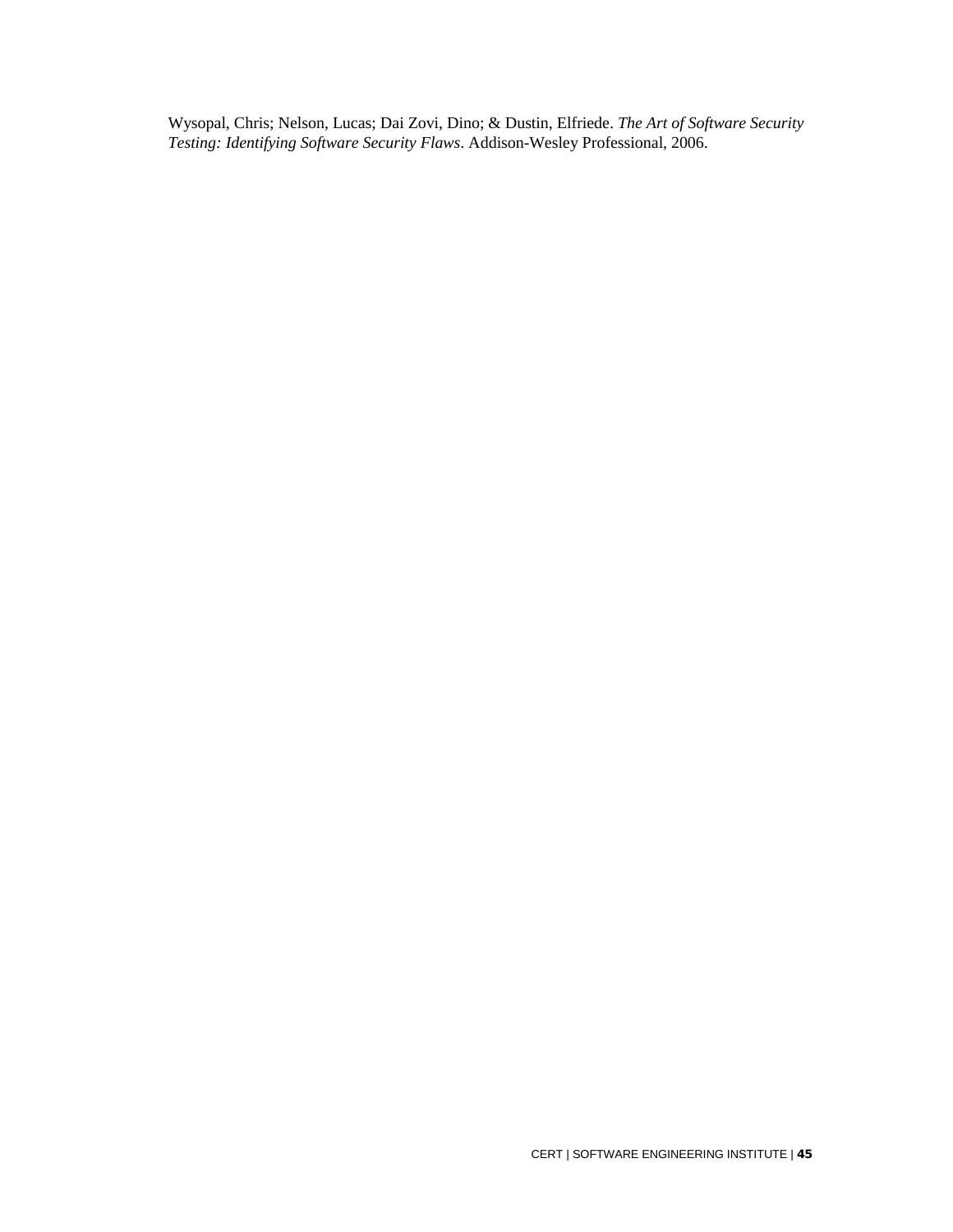Wysopal, Chris; Nelson, Lucas; Dai Zovi, Dino; & Dustin, Elfriede. *The Art of Software Security Testing: Identifying Software Security Flaws*. Addison-Wesley Professional, 2006.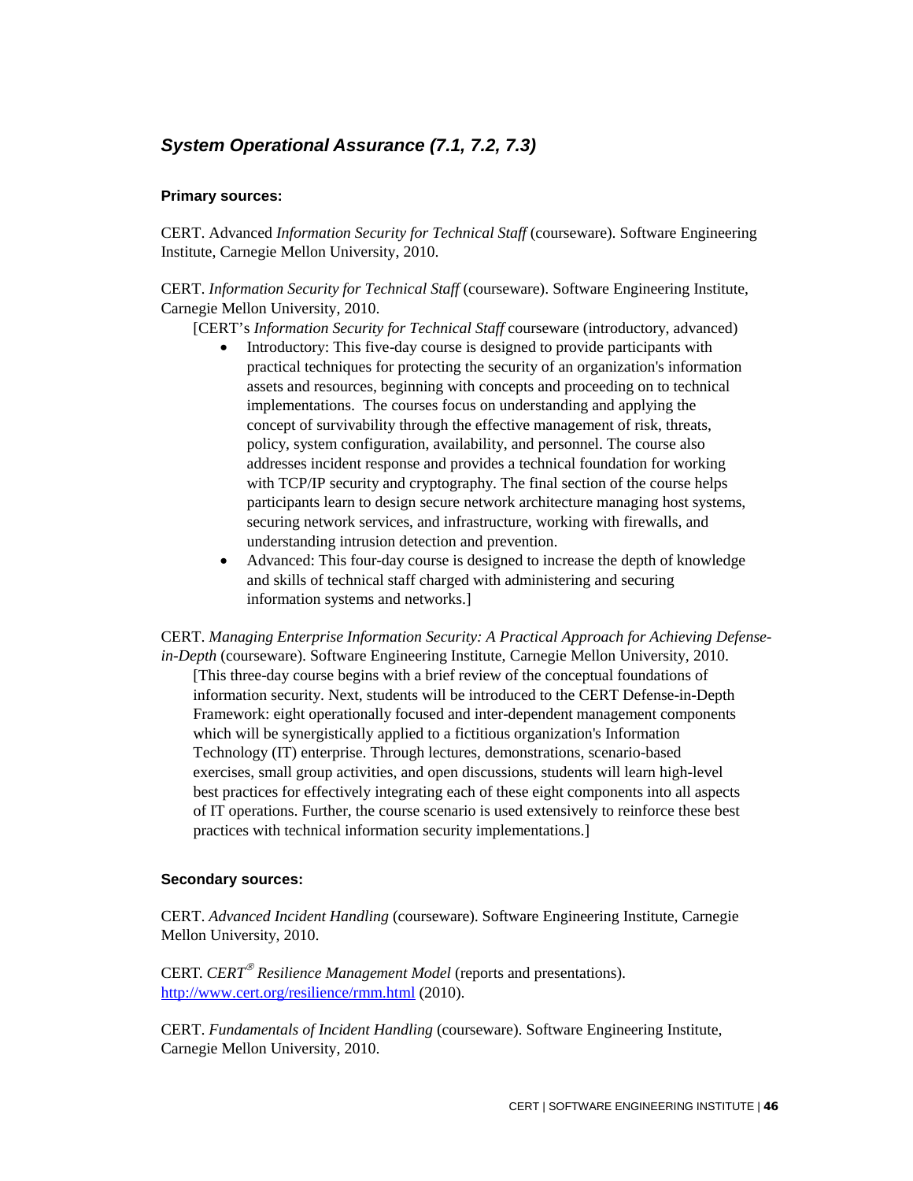## *System Operational Assurance (7.1, 7.2, 7.3)*

### Primary sources:

CERT. Advanced *Information Security for Technical Staff* (courseware). Software Engineering Institute, Carnegie Mellon University, 2010.

CERT. *Information Security for Technical Staff* (courseware). Software Engineering Institute, Carnegie Mellon University, 2010.

[CERT's *Information Security for Technical Staff* courseware (introductory, advanced)

- Introductory: This five-day course is designed to provide participants with practical techniques for protecting the security of an organization's information assets and resources, beginning with concepts and proceeding on to technical implementations. The courses focus on understanding and applying the concept of survivability through the effective management of risk, threats, policy, system configuration, availability, and personnel. The course also addresses incident response and provides a technical foundation for working with TCP/IP security and cryptography. The final section of the course helps participants learn to design secure network architecture managing host systems, securing network services, and infrastructure, working with firewalls, and understanding intrusion detection and prevention.
- Advanced: This four-day course is designed to increase the depth of knowledge and skills of technical staff charged with administering and securing information systems and networks.]

CERT. *Managing Enterprise Information Security: A Practical Approach for Achieving Defense-in-Depth* (courseware). Software Engineering Institute, Carnegie Mellon University, 2010.

[This three-day course begins with a brief review of the conceptual foundations of information security. Next, students will be introduced to the CERT Defense-in-Depth Framework: eight operationally focused and inter-dependent management components which will be synergistically applied to a fictitious organization's Information Technology (IT) enterprise. Through lectures, demonstrations, scenario-based exercises, small group activities, and open discussions, students will learn high-level best practices for effectively integrating each of these eight components into all aspects of IT operations. Further, the course scenario is used extensively to reinforce these best practices with technical information security implementations.]

### Secondary sources:

CERT. *Advanced Incident Handling* (courseware). Software Engineering Institute, Carnegie Mellon University, 2010.

CERT. *CERT® Resilience Management Model* (reports and presentations). http://www.cert.org/resilience/rmm.html (2010).

CERT. *Fundamentals of Incident Handling* (courseware). Software Engineering Institute, Carnegie Mellon University, 2010.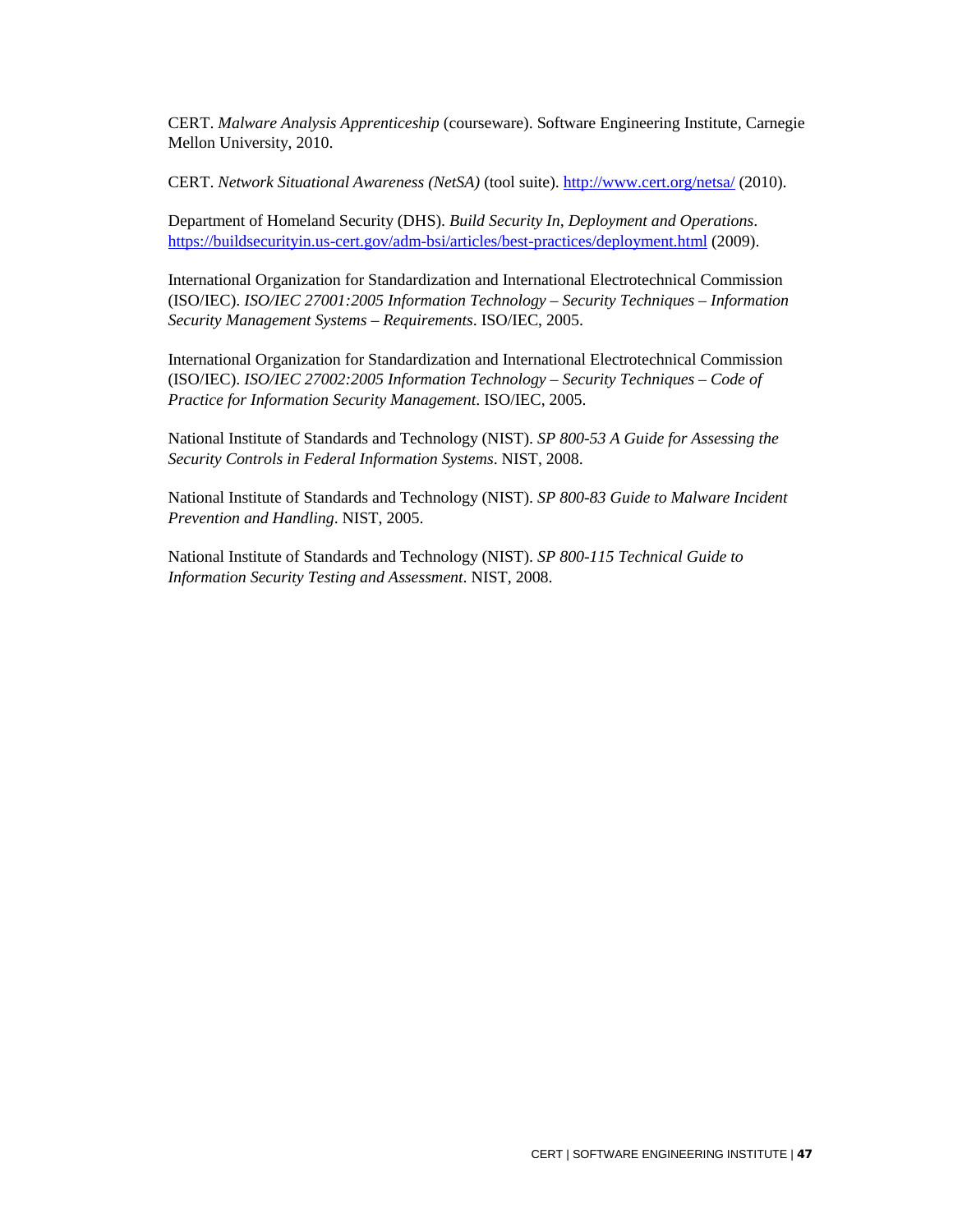CERT. *Malware Analysis Apprenticeship* (courseware). Software Engineering Institute, Carnegie Mellon University, 2010.

CERT. *Network Situational Awareness (NetSA)* (tool suite). http://www.cert.org/netsa/ (2010).

Department of Homeland Security (DHS). *Build Security In, Deployment and Operations*. https://buildsecurityin.us-cert.gov/adm-bsi/articles/best-practices/deployment.html (2009).

International Organization for Standardization and International Electrotechnical Commission (ISO/IEC). *ISO/IEC 27001:2005 Information Technology – Security Techniques – Information Security Management Systems – Requirements*. ISO/IEC, 2005.

International Organization for Standardization and International Electrotechnical Commission (ISO/IEC). *ISO/IEC 27002:2005 Information Technology – Security Techniques – Code of Practice for Information Security Management*. ISO/IEC, 2005.

National Institute of Standards and Technology (NIST). *SP 800-53 A Guide for Assessing the Security Controls in Federal Information Systems*. NIST, 2008.

National Institute of Standards and Technology (NIST). *SP 800-83 Guide to Malware Incident Prevention and Handling*. NIST, 2005.

National Institute of Standards and Technology (NIST). *SP 800-115 Technical Guide to Information Security Testing and Assessment*. NIST, 2008.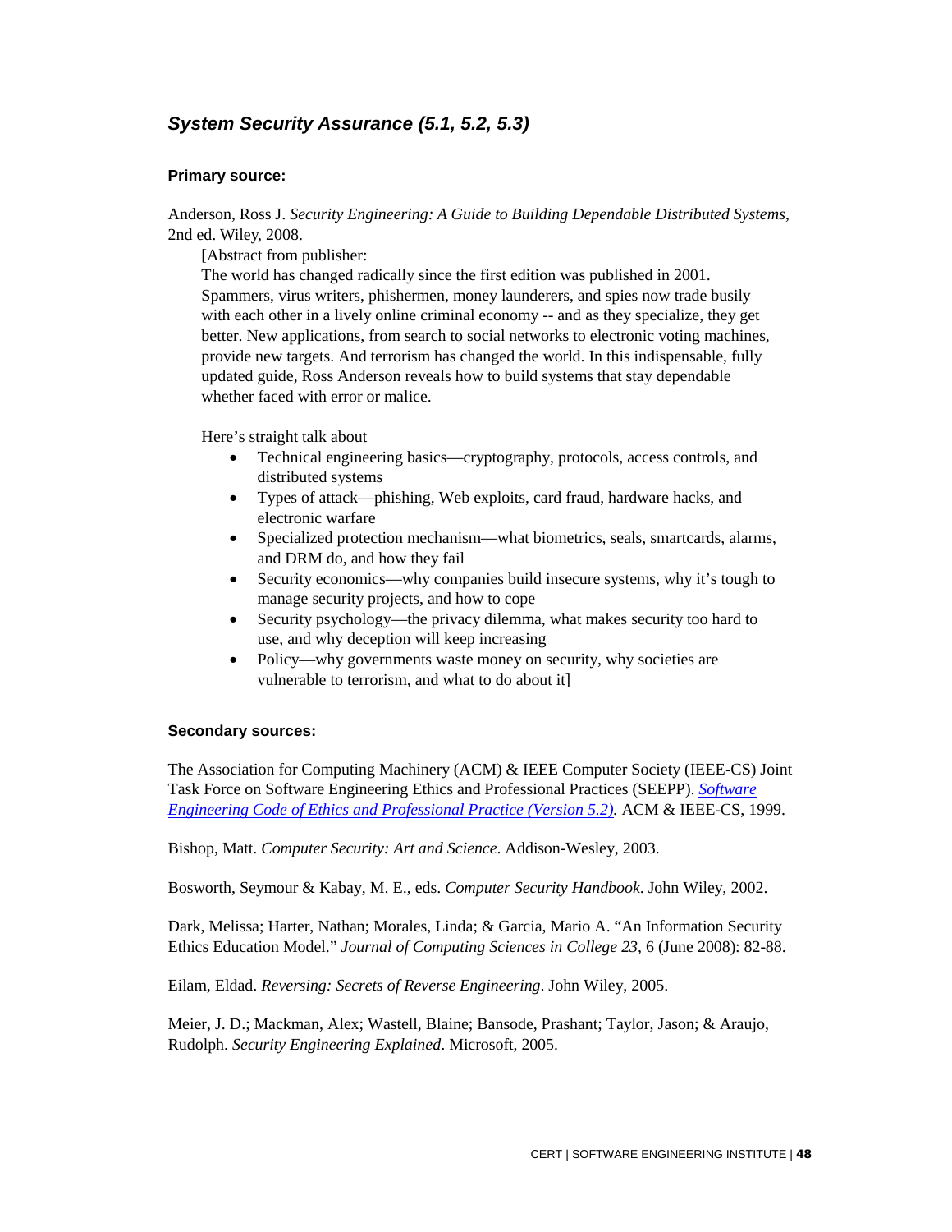### *System Security Assurance (5.1, 5.2, 5.3)*

**Primary source:**

Anderson, Ross J. *Security Engineering: A Guide to Building Dependable Distributed Systems*, 2nd ed. Wiley, 2008.

> [Abstract from publisher:
> The world has changed radically since the first edition was published in 2001. Spammers, virus writers, phishermen, money launderers, and spies now trade busily with each other in a lively online criminal economy -- and as they specialize, they get better. New applications, from search to social networks to electronic voting machines, provide new targets. And terrorism has changed the world. In this indispensable, fully updated guide, Ross Anderson reveals how to build systems that stay dependable whether faced with error or malice.
>
> Here's straight talk about
>
> - Technical engineering basics—cryptography, protocols, access controls, and distributed systems
> - Types of attack—phishing, Web exploits, card fraud, hardware hacks, and electronic warfare
> - Specialized protection mechanism—what biometrics, seals, smartcards, alarms, and DRM do, and how they fail
> - Security economics—why companies build insecure systems, why it's tough to manage security projects, and how to cope
> - Security psychology—the privacy dilemma, what makes security too hard to use, and why deception will keep increasing
> - Policy—why governments waste money on security, why societies are vulnerable to terrorism, and what to do about it]

**Secondary sources:**

The Association for Computing Machinery (ACM) & IEEE Computer Society (IEEE-CS) Joint Task Force on Software Engineering Ethics and Professional Practices (SEEPP). *Software Engineering Code of Ethics and Professional Practice (Version 5.2).* ACM & IEEE-CS, 1999.

Bishop, Matt. *Computer Security: Art and Science*. Addison-Wesley, 2003.

Bosworth, Seymour & Kabay, M. E., eds. *Computer Security Handbook*. John Wiley, 2002.

Dark, Melissa; Harter, Nathan; Morales, Linda; & Garcia, Mario A. "An Information Security Ethics Education Model." *Journal of Computing Sciences in College 23*, 6 (June 2008): 82-88.

Eilam, Eldad. *Reversing: Secrets of Reverse Engineering*. John Wiley, 2005.

Meier, J. D.; Mackman, Alex; Wastell, Blaine; Bansode, Prashant; Taylor, Jason; & Araujo, Rudolph. *Security Engineering Explained*. Microsoft, 2005.